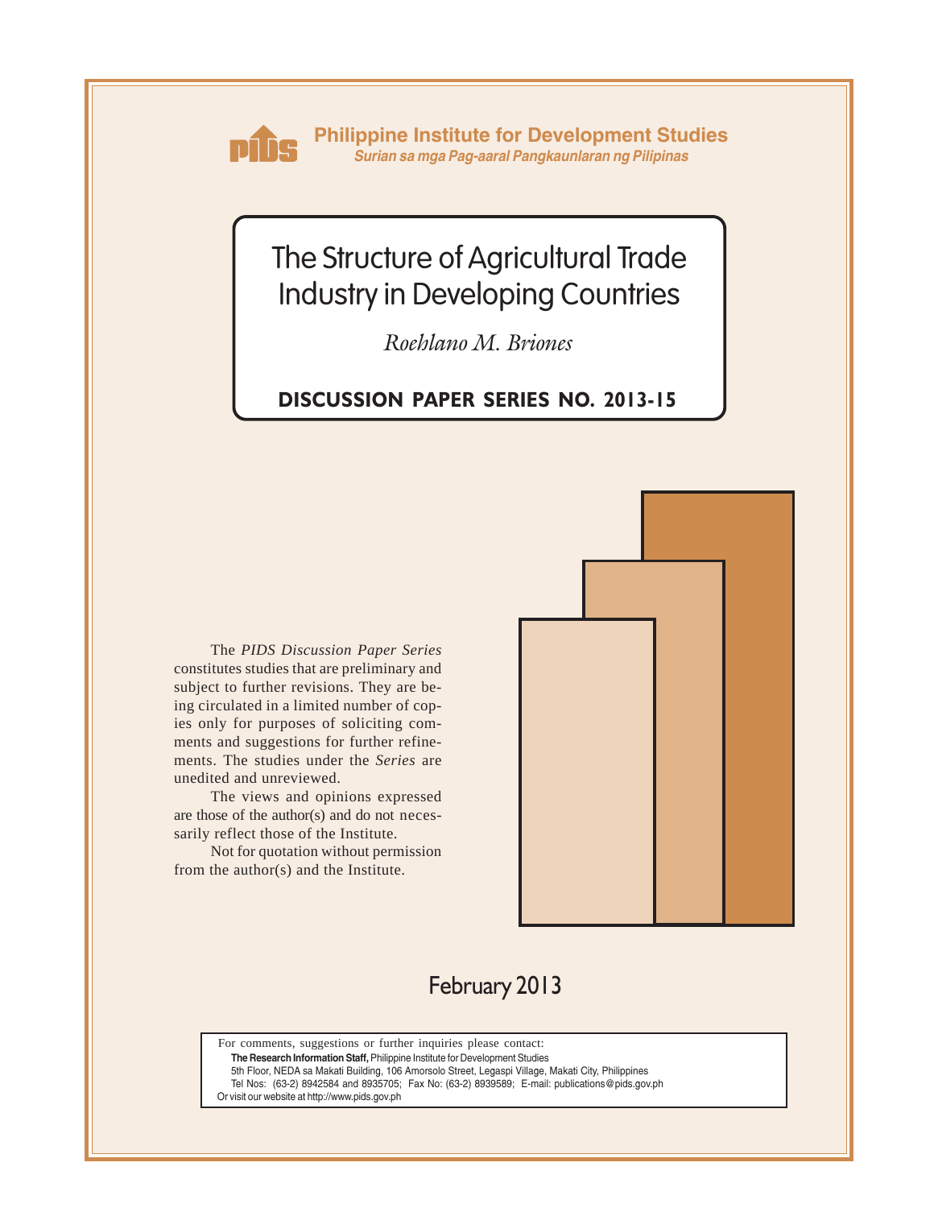**Philippine Institute for Development Studies**
*Surian sa mga Pag-aaral Pangkaunlaran ng Pilipinas*

# The Structure of Agricultural Trade Industry in Developing Countries

*Roehlano M. Briones*

## DISCUSSION PAPER SERIES NO. 2013-15

The *PIDS Discussion Paper Series* constitutes studies that are preliminary and subject to further revisions. They are being circulated in a limited number of copies only for purposes of soliciting comments and suggestions for further refinements. The studies under the *Series* are unedited and unreviewed.

The views and opinions expressed are those of the author(s) and do not necessarily reflect those of the Institute.

Not for quotation without permission from the author(s) and the Institute.

February 2013

For comments, suggestions or further inquiries please contact:
**The Research Information Staff,** Philippine Institute for Development Studies
5th Floor, NEDA sa Makati Building, 106 Amorsolo Street, Legaspi Village, Makati City, Philippines
Tel Nos: (63-2) 8942584 and 8935705; Fax No: (63-2) 8939589; E-mail: publications@pids.gov.ph
Or visit our website at http://www.pids.gov.ph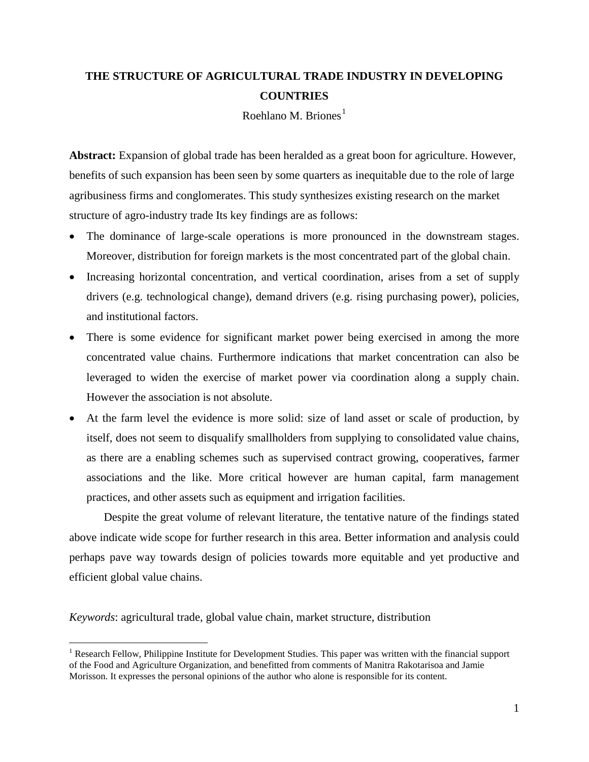# THE STRUCTURE OF AGRICULTURAL TRADE INDUSTRY IN DEVELOPING COUNTRIES

Roehlano M. Briones[1]

**Abstract:** Expansion of global trade has been heralded as a great boon for agriculture. However, benefits of such expansion has been seen by some quarters as inequitable due to the role of large agribusiness firms and conglomerates. This study synthesizes existing research on the market structure of agro-industry trade Its key findings are as follows:

- The dominance of large-scale operations is more pronounced in the downstream stages. Moreover, distribution for foreign markets is the most concentrated part of the global chain.
- Increasing horizontal concentration, and vertical coordination, arises from a set of supply drivers (e.g. technological change), demand drivers (e.g. rising purchasing power), policies, and institutional factors.
- There is some evidence for significant market power being exercised in among the more concentrated value chains. Furthermore indications that market concentration can also be leveraged to widen the exercise of market power via coordination along a supply chain. However the association is not absolute.
- At the farm level the evidence is more solid: size of land asset or scale of production, by itself, does not seem to disqualify smallholders from supplying to consolidated value chains, as there are a enabling schemes such as supervised contract growing, cooperatives, farmer associations and the like. More critical however are human capital, farm management practices, and other assets such as equipment and irrigation facilities.

Despite the great volume of relevant literature, the tentative nature of the findings stated above indicate wide scope for further research in this area. Better information and analysis could perhaps pave way towards design of policies towards more equitable and yet productive and efficient global value chains.

*Keywords*: agricultural trade, global value chain, market structure, distribution

[1] Research Fellow, Philippine Institute for Development Studies. This paper was written with the financial support of the Food and Agriculture Organization, and benefitted from comments of Manitra Rakotarisoa and Jamie Morisson. It expresses the personal opinions of the author who alone is responsible for its content.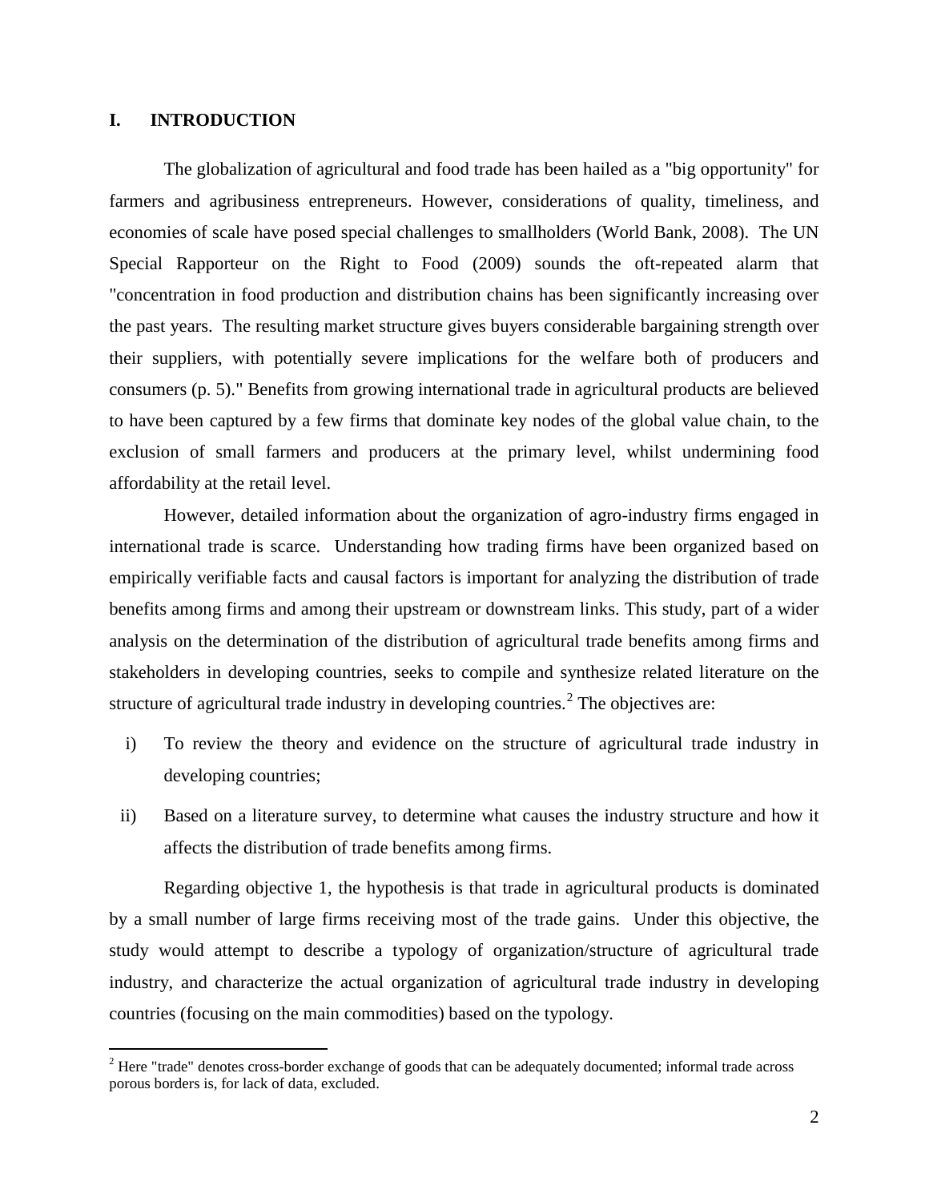# I. INTRODUCTION

The globalization of agricultural and food trade has been hailed as a "big opportunity" for farmers and agribusiness entrepreneurs. However, considerations of quality, timeliness, and economies of scale have posed special challenges to smallholders (World Bank, 2008). The UN Special Rapporteur on the Right to Food (2009) sounds the oft-repeated alarm that "concentration in food production and distribution chains has been significantly increasing over the past years. The resulting market structure gives buyers considerable bargaining strength over their suppliers, with potentially severe implications for the welfare both of producers and consumers (p. 5)." Benefits from growing international trade in agricultural products are believed to have been captured by a few firms that dominate key nodes of the global value chain, to the exclusion of small farmers and producers at the primary level, whilst undermining food affordability at the retail level.

However, detailed information about the organization of agro-industry firms engaged in international trade is scarce. Understanding how trading firms have been organized based on empirically verifiable facts and causal factors is important for analyzing the distribution of trade benefits among firms and among their upstream or downstream links. This study, part of a wider analysis on the determination of the distribution of agricultural trade benefits among firms and stakeholders in developing countries, seeks to compile and synthesize related literature on the structure of agricultural trade industry in developing countries.[2] The objectives are:

i) To review the theory and evidence on the structure of agricultural trade industry in developing countries;

ii) Based on a literature survey, to determine what causes the industry structure and how it affects the distribution of trade benefits among firms.

Regarding objective 1, the hypothesis is that trade in agricultural products is dominated by a small number of large firms receiving most of the trade gains. Under this objective, the study would attempt to describe a typology of organization/structure of agricultural trade industry, and characterize the actual organization of agricultural trade industry in developing countries (focusing on the main commodities) based on the typology.

[2] Here "trade" denotes cross-border exchange of goods that can be adequately documented; informal trade across porous borders is, for lack of data, excluded.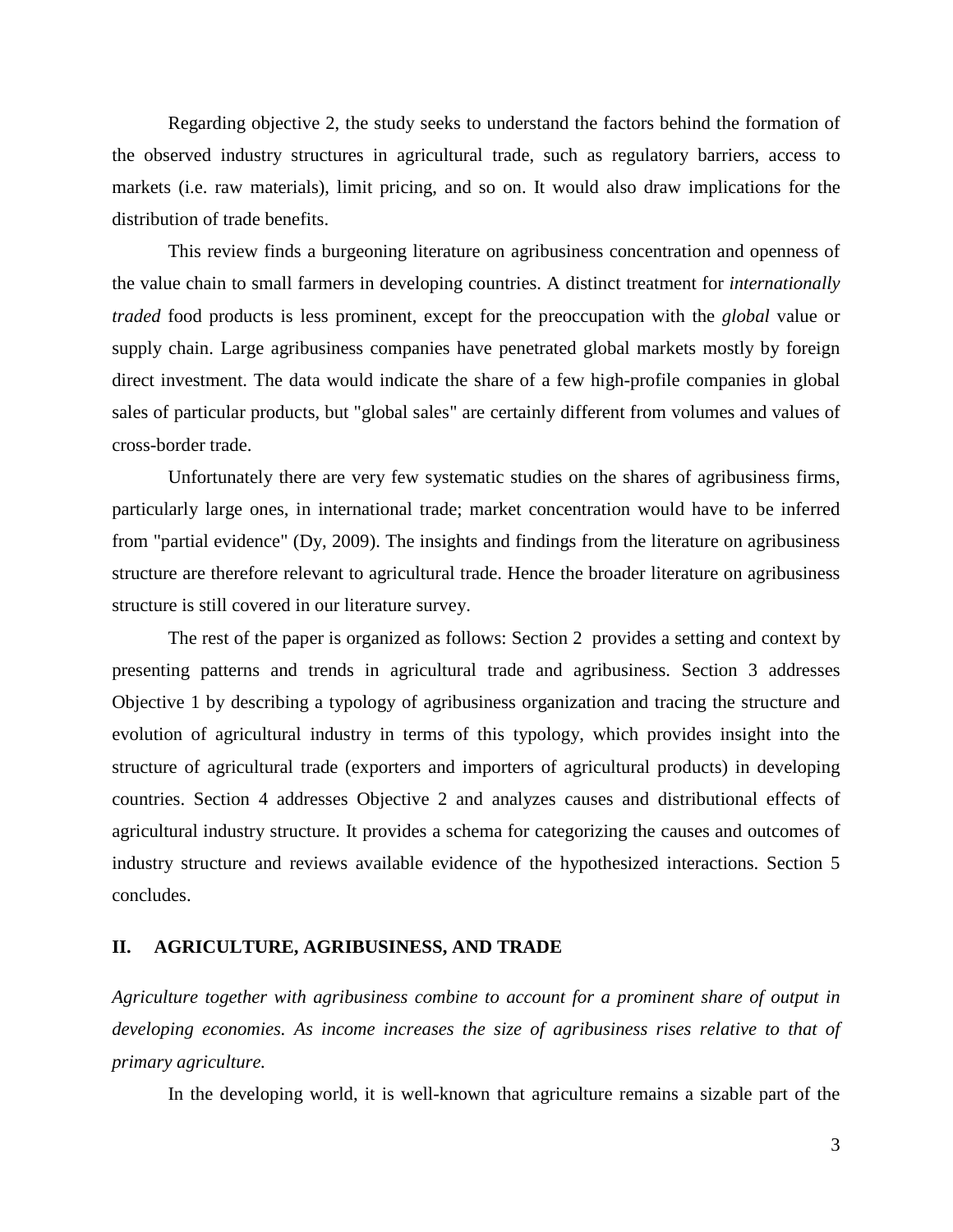Regarding objective 2, the study seeks to understand the factors behind the formation of the observed industry structures in agricultural trade, such as regulatory barriers, access to markets (i.e. raw materials), limit pricing, and so on. It would also draw implications for the distribution of trade benefits.

This review finds a burgeoning literature on agribusiness concentration and openness of the value chain to small farmers in developing countries. A distinct treatment for *internationally traded* food products is less prominent, except for the preoccupation with the *global* value or supply chain. Large agribusiness companies have penetrated global markets mostly by foreign direct investment. The data would indicate the share of a few high-profile companies in global sales of particular products, but "global sales" are certainly different from volumes and values of cross-border trade.

Unfortunately there are very few systematic studies on the shares of agribusiness firms, particularly large ones, in international trade; market concentration would have to be inferred from "partial evidence" (Dy, 2009). The insights and findings from the literature on agribusiness structure are therefore relevant to agricultural trade. Hence the broader literature on agribusiness structure is still covered in our literature survey.

The rest of the paper is organized as follows: Section 2 provides a setting and context by presenting patterns and trends in agricultural trade and agribusiness. Section 3 addresses Objective 1 by describing a typology of agribusiness organization and tracing the structure and evolution of agricultural industry in terms of this typology, which provides insight into the structure of agricultural trade (exporters and importers of agricultural products) in developing countries. Section 4 addresses Objective 2 and analyzes causes and distributional effects of agricultural industry structure. It provides a schema for categorizing the causes and outcomes of industry structure and reviews available evidence of the hypothesized interactions. Section 5 concludes.

## II. AGRICULTURE, AGRIBUSINESS, AND TRADE

*Agriculture together with agribusiness combine to account for a prominent share of output in developing economies. As income increases the size of agribusiness rises relative to that of primary agriculture.*

In the developing world, it is well-known that agriculture remains a sizable part of the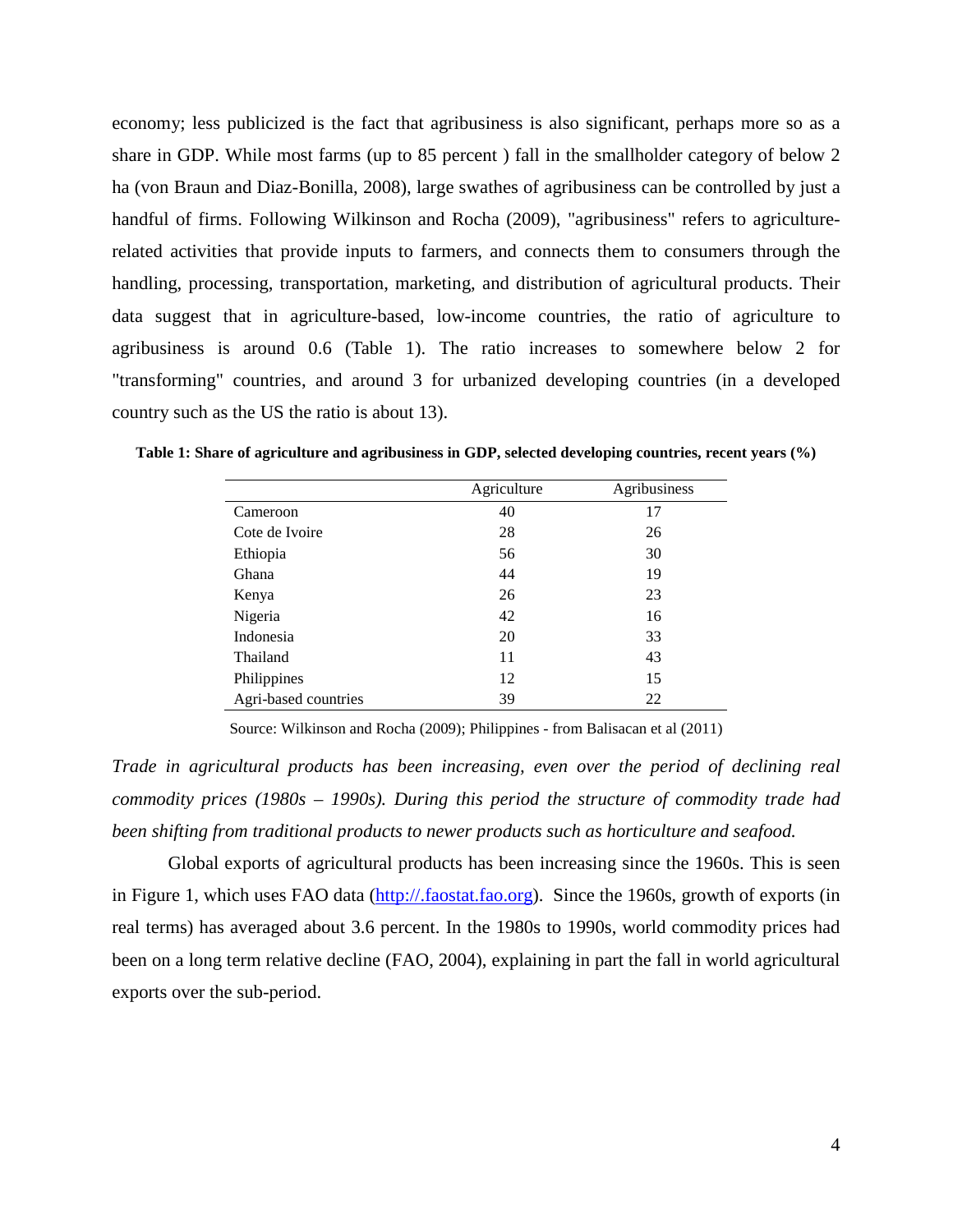economy; less publicized is the fact that agribusiness is also significant, perhaps more so as a share in GDP. While most farms (up to 85 percent ) fall in the smallholder category of below 2 ha (von Braun and Diaz-Bonilla, 2008), large swathes of agribusiness can be controlled by just a handful of firms. Following Wilkinson and Rocha (2009), "agribusiness" refers to agriculture-related activities that provide inputs to farmers, and connects them to consumers through the handling, processing, transportation, marketing, and distribution of agricultural products. Their data suggest that in agriculture-based, low-income countries, the ratio of agriculture to agribusiness is around 0.6 (Table 1). The ratio increases to somewhere below 2 for "transforming" countries, and around 3 for urbanized developing countries (in a developed country such as the US the ratio is about 13).

**Table 1: Share of agriculture and agribusiness in GDP, selected developing countries, recent years (%)**

| | Agriculture | Agribusiness |
|---|---|---|
| Cameroon | 40 | 17 |
| Cote de Ivoire | 28 | 26 |
| Ethiopia | 56 | 30 |
| Ghana | 44 | 19 |
| Kenya | 26 | 23 |
| Nigeria | 42 | 16 |
| Indonesia | 20 | 33 |
| Thailand | 11 | 43 |
| Philippines | 12 | 15 |
| Agri-based countries | 39 | 22 |

Source: Wilkinson and Rocha (2009); Philippines - from Balisacan et al (2011)

*Trade in agricultural products has been increasing, even over the period of declining real commodity prices (1980s – 1990s). During this period the structure of commodity trade had been shifting from traditional products to newer products such as horticulture and seafood.*

Global exports of agricultural products has been increasing since the 1960s. This is seen in Figure 1, which uses FAO data (http://.faostat.fao.org). Since the 1960s, growth of exports (in real terms) has averaged about 3.6 percent. In the 1980s to 1990s, world commodity prices had been on a long term relative decline (FAO, 2004), explaining in part the fall in world agricultural exports over the sub-period.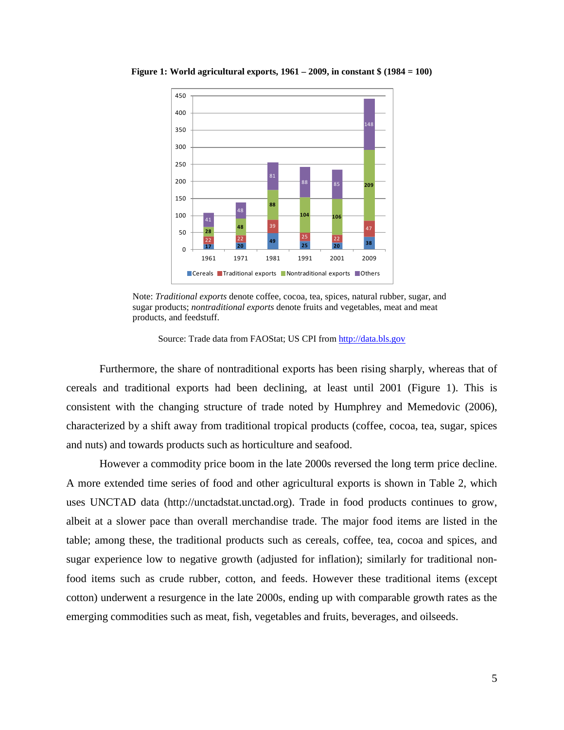**Figure 1: World agricultural exports, 1961 – 2009, in constant $ (1984 = 100)**

Note: *Traditional exports* denote coffee, cocoa, tea, spices, natural rubber, sugar, and sugar products; *nontraditional exports* denote fruits and vegetables, meat and meat products, and feedstuff.

Source: Trade data from FAOStat; US CPI from http://data.bls.gov

Furthermore, the share of nontraditional exports has been rising sharply, whereas that of cereals and traditional exports had been declining, at least until 2001 (Figure 1). This is consistent with the changing structure of trade noted by Humphrey and Memedovic (2006), characterized by a shift away from traditional tropical products (coffee, cocoa, tea, sugar, spices and nuts) and towards products such as horticulture and seafood.

However a commodity price boom in the late 2000s reversed the long term price decline. A more extended time series of food and other agricultural exports is shown in Table 2, which uses UNCTAD data (http://unctadstat.unctad.org). Trade in food products continues to grow, albeit at a slower pace than overall merchandise trade. The major food items are listed in the table; among these, the traditional products such as cereals, coffee, tea, cocoa and spices, and sugar experience low to negative growth (adjusted for inflation); similarly for traditional non-food items such as crude rubber, cotton, and feeds. However these traditional items (except cotton) underwent a resurgence in the late 2000s, ending up with comparable growth rates as the emerging commodities such as meat, fish, vegetables and fruits, beverages, and oilseeds.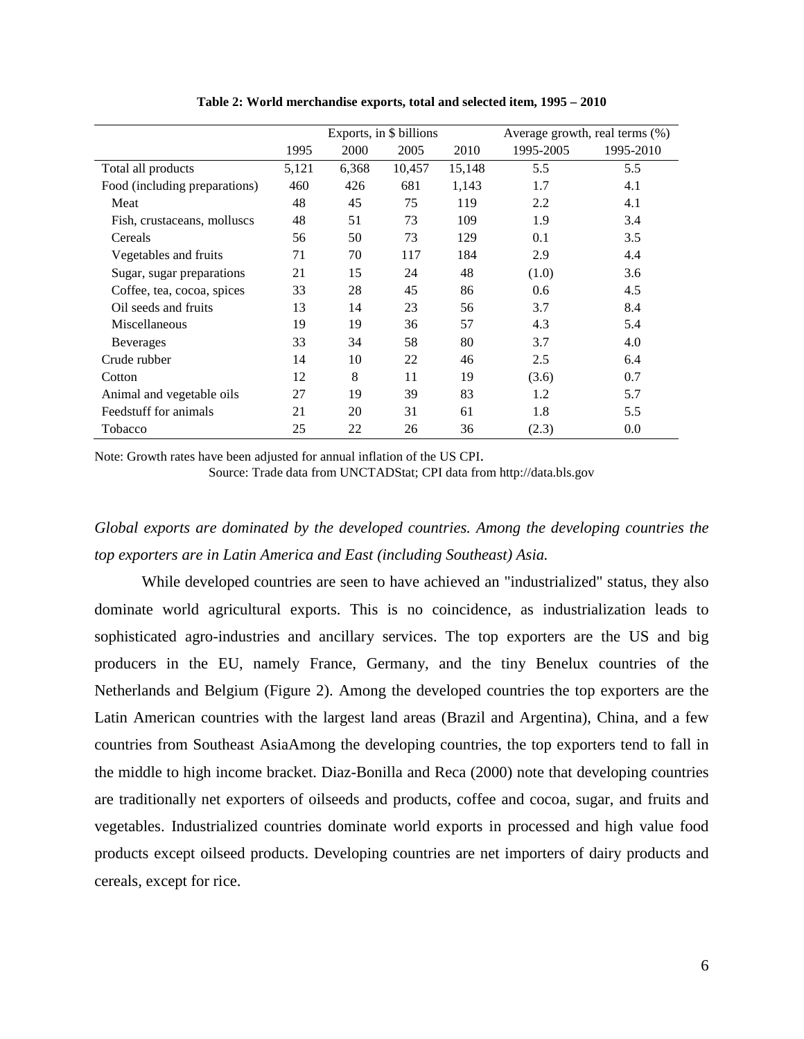**Table 2: World merchandise exports, total and selected item, 1995 – 2010**

| | Exports, in $ billions | | | | Average growth, real terms (%) | |
|---|---|---|---|---|---|---|
| | 1995 | 2000 | 2005 | 2010 | 1995-2005 | 1995-2010 |
| Total all products | 5,121 | 6,368 | 10,457 | 15,148 | 5.5 | 5.5 |
| Food (including preparations) | 460 | 426 | 681 | 1,143 | 1.7 | 4.1 |
| Meat | 48 | 45 | 75 | 119 | 2.2 | 4.1 |
| Fish, crustaceans, molluscs | 48 | 51 | 73 | 109 | 1.9 | 3.4 |
| Cereals | 56 | 50 | 73 | 129 | 0.1 | 3.5 |
| Vegetables and fruits | 71 | 70 | 117 | 184 | 2.9 | 4.4 |
| Sugar, sugar preparations | 21 | 15 | 24 | 48 | (1.0) | 3.6 |
| Coffee, tea, cocoa, spices | 33 | 28 | 45 | 86 | 0.6 | 4.5 |
| Oil seeds and fruits | 13 | 14 | 23 | 56 | 3.7 | 8.4 |
| Miscellaneous | 19 | 19 | 36 | 57 | 4.3 | 5.4 |
| Beverages | 33 | 34 | 58 | 80 | 3.7 | 4.0 |
| Crude rubber | 14 | 10 | 22 | 46 | 2.5 | 6.4 |
| Cotton | 12 | 8 | 11 | 19 | (3.6) | 0.7 |
| Animal and vegetable oils | 27 | 19 | 39 | 83 | 1.2 | 5.7 |
| Feedstuff for animals | 21 | 20 | 31 | 61 | 1.8 | 5.5 |
| Tobacco | 25 | 22 | 26 | 36 | (2.3) | 0.0 |

Note: Growth rates have been adjusted for annual inflation of the US CPI.

Source: Trade data from UNCTADStat; CPI data from http://data.bls.gov

*Global exports are dominated by the developed countries. Among the developing countries the top exporters are in Latin America and East (including Southeast) Asia.*

While developed countries are seen to have achieved an "industrialized" status, they also dominate world agricultural exports. This is no coincidence, as industrialization leads to sophisticated agro-industries and ancillary services. The top exporters are the US and big producers in the EU, namely France, Germany, and the tiny Benelux countries of the Netherlands and Belgium (Figure 2). Among the developed countries the top exporters are the Latin American countries with the largest land areas (Brazil and Argentina), China, and a few countries from Southeast AsiaAmong the developing countries, the top exporters tend to fall in the middle to high income bracket. Diaz-Bonilla and Reca (2000) note that developing countries are traditionally net exporters of oilseeds and products, coffee and cocoa, sugar, and fruits and vegetables. Industrialized countries dominate world exports in processed and high value food products except oilseed products. Developing countries are net importers of dairy products and cereals, except for rice.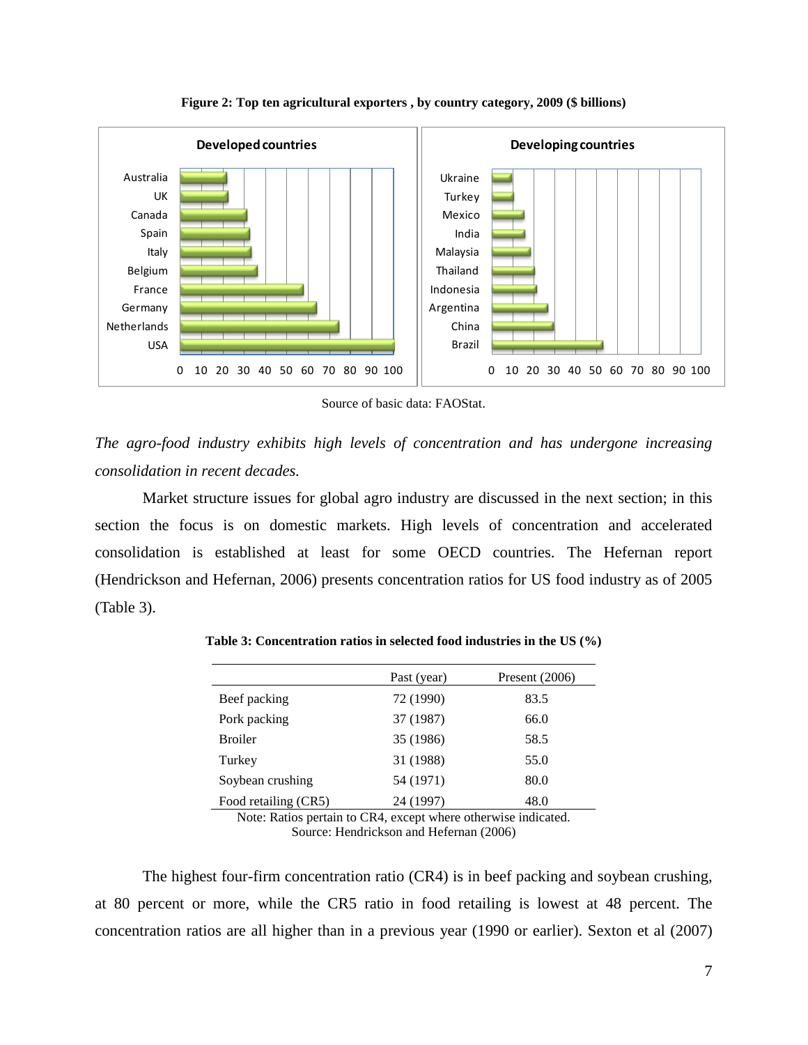**Figure 2: Top ten agricultural exporters , by country category, 2009 ($ billions)**

Source of basic data: FAOStat.

*The agro-food industry exhibits high levels of concentration and has undergone increasing consolidation in recent decades.*

Market structure issues for global agro industry are discussed in the next section; in this section the focus is on domestic markets. High levels of concentration and accelerated consolidation is established at least for some OECD countries. The Hefernan report (Hendrickson and Hefernan, 2006) presents concentration ratios for US food industry as of 2005 (Table 3).

**Table 3: Concentration ratios in selected food industries in the US (%)**

| | Past (year) | Present (2006) |
|---|---|---|
| Beef packing | 72 (1990) | 83.5 |
| Pork packing | 37 (1987) | 66.0 |
| Broiler | 35 (1986) | 58.5 |
| Turkey | 31 (1988) | 55.0 |
| Soybean crushing | 54 (1971) | 80.0 |
| Food retailing (CR5) | 24 (1997) | 48.0 |

Note: Ratios pertain to CR4, except where otherwise indicated.
Source: Hendrickson and Hefernan (2006)

The highest four-firm concentration ratio (CR4) is in beef packing and soybean crushing, at 80 percent or more, while the CR5 ratio in food retailing is lowest at 48 percent. The concentration ratios are all higher than in a previous year (1990 or earlier). Sexton et al (2007)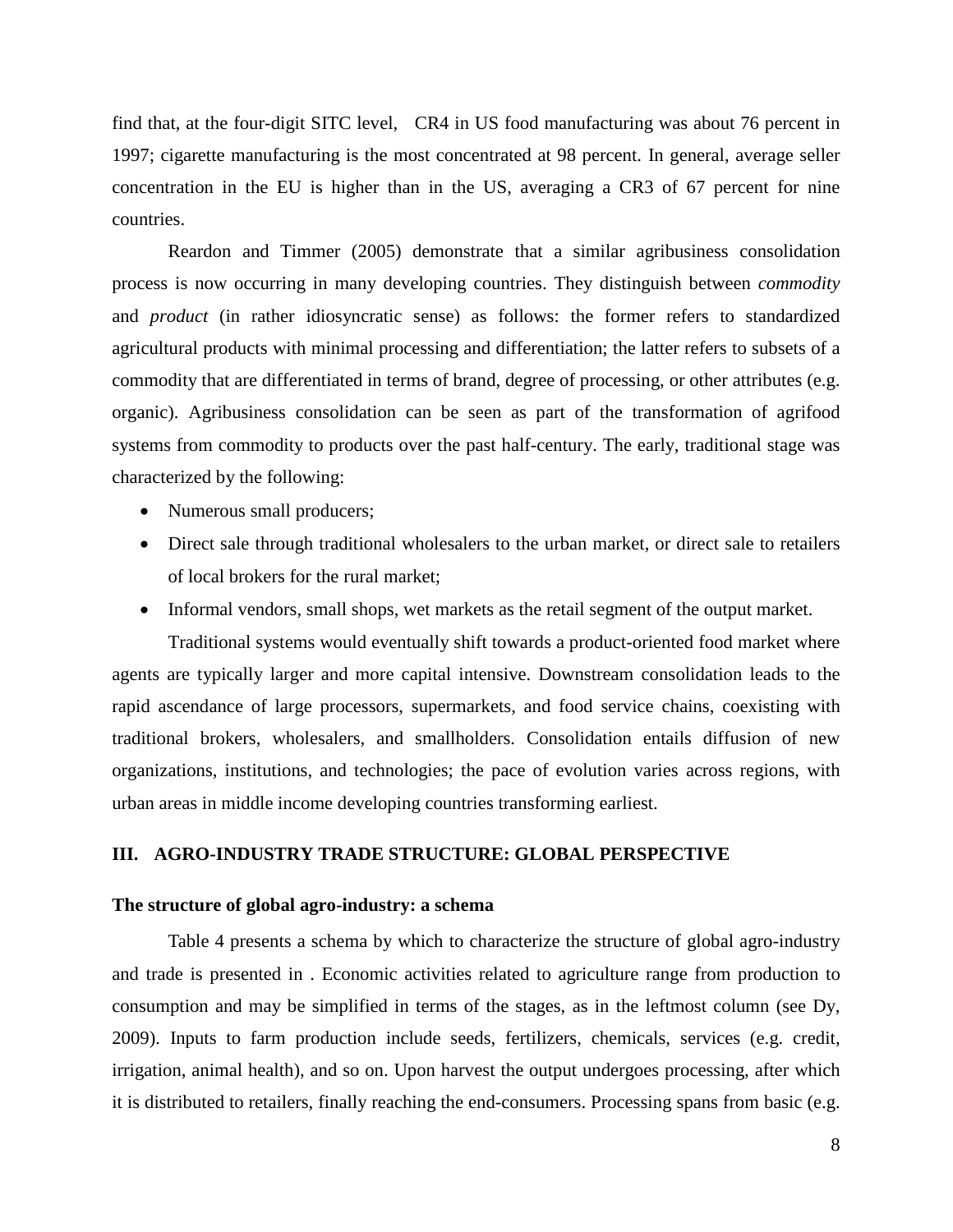find that, at the four-digit SITC level, CR4 in US food manufacturing was about 76 percent in 1997; cigarette manufacturing is the most concentrated at 98 percent. In general, average seller concentration in the EU is higher than in the US, averaging a CR3 of 67 percent for nine countries.

Reardon and Timmer (2005) demonstrate that a similar agribusiness consolidation process is now occurring in many developing countries. They distinguish between *commodity* and *product* (in rather idiosyncratic sense) as follows: the former refers to standardized agricultural products with minimal processing and differentiation; the latter refers to subsets of a commodity that are differentiated in terms of brand, degree of processing, or other attributes (e.g. organic). Agribusiness consolidation can be seen as part of the transformation of agrifood systems from commodity to products over the past half-century. The early, traditional stage was characterized by the following:

- Numerous small producers;
- Direct sale through traditional wholesalers to the urban market, or direct sale to retailers of local brokers for the rural market;
- Informal vendors, small shops, wet markets as the retail segment of the output market.

Traditional systems would eventually shift towards a product-oriented food market where agents are typically larger and more capital intensive. Downstream consolidation leads to the rapid ascendance of large processors, supermarkets, and food service chains, coexisting with traditional brokers, wholesalers, and smallholders. Consolidation entails diffusion of new organizations, institutions, and technologies; the pace of evolution varies across regions, with urban areas in middle income developing countries transforming earliest.

## III. AGRO-INDUSTRY TRADE STRUCTURE: GLOBAL PERSPECTIVE

### The structure of global agro-industry: a schema

Table 4 presents a schema by which to characterize the structure of global agro-industry and trade is presented in . Economic activities related to agriculture range from production to consumption and may be simplified in terms of the stages, as in the leftmost column (see Dy, 2009). Inputs to farm production include seeds, fertilizers, chemicals, services (e.g. credit, irrigation, animal health), and so on. Upon harvest the output undergoes processing, after which it is distributed to retailers, finally reaching the end-consumers. Processing spans from basic (e.g.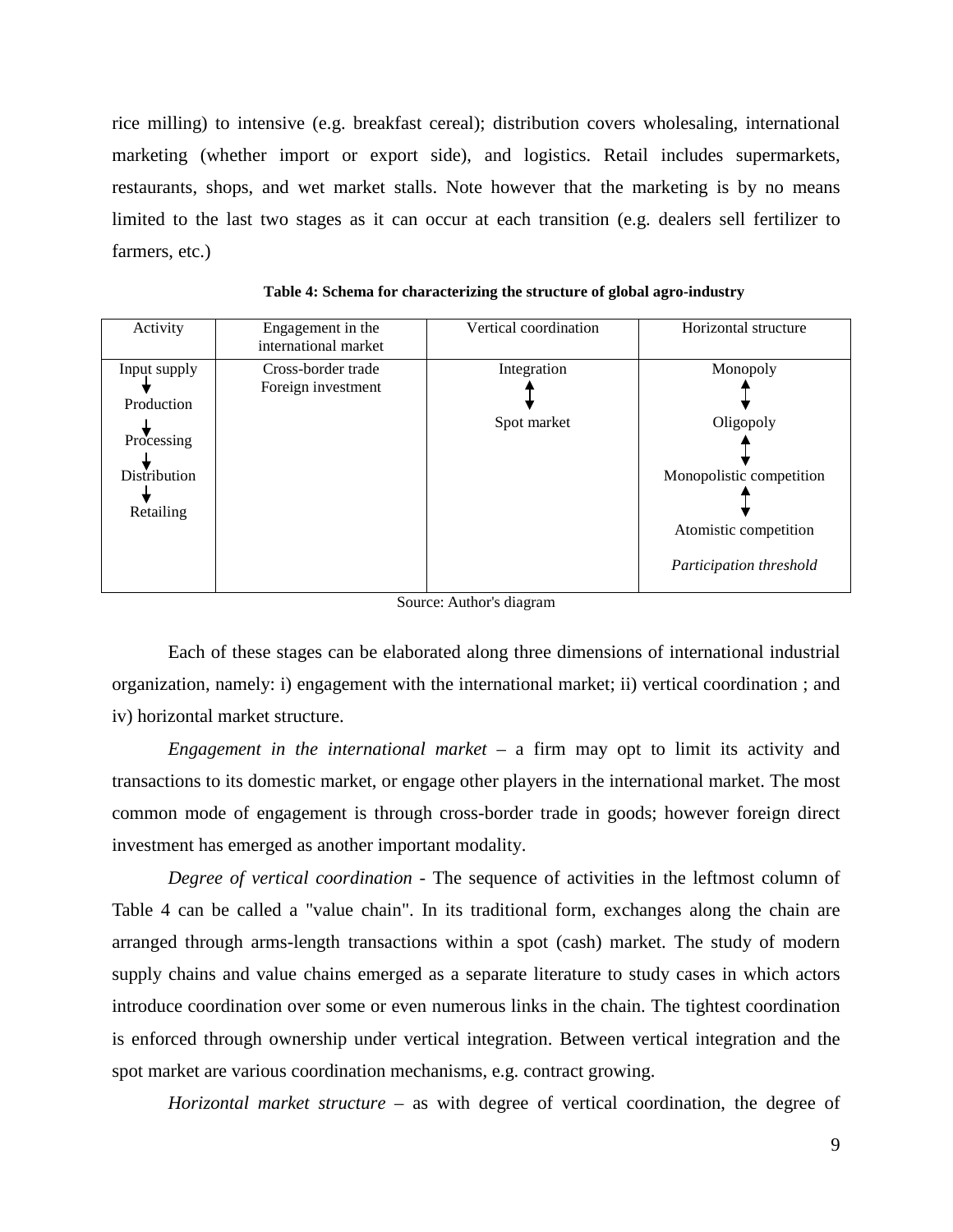rice milling) to intensive (e.g. breakfast cereal); distribution covers wholesaling, international marketing (whether import or export side), and logistics. Retail includes supermarkets, restaurants, shops, and wet market stalls. Note however that the marketing is by no means limited to the last two stages as it can occur at each transition (e.g. dealers sell fertilizer to farmers, etc.)

**Table 4: Schema for characterizing the structure of global agro-industry**

| Activity | Engagement in the international market | Vertical coordination | Horizontal structure |
|---|---|---|---|
| Input supply | Cross-border trade | Integration | Monopoly |
| ↓ | Foreign investment | ↕ | ↕ |
| Production | | Spot market | Oligopoly |
| ↓ | | | ↕ |
| Processing | | | Monopolistic competition |
| ↓ | | | ↕ |
| Distribution | | | Atomistic competition |
| ↓ | | | |
| Retailing | | | *Participation threshold* |

Source: Author's diagram

Each of these stages can be elaborated along three dimensions of international industrial organization, namely: i) engagement with the international market; ii) vertical coordination ; and iv) horizontal market structure.

*Engagement in the international market* – a firm may opt to limit its activity and transactions to its domestic market, or engage other players in the international market. The most common mode of engagement is through cross-border trade in goods; however foreign direct investment has emerged as another important modality.

*Degree of vertical coordination* - The sequence of activities in the leftmost column of Table 4 can be called a "value chain". In its traditional form, exchanges along the chain are arranged through arms-length transactions within a spot (cash) market. The study of modern supply chains and value chains emerged as a separate literature to study cases in which actors introduce coordination over some or even numerous links in the chain. The tightest coordination is enforced through ownership under vertical integration. Between vertical integration and the spot market are various coordination mechanisms, e.g. contract growing.

*Horizontal market structure* – as with degree of vertical coordination, the degree of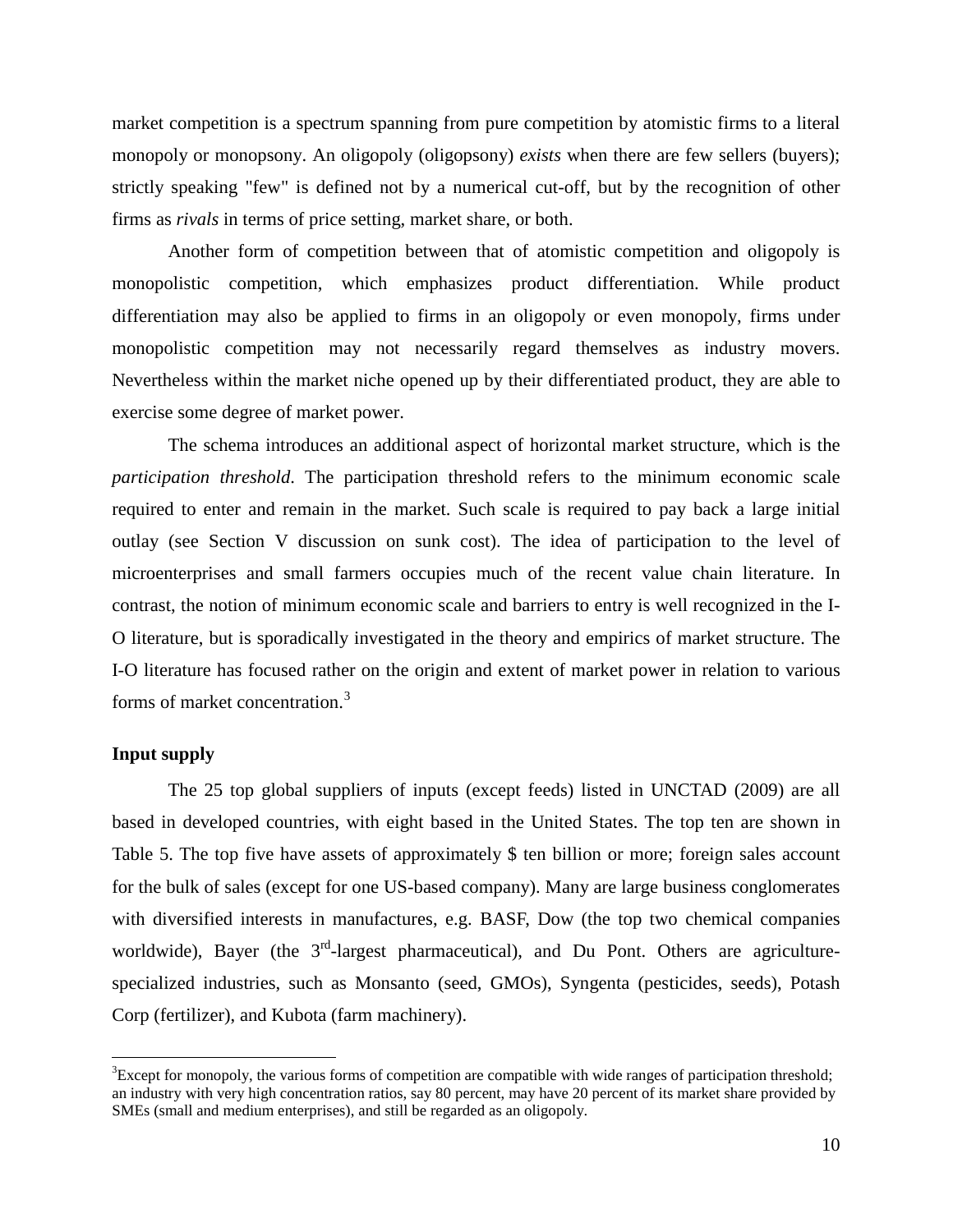market competition is a spectrum spanning from pure competition by atomistic firms to a literal monopoly or monopsony. An oligopoly (oligopsony) *exists* when there are few sellers (buyers); strictly speaking "few" is defined not by a numerical cut-off, but by the recognition of other firms as *rivals* in terms of price setting, market share, or both.

Another form of competition between that of atomistic competition and oligopoly is monopolistic competition, which emphasizes product differentiation. While product differentiation may also be applied to firms in an oligopoly or even monopoly, firms under monopolistic competition may not necessarily regard themselves as industry movers. Nevertheless within the market niche opened up by their differentiated product, they are able to exercise some degree of market power.

The schema introduces an additional aspect of horizontal market structure, which is the *participation threshold*. The participation threshold refers to the minimum economic scale required to enter and remain in the market. Such scale is required to pay back a large initial outlay (see Section V discussion on sunk cost). The idea of participation to the level of microenterprises and small farmers occupies much of the recent value chain literature. In contrast, the notion of minimum economic scale and barriers to entry is well recognized in the I-O literature, but is sporadically investigated in the theory and empirics of market structure. The I-O literature has focused rather on the origin and extent of market power in relation to various forms of market concentration.[3]

**Input supply**

The 25 top global suppliers of inputs (except feeds) listed in UNCTAD (2009) are all based in developed countries, with eight based in the United States. The top ten are shown in Table 5. The top five have assets of approximately $ ten billion or more; foreign sales account for the bulk of sales (except for one US-based company). Many are large business conglomerates with diversified interests in manufactures, e.g. BASF, Dow (the top two chemical companies worldwide), Bayer (the 3rd-largest pharmaceutical), and Du Pont. Others are agriculture-specialized industries, such as Monsanto (seed, GMOs), Syngenta (pesticides, seeds), Potash Corp (fertilizer), and Kubota (farm machinery).

[3]Except for monopoly, the various forms of competition are compatible with wide ranges of participation threshold; an industry with very high concentration ratios, say 80 percent, may have 20 percent of its market share provided by SMEs (small and medium enterprises), and still be regarded as an oligopoly.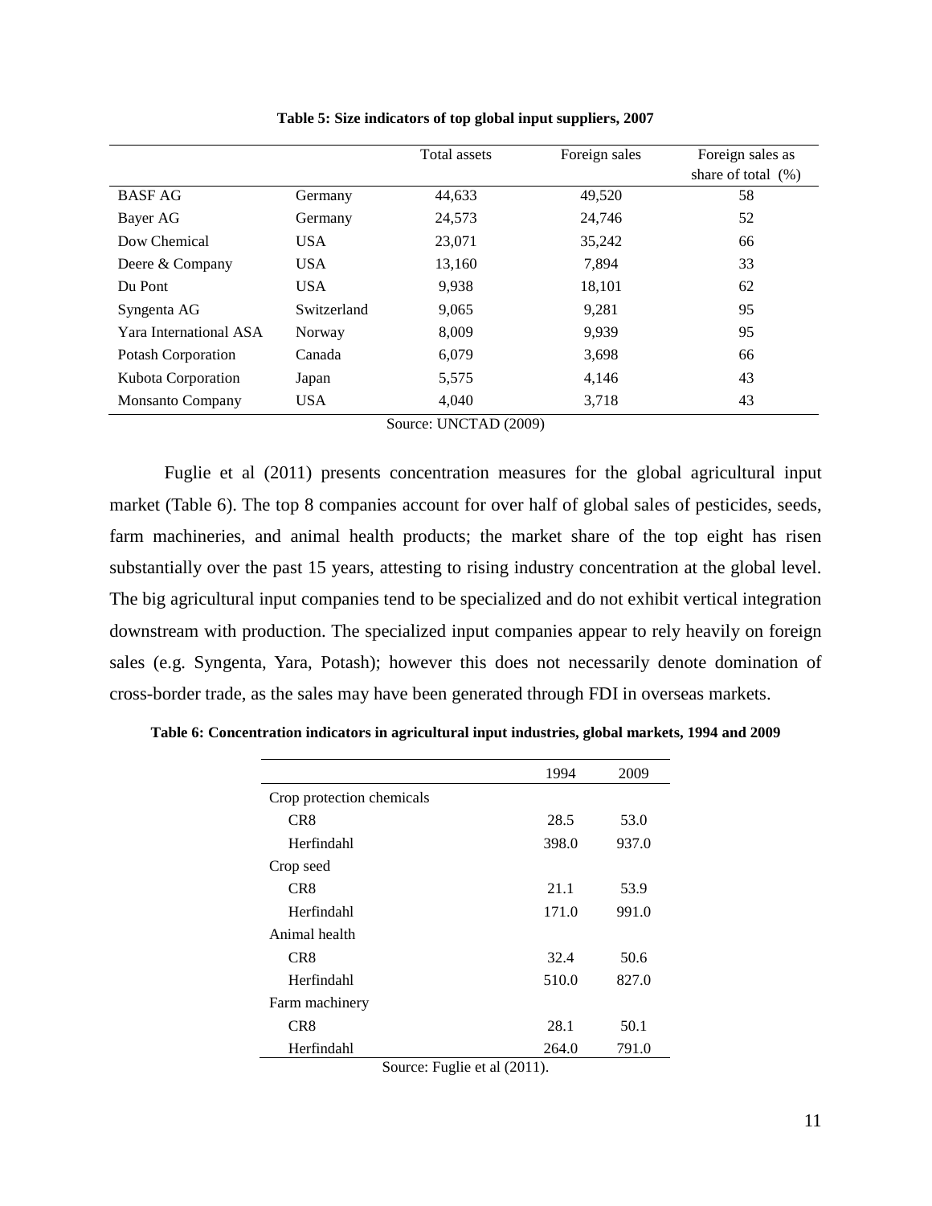**Table 5: Size indicators of top global input suppliers, 2007**

| | | Total assets | Foreign sales | Foreign sales as share of total (%) |
|---|---|---|---|---|
| BASF AG | Germany | 44,633 | 49,520 | 58 |
| Bayer AG | Germany | 24,573 | 24,746 | 52 |
| Dow Chemical | USA | 23,071 | 35,242 | 66 |
| Deere & Company | USA | 13,160 | 7,894 | 33 |
| Du Pont | USA | 9,938 | 18,101 | 62 |
| Syngenta AG | Switzerland | 9,065 | 9,281 | 95 |
| Yara International ASA | Norway | 8,009 | 9,939 | 95 |
| Potash Corporation | Canada | 6,079 | 3,698 | 66 |
| Kubota Corporation | Japan | 5,575 | 4,146 | 43 |
| Monsanto Company | USA | 4,040 | 3,718 | 43 |

Source: UNCTAD (2009)

Fuglie et al (2011) presents concentration measures for the global agricultural input market (Table 6). The top 8 companies account for over half of global sales of pesticides, seeds, farm machineries, and animal health products; the market share of the top eight has risen substantially over the past 15 years, attesting to rising industry concentration at the global level. The big agricultural input companies tend to be specialized and do not exhibit vertical integration downstream with production. The specialized input companies appear to rely heavily on foreign sales (e.g. Syngenta, Yara, Potash); however this does not necessarily denote domination of cross-border trade, as the sales may have been generated through FDI in overseas markets.

**Table 6: Concentration indicators in agricultural input industries, global markets, 1994 and 2009**

| | 1994 | 2009 |
|---|---|---|
| Crop protection chemicals | | |
| CR8 | 28.5 | 53.0 |
| Herfindahl | 398.0 | 937.0 |
| Crop seed | | |
| CR8 | 21.1 | 53.9 |
| Herfindahl | 171.0 | 991.0 |
| Animal health | | |
| CR8 | 32.4 | 50.6 |
| Herfindahl | 510.0 | 827.0 |
| Farm machinery | | |
| CR8 | 28.1 | 50.1 |
| Herfindahl | 264.0 | 791.0 |

Source: Fuglie et al (2011).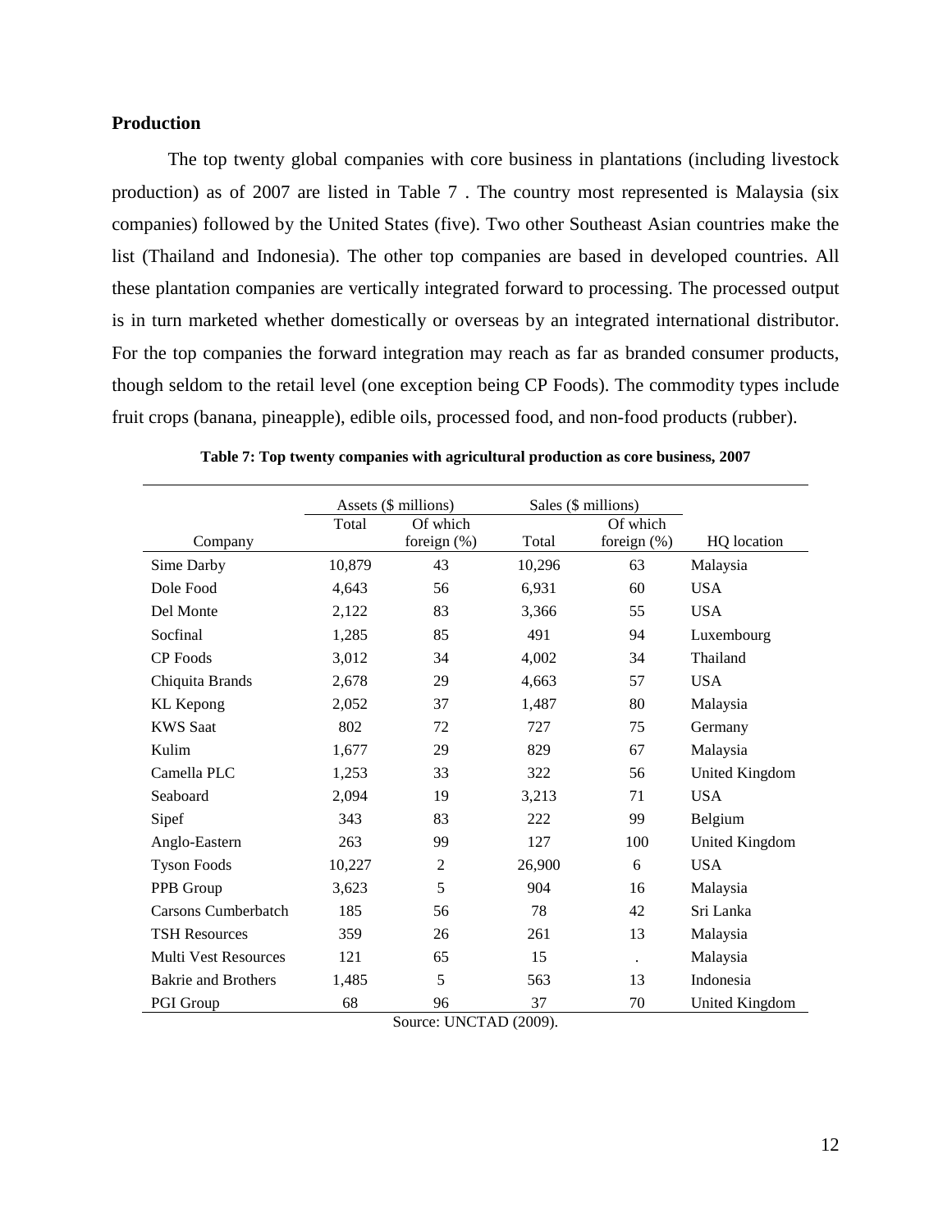## Production

The top twenty global companies with core business in plantations (including livestock production) as of 2007 are listed in Table 7 . The country most represented is Malaysia (six companies) followed by the United States (five). Two other Southeast Asian countries make the list (Thailand and Indonesia). The other top companies are based in developed countries. All these plantation companies are vertically integrated forward to processing. The processed output is in turn marketed whether domestically or overseas by an integrated international distributor. For the top companies the forward integration may reach as far as branded consumer products, though seldom to the retail level (one exception being CP Foods). The commodity types include fruit crops (banana, pineapple), edible oils, processed food, and non-food products (rubber).

**Table 7: Top twenty companies with agricultural production as core business, 2007**

| | Assets ($ millions) | | Sales ($ millions) | | |
|---|---|---|---|---|---|
| Company | Total | Of which foreign (%) | Total | Of which foreign (%) | HQ location |
| Sime Darby | 10,879 | 43 | 10,296 | 63 | Malaysia |
| Dole Food | 4,643 | 56 | 6,931 | 60 | USA |
| Del Monte | 2,122 | 83 | 3,366 | 55 | USA |
| Socfinal | 1,285 | 85 | 491 | 94 | Luxembourg |
| CP Foods | 3,012 | 34 | 4,002 | 34 | Thailand |
| Chiquita Brands | 2,678 | 29 | 4,663 | 57 | USA |
| KL Kepong | 2,052 | 37 | 1,487 | 80 | Malaysia |
| KWS Saat | 802 | 72 | 727 | 75 | Germany |
| Kulim | 1,677 | 29 | 829 | 67 | Malaysia |
| Camella PLC | 1,253 | 33 | 322 | 56 | United Kingdom |
| Seaboard | 2,094 | 19 | 3,213 | 71 | USA |
| Sipef | 343 | 83 | 222 | 99 | Belgium |
| Anglo-Eastern | 263 | 99 | 127 | 100 | United Kingdom |
| Tyson Foods | 10,227 | 2 | 26,900 | 6 | USA |
| PPB Group | 3,623 | 5 | 904 | 16 | Malaysia |
| Carsons Cumberbatch | 185 | 56 | 78 | 42 | Sri Lanka |
| TSH Resources | 359 | 26 | 261 | 13 | Malaysia |
| Multi Vest Resources | 121 | 65 | 15 | . | Malaysia |
| Bakrie and Brothers | 1,485 | 5 | 563 | 13 | Indonesia |
| PGI Group | 68 | 96 | 37 | 70 | United Kingdom |

Source: UNCTAD (2009).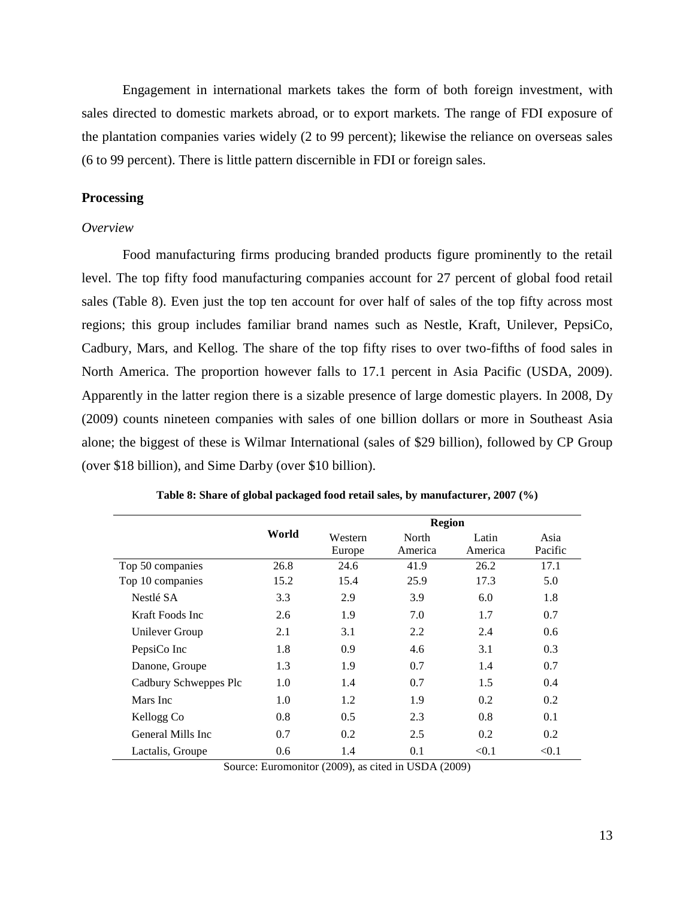Engagement in international markets takes the form of both foreign investment, with sales directed to domestic markets abroad, or to export markets. The range of FDI exposure of the plantation companies varies widely (2 to 99 percent); likewise the reliance on overseas sales (6 to 99 percent). There is little pattern discernible in FDI or foreign sales.

## Processing

### *Overview*

Food manufacturing firms producing branded products figure prominently to the retail level. The top fifty food manufacturing companies account for 27 percent of global food retail sales (Table 8). Even just the top ten account for over half of sales of the top fifty across most regions; this group includes familiar brand names such as Nestle, Kraft, Unilever, PepsiCo, Cadbury, Mars, and Kellog. The share of the top fifty rises to over two-fifths of food sales in North America. The proportion however falls to 17.1 percent in Asia Pacific (USDA, 2009). Apparently in the latter region there is a sizable presence of large domestic players. In 2008, Dy (2009) counts nineteen companies with sales of one billion dollars or more in Southeast Asia alone; the biggest of these is Wilmar International (sales of $29 billion), followed by CP Group (over $18 billion), and Sime Darby (over $10 billion).

**Table 8: Share of global packaged food retail sales, by manufacturer, 2007 (%)**

| | World | Region | | | |
|---|---|---|---|---|---|
| | | Western Europe | North America | Latin America | Asia Pacific |
| Top 50 companies | 26.8 | 24.6 | 41.9 | 26.2 | 17.1 |
| Top 10 companies | 15.2 | 15.4 | 25.9 | 17.3 | 5.0 |
| Nestlé SA | 3.3 | 2.9 | 3.9 | 6.0 | 1.8 |
| Kraft Foods Inc | 2.6 | 1.9 | 7.0 | 1.7 | 0.7 |
| Unilever Group | 2.1 | 3.1 | 2.2 | 2.4 | 0.6 |
| PepsiCo Inc | 1.8 | 0.9 | 4.6 | 3.1 | 0.3 |
| Danone, Groupe | 1.3 | 1.9 | 0.7 | 1.4 | 0.7 |
| Cadbury Schweppes Plc | 1.0 | 1.4 | 0.7 | 1.5 | 0.4 |
| Mars Inc | 1.0 | 1.2 | 1.9 | 0.2 | 0.2 |
| Kellogg Co | 0.8 | 0.5 | 2.3 | 0.8 | 0.1 |
| General Mills Inc | 0.7 | 0.2 | 2.5 | 0.2 | 0.2 |
| Lactalis, Groupe | 0.6 | 1.4 | 0.1 | <0.1 | <0.1 |

Source: Euromonitor (2009), as cited in USDA (2009)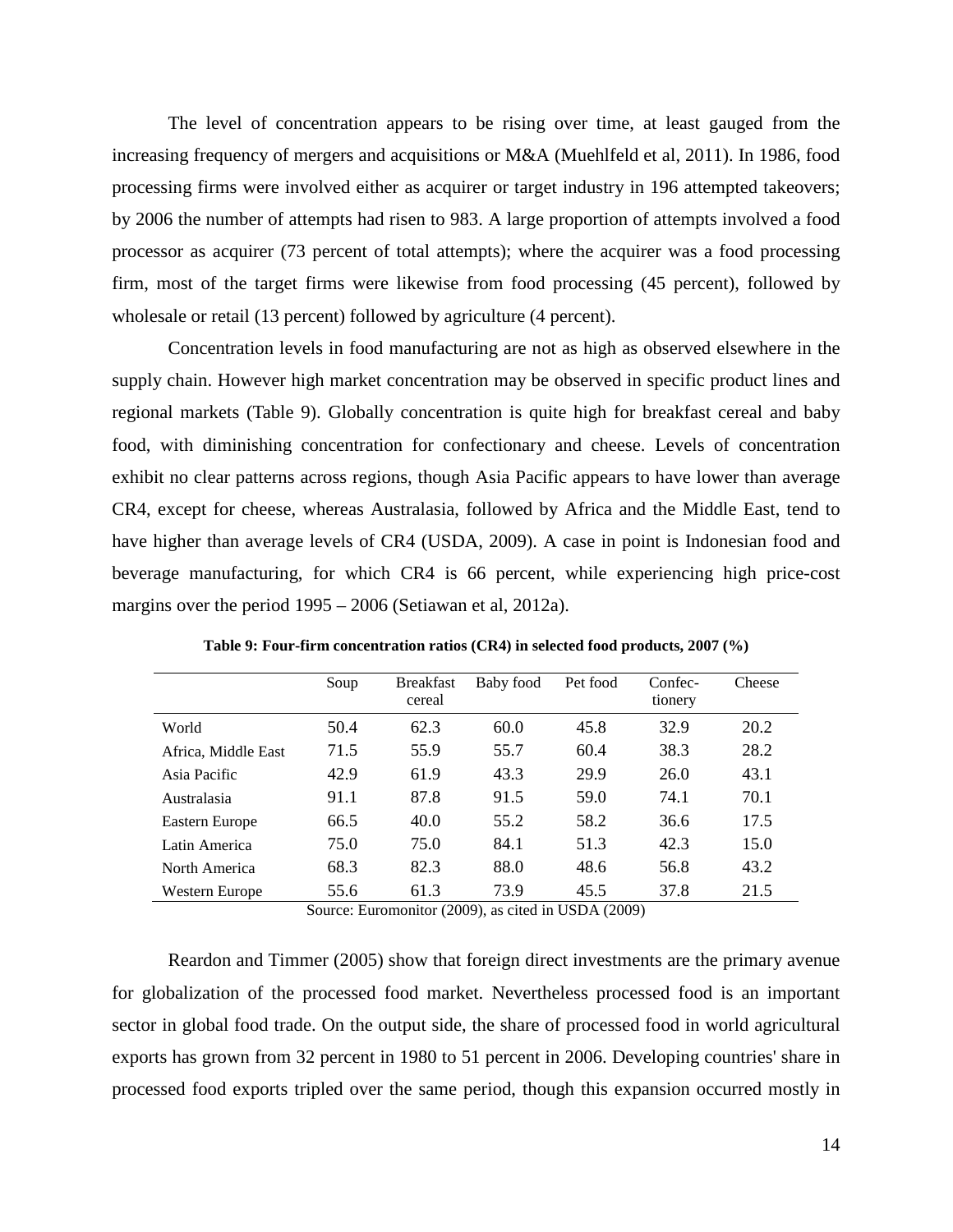The level of concentration appears to be rising over time, at least gauged from the increasing frequency of mergers and acquisitions or M&A (Muehlfeld et al, 2011). In 1986, food processing firms were involved either as acquirer or target industry in 196 attempted takeovers; by 2006 the number of attempts had risen to 983. A large proportion of attempts involved a food processor as acquirer (73 percent of total attempts); where the acquirer was a food processing firm, most of the target firms were likewise from food processing (45 percent), followed by wholesale or retail (13 percent) followed by agriculture (4 percent).

Concentration levels in food manufacturing are not as high as observed elsewhere in the supply chain. However high market concentration may be observed in specific product lines and regional markets (Table 9). Globally concentration is quite high for breakfast cereal and baby food, with diminishing concentration for confectionary and cheese. Levels of concentration exhibit no clear patterns across regions, though Asia Pacific appears to have lower than average CR4, except for cheese, whereas Australasia, followed by Africa and the Middle East, tend to have higher than average levels of CR4 (USDA, 2009). A case in point is Indonesian food and beverage manufacturing, for which CR4 is 66 percent, while experiencing high price-cost margins over the period 1995 – 2006 (Setiawan et al, 2012a).

**Table 9: Four-firm concentration ratios (CR4) in selected food products, 2007 (%)**

| | Soup | Breakfast cereal | Baby food | Pet food | Confec-tionery | Cheese |
|---|---|---|---|---|---|---|
| World | 50.4 | 62.3 | 60.0 | 45.8 | 32.9 | 20.2 |
| Africa, Middle East | 71.5 | 55.9 | 55.7 | 60.4 | 38.3 | 28.2 |
| Asia Pacific | 42.9 | 61.9 | 43.3 | 29.9 | 26.0 | 43.1 |
| Australasia | 91.1 | 87.8 | 91.5 | 59.0 | 74.1 | 70.1 |
| Eastern Europe | 66.5 | 40.0 | 55.2 | 58.2 | 36.6 | 17.5 |
| Latin America | 75.0 | 75.0 | 84.1 | 51.3 | 42.3 | 15.0 |
| North America | 68.3 | 82.3 | 88.0 | 48.6 | 56.8 | 43.2 |
| Western Europe | 55.6 | 61.3 | 73.9 | 45.5 | 37.8 | 21.5 |

Source: Euromonitor (2009), as cited in USDA (2009)

Reardon and Timmer (2005) show that foreign direct investments are the primary avenue for globalization of the processed food market. Nevertheless processed food is an important sector in global food trade. On the output side, the share of processed food in world agricultural exports has grown from 32 percent in 1980 to 51 percent in 2006. Developing countries' share in processed food exports tripled over the same period, though this expansion occurred mostly in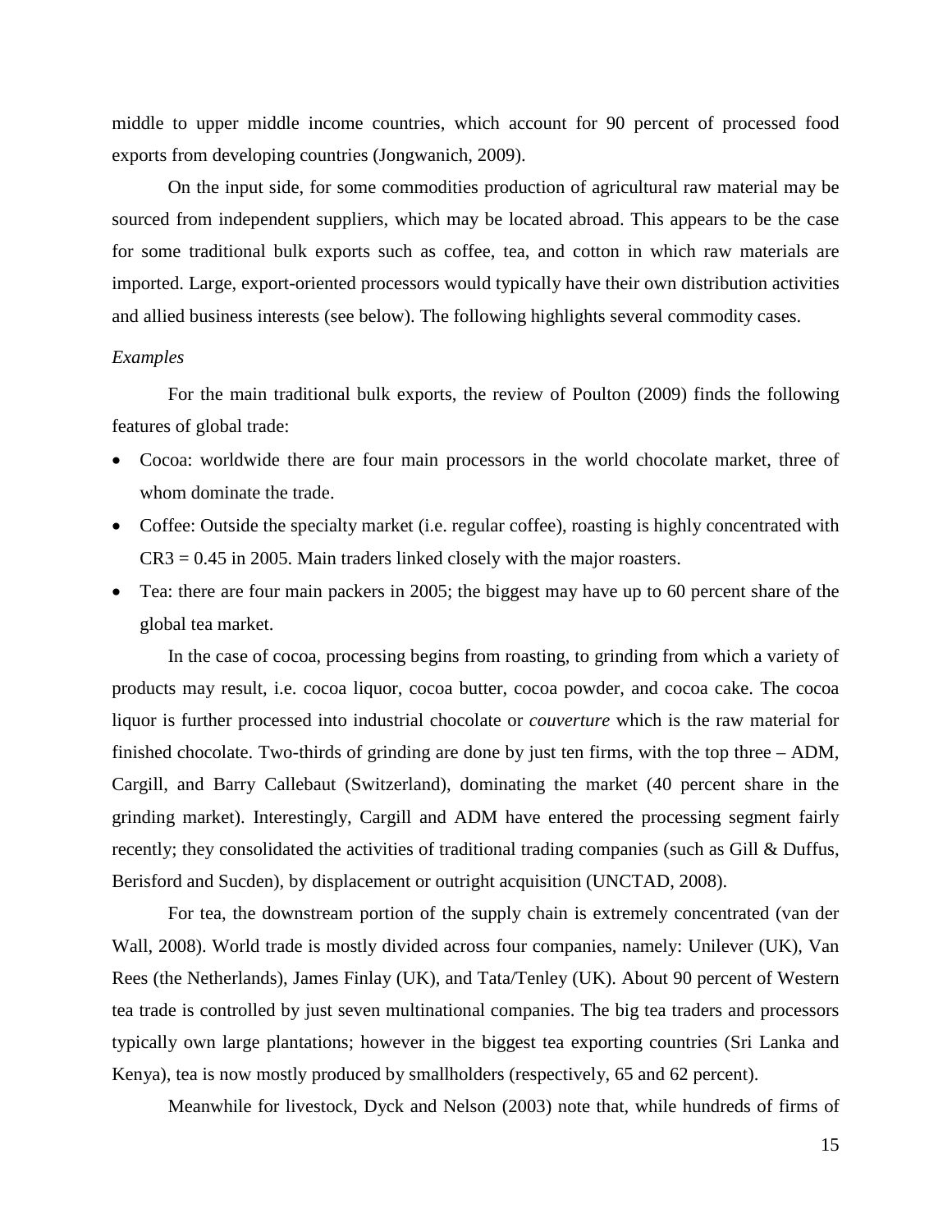middle to upper middle income countries, which account for 90 percent of processed food exports from developing countries (Jongwanich, 2009).

On the input side, for some commodities production of agricultural raw material may be sourced from independent suppliers, which may be located abroad. This appears to be the case for some traditional bulk exports such as coffee, tea, and cotton in which raw materials are imported. Large, export-oriented processors would typically have their own distribution activities and allied business interests (see below). The following highlights several commodity cases.

*Examples*

For the main traditional bulk exports, the review of Poulton (2009) finds the following features of global trade:

- Cocoa: worldwide there are four main processors in the world chocolate market, three of whom dominate the trade.
- Coffee: Outside the specialty market (i.e. regular coffee), roasting is highly concentrated with CR3 = 0.45 in 2005. Main traders linked closely with the major roasters.
- Tea: there are four main packers in 2005; the biggest may have up to 60 percent share of the global tea market.

In the case of cocoa, processing begins from roasting, to grinding from which a variety of products may result, i.e. cocoa liquor, cocoa butter, cocoa powder, and cocoa cake. The cocoa liquor is further processed into industrial chocolate or *couverture* which is the raw material for finished chocolate. Two-thirds of grinding are done by just ten firms, with the top three – ADM, Cargill, and Barry Callebaut (Switzerland), dominating the market (40 percent share in the grinding market). Interestingly, Cargill and ADM have entered the processing segment fairly recently; they consolidated the activities of traditional trading companies (such as Gill & Duffus, Berisford and Sucden), by displacement or outright acquisition (UNCTAD, 2008).

For tea, the downstream portion of the supply chain is extremely concentrated (van der Wall, 2008). World trade is mostly divided across four companies, namely: Unilever (UK), Van Rees (the Netherlands), James Finlay (UK), and Tata/Tenley (UK). About 90 percent of Western tea trade is controlled by just seven multinational companies. The big tea traders and processors typically own large plantations; however in the biggest tea exporting countries (Sri Lanka and Kenya), tea is now mostly produced by smallholders (respectively, 65 and 62 percent).

Meanwhile for livestock, Dyck and Nelson (2003) note that, while hundreds of firms of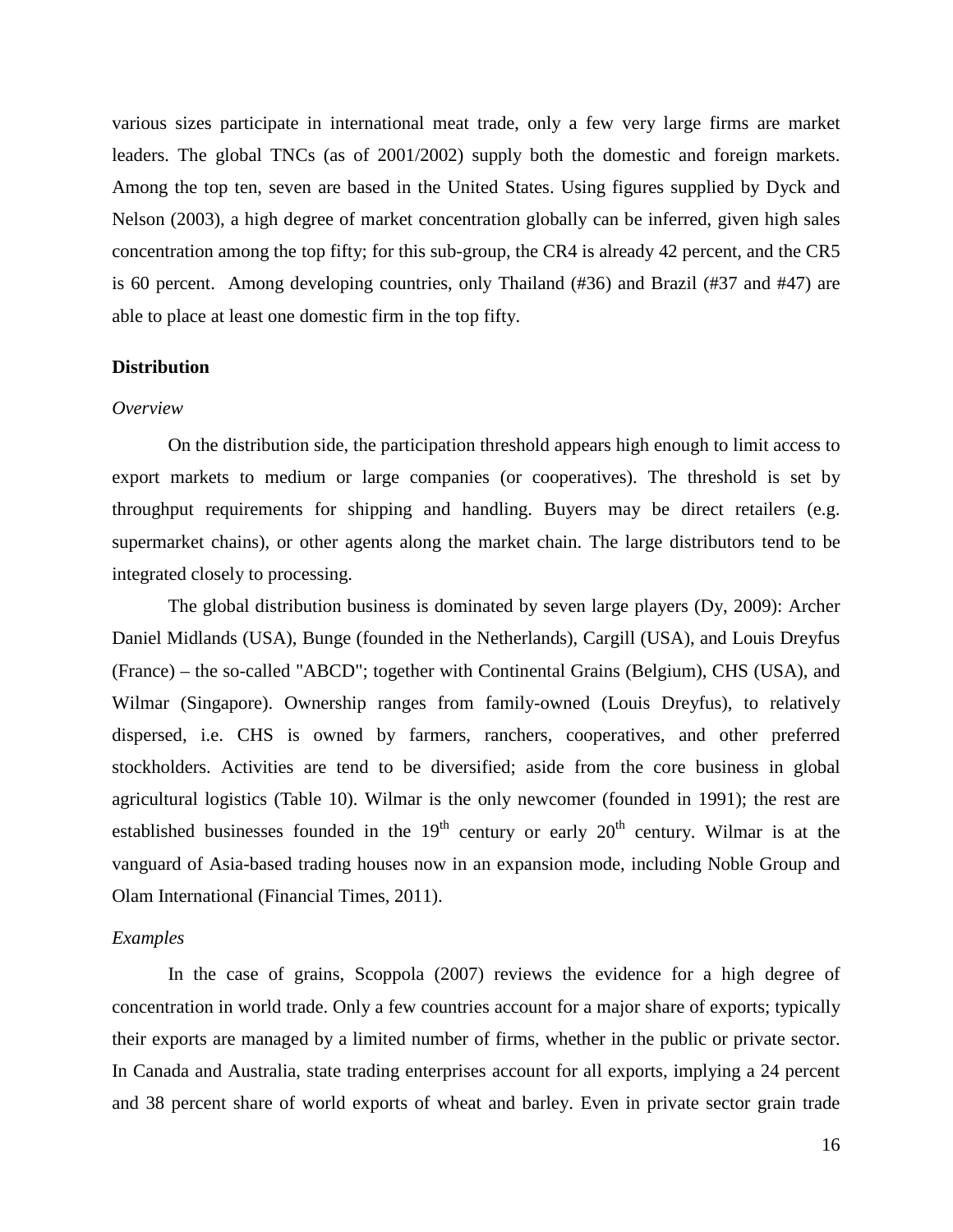various sizes participate in international meat trade, only a few very large firms are market leaders. The global TNCs (as of 2001/2002) supply both the domestic and foreign markets. Among the top ten, seven are based in the United States. Using figures supplied by Dyck and Nelson (2003), a high degree of market concentration globally can be inferred, given high sales concentration among the top fifty; for this sub-group, the CR4 is already 42 percent, and the CR5 is 60 percent. Among developing countries, only Thailand (#36) and Brazil (#37 and #47) are able to place at least one domestic firm in the top fifty.

## Distribution

### *Overview*

On the distribution side, the participation threshold appears high enough to limit access to export markets to medium or large companies (or cooperatives). The threshold is set by throughput requirements for shipping and handling. Buyers may be direct retailers (e.g. supermarket chains), or other agents along the market chain. The large distributors tend to be integrated closely to processing.

The global distribution business is dominated by seven large players (Dy, 2009): Archer Daniel Midlands (USA), Bunge (founded in the Netherlands), Cargill (USA), and Louis Dreyfus (France) – the so-called "ABCD"; together with Continental Grains (Belgium), CHS (USA), and Wilmar (Singapore). Ownership ranges from family-owned (Louis Dreyfus), to relatively dispersed, i.e. CHS is owned by farmers, ranchers, cooperatives, and other preferred stockholders. Activities are tend to be diversified; aside from the core business in global agricultural logistics (Table 10). Wilmar is the only newcomer (founded in 1991); the rest are established businesses founded in the 19th century or early 20th century. Wilmar is at the vanguard of Asia-based trading houses now in an expansion mode, including Noble Group and Olam International (Financial Times, 2011).

### *Examples*

In the case of grains, Scoppola (2007) reviews the evidence for a high degree of concentration in world trade. Only a few countries account for a major share of exports; typically their exports are managed by a limited number of firms, whether in the public or private sector. In Canada and Australia, state trading enterprises account for all exports, implying a 24 percent and 38 percent share of world exports of wheat and barley. Even in private sector grain trade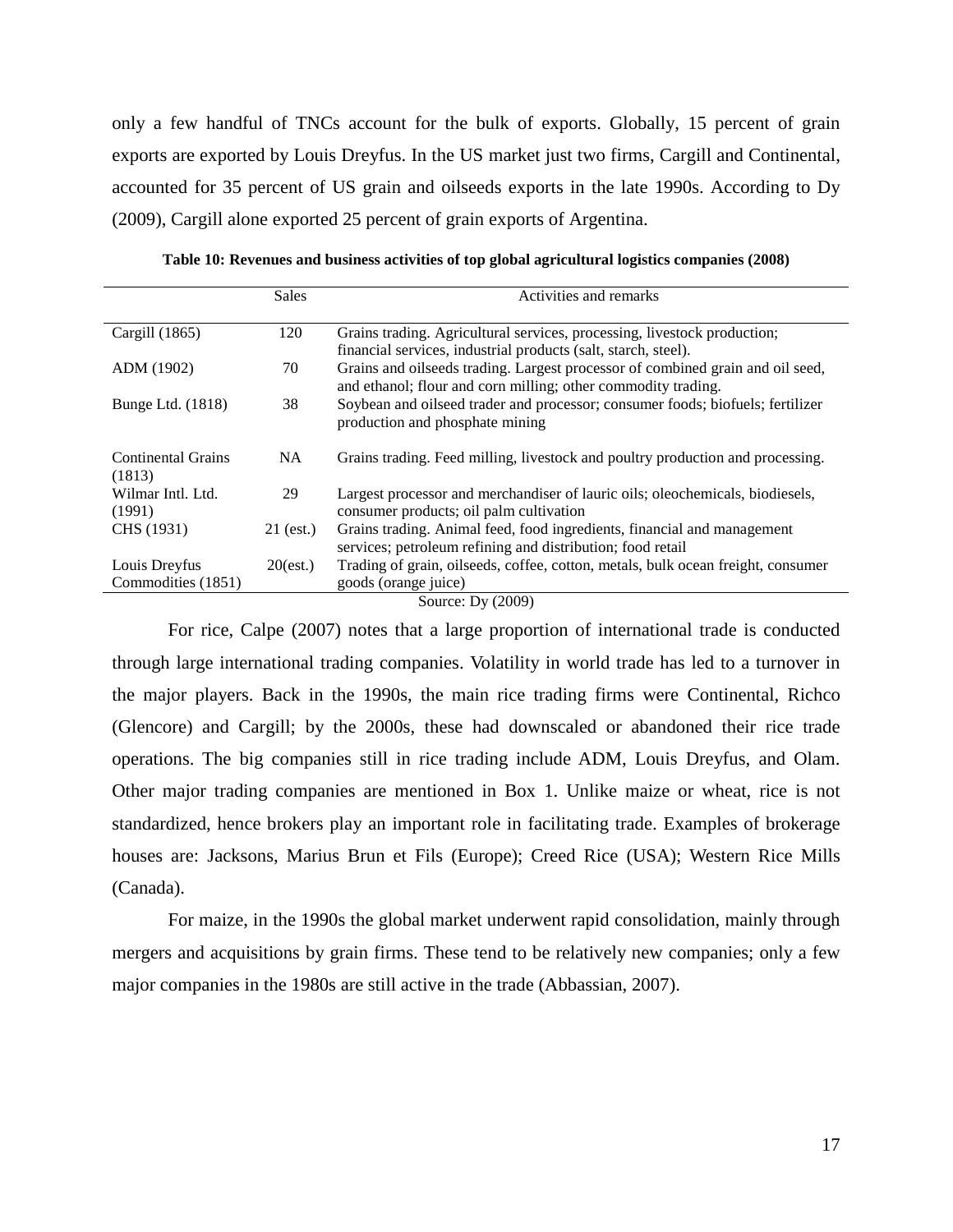only a few handful of TNCs account for the bulk of exports. Globally, 15 percent of grain exports are exported by Louis Dreyfus. In the US market just two firms, Cargill and Continental, accounted for 35 percent of US grain and oilseeds exports in the late 1990s. According to Dy (2009), Cargill alone exported 25 percent of grain exports of Argentina.

**Table 10: Revenues and business activities of top global agricultural logistics companies (2008)**

| | Sales | Activities and remarks |
|---|---|---|
| Cargill (1865) | 120 | Grains trading. Agricultural services, processing, livestock production; financial services, industrial products (salt, starch, steel). |
| ADM (1902) | 70 | Grains and oilseeds trading. Largest processor of combined grain and oil seed, and ethanol; flour and corn milling; other commodity trading. |
| Bunge Ltd. (1818) | 38 | Soybean and oilseed trader and processor; consumer foods; biofuels; fertilizer production and phosphate mining |
| Continental Grains (1813) | NA | Grains trading. Feed milling, livestock and poultry production and processing. |
| Wilmar Intl. Ltd. (1991) | 29 | Largest processor and merchandiser of lauric oils; oleochemicals, biodiesels, consumer products; oil palm cultivation |
| CHS (1931) | 21 (est.) | Grains trading. Animal feed, food ingredients, financial and management services; petroleum refining and distribution; food retail |
| Louis Dreyfus Commodities (1851) | 20(est.) | Trading of grain, oilseeds, coffee, cotton, metals, bulk ocean freight, consumer goods (orange juice) |

Source: Dy (2009)

For rice, Calpe (2007) notes that a large proportion of international trade is conducted through large international trading companies. Volatility in world trade has led to a turnover in the major players. Back in the 1990s, the main rice trading firms were Continental, Richco (Glencore) and Cargill; by the 2000s, these had downscaled or abandoned their rice trade operations. The big companies still in rice trading include ADM, Louis Dreyfus, and Olam. Other major trading companies are mentioned in Box 1. Unlike maize or wheat, rice is not standardized, hence brokers play an important role in facilitating trade. Examples of brokerage houses are: Jacksons, Marius Brun et Fils (Europe); Creed Rice (USA); Western Rice Mills (Canada).

For maize, in the 1990s the global market underwent rapid consolidation, mainly through mergers and acquisitions by grain firms. These tend to be relatively new companies; only a few major companies in the 1980s are still active in the trade (Abbassian, 2007).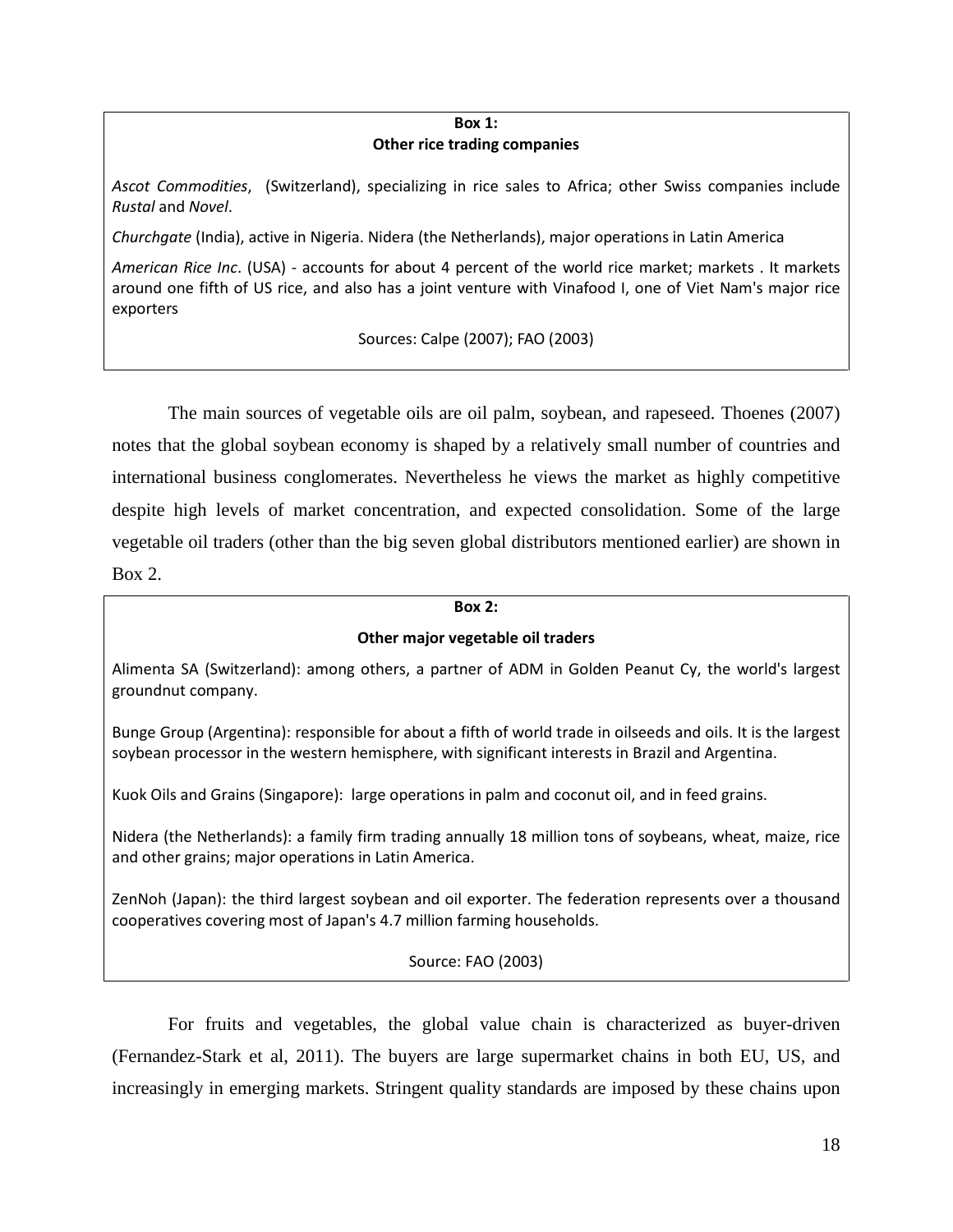**Box 1:**
**Other rice trading companies**

*Ascot Commodities*, (Switzerland), specializing in rice sales to Africa; other Swiss companies include *Rustal* and *Novel*.

*Churchgate* (India), active in Nigeria. Nidera (the Netherlands), major operations in Latin America

*American Rice Inc*. (USA) - accounts for about 4 percent of the world rice market; markets . It markets around one fifth of US rice, and also has a joint venture with Vinafood I, one of Viet Nam's major rice exporters

Sources: Calpe (2007); FAO (2003)

The main sources of vegetable oils are oil palm, soybean, and rapeseed. Thoenes (2007) notes that the global soybean economy is shaped by a relatively small number of countries and international business conglomerates. Nevertheless he views the market as highly competitive despite high levels of market concentration, and expected consolidation. Some of the large vegetable oil traders (other than the big seven global distributors mentioned earlier) are shown in Box 2.

**Box 2:**
**Other major vegetable oil traders**

Alimenta SA (Switzerland): among others, a partner of ADM in Golden Peanut Cy, the world's largest groundnut company.

Bunge Group (Argentina): responsible for about a fifth of world trade in oilseeds and oils. It is the largest soybean processor in the western hemisphere, with significant interests in Brazil and Argentina.

Kuok Oils and Grains (Singapore): large operations in palm and coconut oil, and in feed grains.

Nidera (the Netherlands): a family firm trading annually 18 million tons of soybeans, wheat, maize, rice and other grains; major operations in Latin America.

ZenNoh (Japan): the third largest soybean and oil exporter. The federation represents over a thousand cooperatives covering most of Japan's 4.7 million farming households.

Source: FAO (2003)

For fruits and vegetables, the global value chain is characterized as buyer-driven (Fernandez-Stark et al, 2011). The buyers are large supermarket chains in both EU, US, and increasingly in emerging markets. Stringent quality standards are imposed by these chains upon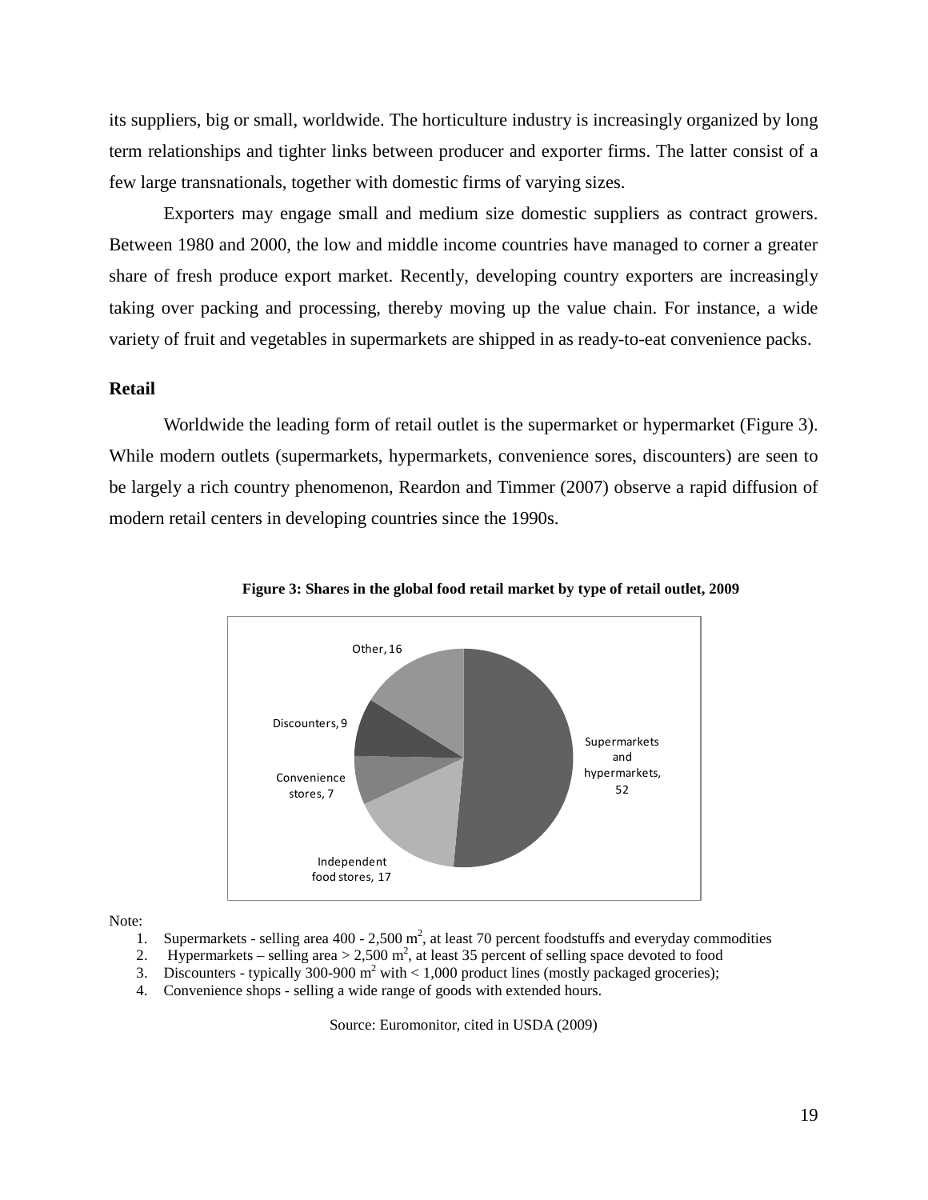its suppliers, big or small, worldwide. The horticulture industry is increasingly organized by long term relationships and tighter links between producer and exporter firms. The latter consist of a few large transnationals, together with domestic firms of varying sizes.

Exporters may engage small and medium size domestic suppliers as contract growers. Between 1980 and 2000, the low and middle income countries have managed to corner a greater share of fresh produce export market. Recently, developing country exporters are increasingly taking over packing and processing, thereby moving up the value chain. For instance, a wide variety of fruit and vegetables in supermarkets are shipped in as ready-to-eat convenience packs.

### Retail

Worldwide the leading form of retail outlet is the supermarket or hypermarket (Figure 3). While modern outlets (supermarkets, hypermarkets, convenience sores, discounters) are seen to be largely a rich country phenomenon, Reardon and Timmer (2007) observe a rapid diffusion of modern retail centers in developing countries since the 1990s.

**Figure 3: Shares in the global food retail market by type of retail outlet, 2009**

| Type of retail outlet | Share |
| --- | --- |
| Supermarkets and hypermarkets | 52 |
| Independent food stores | 17 |
| Convenience stores | 7 |
| Discounters | 9 |
| Other | 16 |

Note:

1. Supermarkets - selling area 400 - 2,500 $m^2$, at least 70 percent foodstuffs and everyday commodities
2. Hypermarkets – selling area > 2,500 $m^2$, at least 35 percent of selling space devoted to food
3. Discounters - typically 300-900 $m^2$ with < 1,000 product lines (mostly packaged groceries);
4. Convenience shops - selling a wide range of goods with extended hours.

Source: Euromonitor, cited in USDA (2009)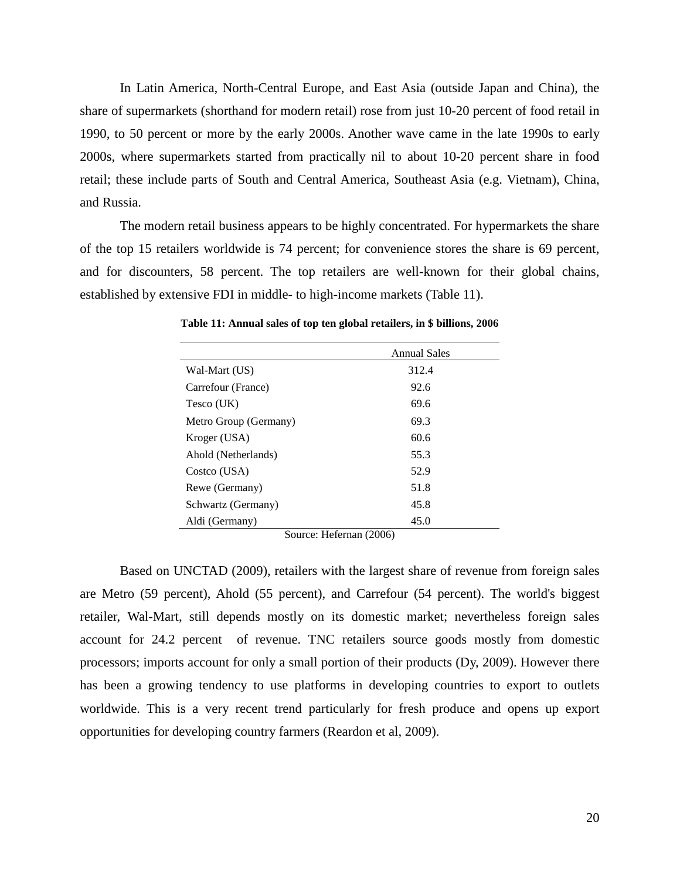In Latin America, North-Central Europe, and East Asia (outside Japan and China), the share of supermarkets (shorthand for modern retail) rose from just 10-20 percent of food retail in 1990, to 50 percent or more by the early 2000s. Another wave came in the late 1990s to early 2000s, where supermarkets started from practically nil to about 10-20 percent share in food retail; these include parts of South and Central America, Southeast Asia (e.g. Vietnam), China, and Russia.

The modern retail business appears to be highly concentrated. For hypermarkets the share of the top 15 retailers worldwide is 74 percent; for convenience stores the share is 69 percent, and for discounters, 58 percent. The top retailers are well-known for their global chains, established by extensive FDI in middle- to high-income markets (Table 11).

**Table 11: Annual sales of top ten global retailers, in $ billions, 2006**

| | Annual Sales |
|---|---|
| Wal-Mart (US) | 312.4 |
| Carrefour (France) | 92.6 |
| Tesco (UK) | 69.6 |
| Metro Group (Germany) | 69.3 |
| Kroger (USA) | 60.6 |
| Ahold (Netherlands) | 55.3 |
| Costco (USA) | 52.9 |
| Rewe (Germany) | 51.8 |
| Schwartz (Germany) | 45.8 |
| Aldi (Germany) | 45.0 |

Source: Hefernan (2006)

Based on UNCTAD (2009), retailers with the largest share of revenue from foreign sales are Metro (59 percent), Ahold (55 percent), and Carrefour (54 percent). The world's biggest retailer, Wal-Mart, still depends mostly on its domestic market; nevertheless foreign sales account for 24.2 percent of revenue. TNC retailers source goods mostly from domestic processors; imports account for only a small portion of their products (Dy, 2009). However there has been a growing tendency to use platforms in developing countries to export to outlets worldwide. This is a very recent trend particularly for fresh produce and opens up export opportunities for developing country farmers (Reardon et al, 2009).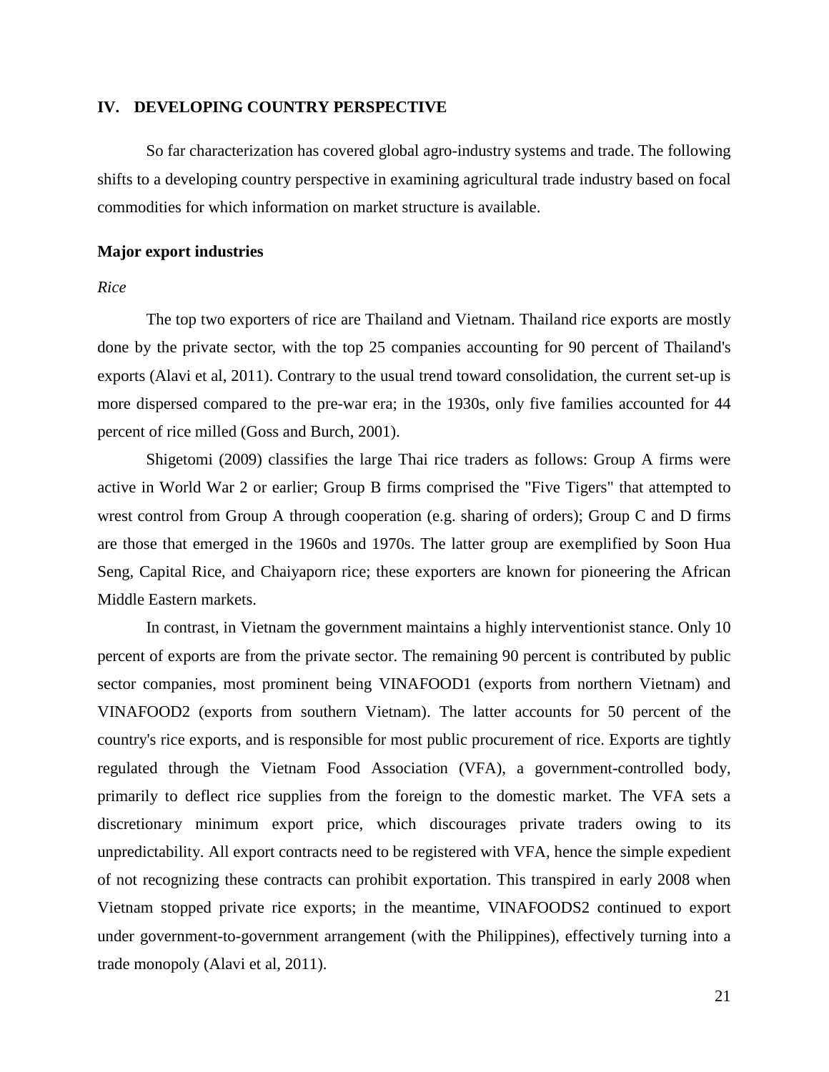## IV. DEVELOPING COUNTRY PERSPECTIVE

So far characterization has covered global agro-industry systems and trade. The following shifts to a developing country perspective in examining agricultural trade industry based on focal commodities for which information on market structure is available.

### Major export industries

*Rice*

The top two exporters of rice are Thailand and Vietnam. Thailand rice exports are mostly done by the private sector, with the top 25 companies accounting for 90 percent of Thailand's exports (Alavi et al, 2011). Contrary to the usual trend toward consolidation, the current set-up is more dispersed compared to the pre-war era; in the 1930s, only five families accounted for 44 percent of rice milled (Goss and Burch, 2001).

Shigetomi (2009) classifies the large Thai rice traders as follows: Group A firms were active in World War 2 or earlier; Group B firms comprised the "Five Tigers" that attempted to wrest control from Group A through cooperation (e.g. sharing of orders); Group C and D firms are those that emerged in the 1960s and 1970s. The latter group are exemplified by Soon Hua Seng, Capital Rice, and Chaiyaporn rice; these exporters are known for pioneering the African Middle Eastern markets.

In contrast, in Vietnam the government maintains a highly interventionist stance. Only 10 percent of exports are from the private sector. The remaining 90 percent is contributed by public sector companies, most prominent being VINAFOOD1 (exports from northern Vietnam) and VINAFOOD2 (exports from southern Vietnam). The latter accounts for 50 percent of the country's rice exports, and is responsible for most public procurement of rice. Exports are tightly regulated through the Vietnam Food Association (VFA), a government-controlled body, primarily to deflect rice supplies from the foreign to the domestic market. The VFA sets a discretionary minimum export price, which discourages private traders owing to its unpredictability. All export contracts need to be registered with VFA, hence the simple expedient of not recognizing these contracts can prohibit exportation. This transpired in early 2008 when Vietnam stopped private rice exports; in the meantime, VINAFOODS2 continued to export under government-to-government arrangement (with the Philippines), effectively turning into a trade monopoly (Alavi et al, 2011).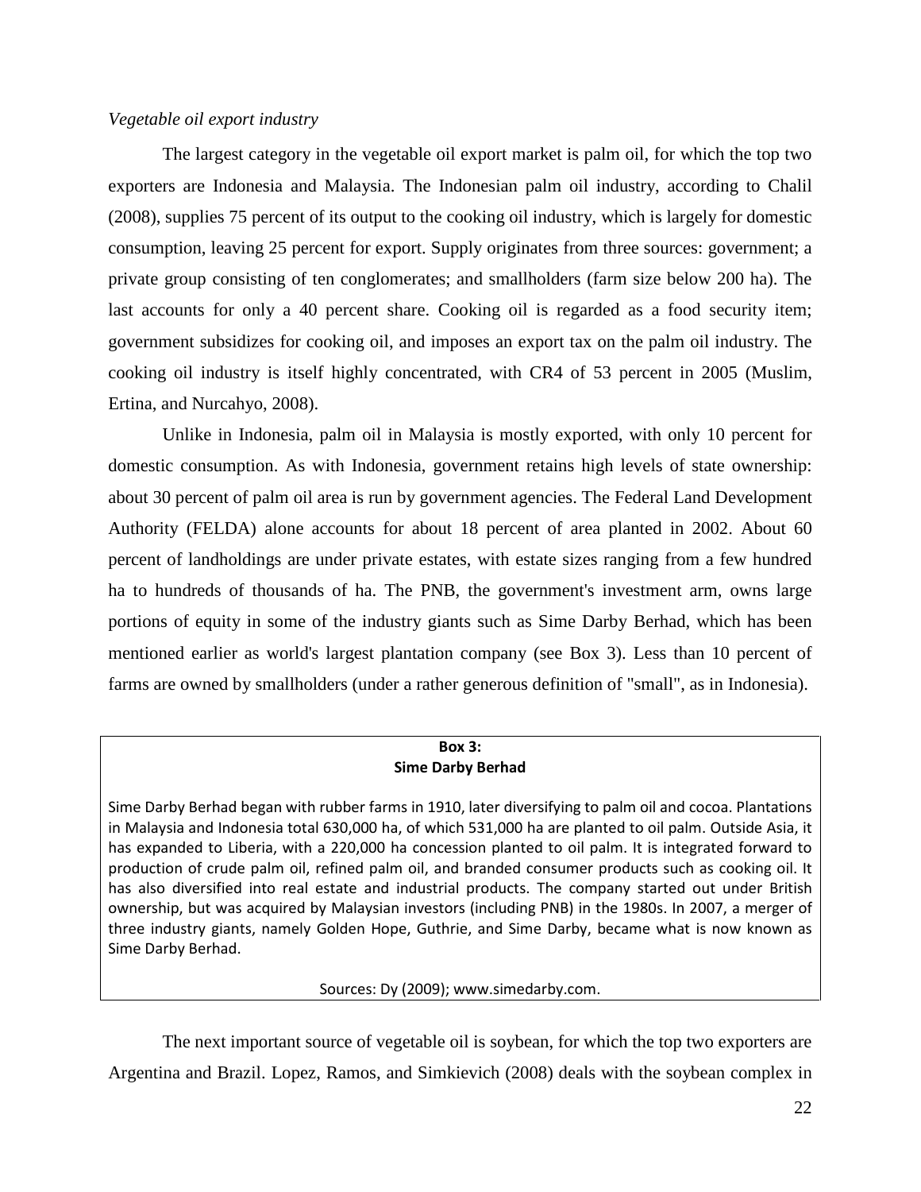*Vegetable oil export industry*

The largest category in the vegetable oil export market is palm oil, for which the top two exporters are Indonesia and Malaysia. The Indonesian palm oil industry, according to Chalil (2008), supplies 75 percent of its output to the cooking oil industry, which is largely for domestic consumption, leaving 25 percent for export. Supply originates from three sources: government; a private group consisting of ten conglomerates; and smallholders (farm size below 200 ha). The last accounts for only a 40 percent share. Cooking oil is regarded as a food security item; government subsidizes for cooking oil, and imposes an export tax on the palm oil industry. The cooking oil industry is itself highly concentrated, with CR4 of 53 percent in 2005 (Muslim, Ertina, and Nurcahyo, 2008).

Unlike in Indonesia, palm oil in Malaysia is mostly exported, with only 10 percent for domestic consumption. As with Indonesia, government retains high levels of state ownership: about 30 percent of palm oil area is run by government agencies. The Federal Land Development Authority (FELDA) alone accounts for about 18 percent of area planted in 2002. About 60 percent of landholdings are under private estates, with estate sizes ranging from a few hundred ha to hundreds of thousands of ha. The PNB, the government's investment arm, owns large portions of equity in some of the industry giants such as Sime Darby Berhad, which has been mentioned earlier as world's largest plantation company (see Box 3). Less than 10 percent of farms are owned by smallholders (under a rather generous definition of "small", as in Indonesia).

**Box 3:**
**Sime Darby Berhad**

Sime Darby Berhad began with rubber farms in 1910, later diversifying to palm oil and cocoa. Plantations in Malaysia and Indonesia total 630,000 ha, of which 531,000 ha are planted to oil palm. Outside Asia, it has expanded to Liberia, with a 220,000 ha concession planted to oil palm. It is integrated forward to production of crude palm oil, refined palm oil, and branded consumer products such as cooking oil. It has also diversified into real estate and industrial products. The company started out under British ownership, but was acquired by Malaysian investors (including PNB) in the 1980s. In 2007, a merger of three industry giants, namely Golden Hope, Guthrie, and Sime Darby, became what is now known as Sime Darby Berhad.

Sources: Dy (2009); www.simedarby.com.

The next important source of vegetable oil is soybean, for which the top two exporters are Argentina and Brazil. Lopez, Ramos, and Simkievich (2008) deals with the soybean complex in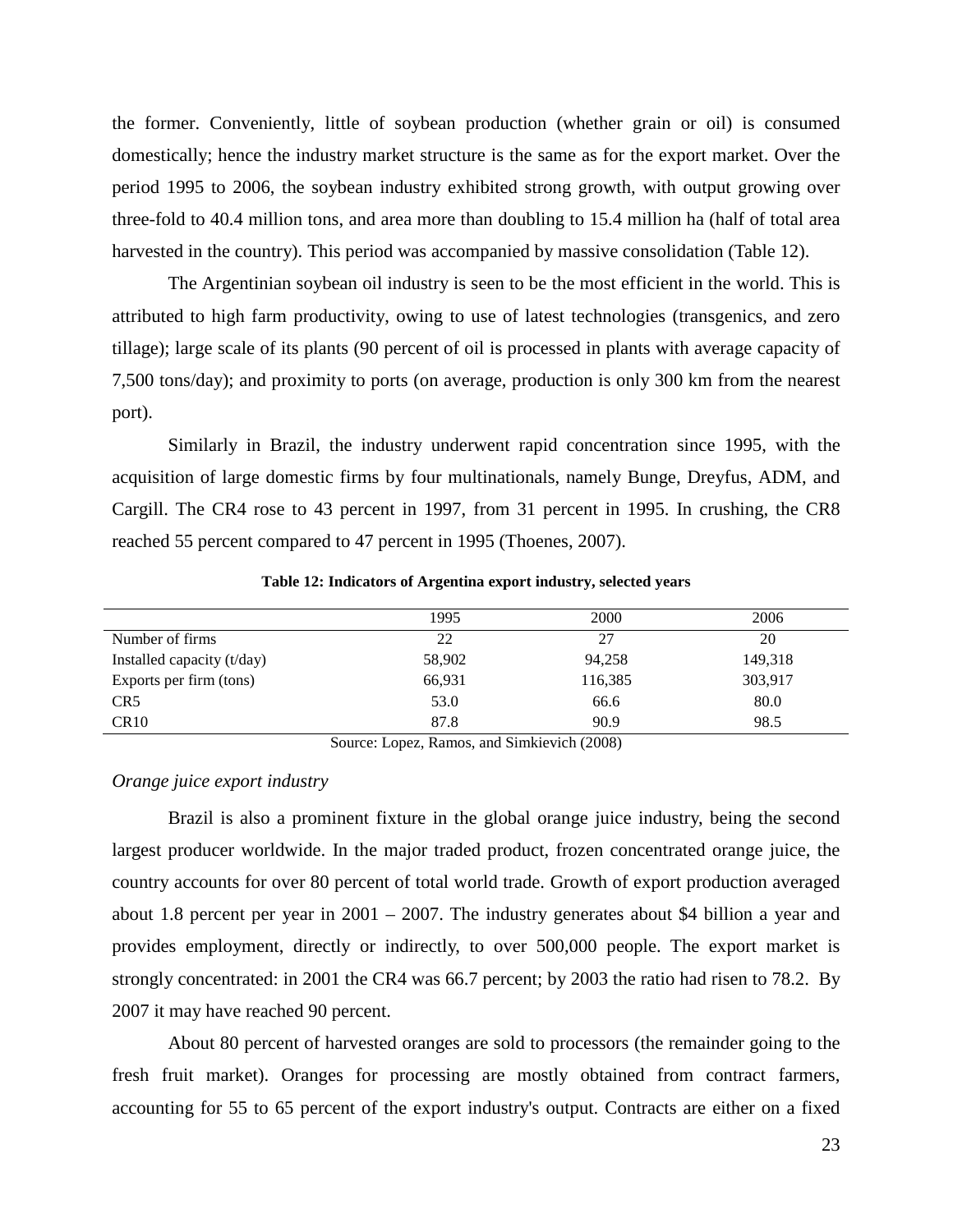the former. Conveniently, little of soybean production (whether grain or oil) is consumed domestically; hence the industry market structure is the same as for the export market. Over the period 1995 to 2006, the soybean industry exhibited strong growth, with output growing over three-fold to 40.4 million tons, and area more than doubling to 15.4 million ha (half of total area harvested in the country). This period was accompanied by massive consolidation (Table 12).

The Argentinian soybean oil industry is seen to be the most efficient in the world. This is attributed to high farm productivity, owing to use of latest technologies (transgenics, and zero tillage); large scale of its plants (90 percent of oil is processed in plants with average capacity of 7,500 tons/day); and proximity to ports (on average, production is only 300 km from the nearest port).

Similarly in Brazil, the industry underwent rapid concentration since 1995, with the acquisition of large domestic firms by four multinationals, namely Bunge, Dreyfus, ADM, and Cargill. The CR4 rose to 43 percent in 1997, from 31 percent in 1995. In crushing, the CR8 reached 55 percent compared to 47 percent in 1995 (Thoenes, 2007).

**Table 12: Indicators of Argentina export industry, selected years**

| | 1995 | 2000 | 2006 |
|---|---|---|---|
| Number of firms | 22 | 27 | 20 |
| Installed capacity (t/day) | 58,902 | 94,258 | 149,318 |
| Exports per firm (tons) | 66,931 | 116,385 | 303,917 |
| CR5 | 53.0 | 66.6 | 80.0 |
| CR10 | 87.8 | 90.9 | 98.5 |

Source: Lopez, Ramos, and Simkievich (2008)

*Orange juice export industry*

Brazil is also a prominent fixture in the global orange juice industry, being the second largest producer worldwide. In the major traded product, frozen concentrated orange juice, the country accounts for over 80 percent of total world trade. Growth of export production averaged about 1.8 percent per year in 2001 – 2007. The industry generates about $4 billion a year and provides employment, directly or indirectly, to over 500,000 people. The export market is strongly concentrated: in 2001 the CR4 was 66.7 percent; by 2003 the ratio had risen to 78.2. By 2007 it may have reached 90 percent.

About 80 percent of harvested oranges are sold to processors (the remainder going to the fresh fruit market). Oranges for processing are mostly obtained from contract farmers, accounting for 55 to 65 percent of the export industry's output. Contracts are either on a fixed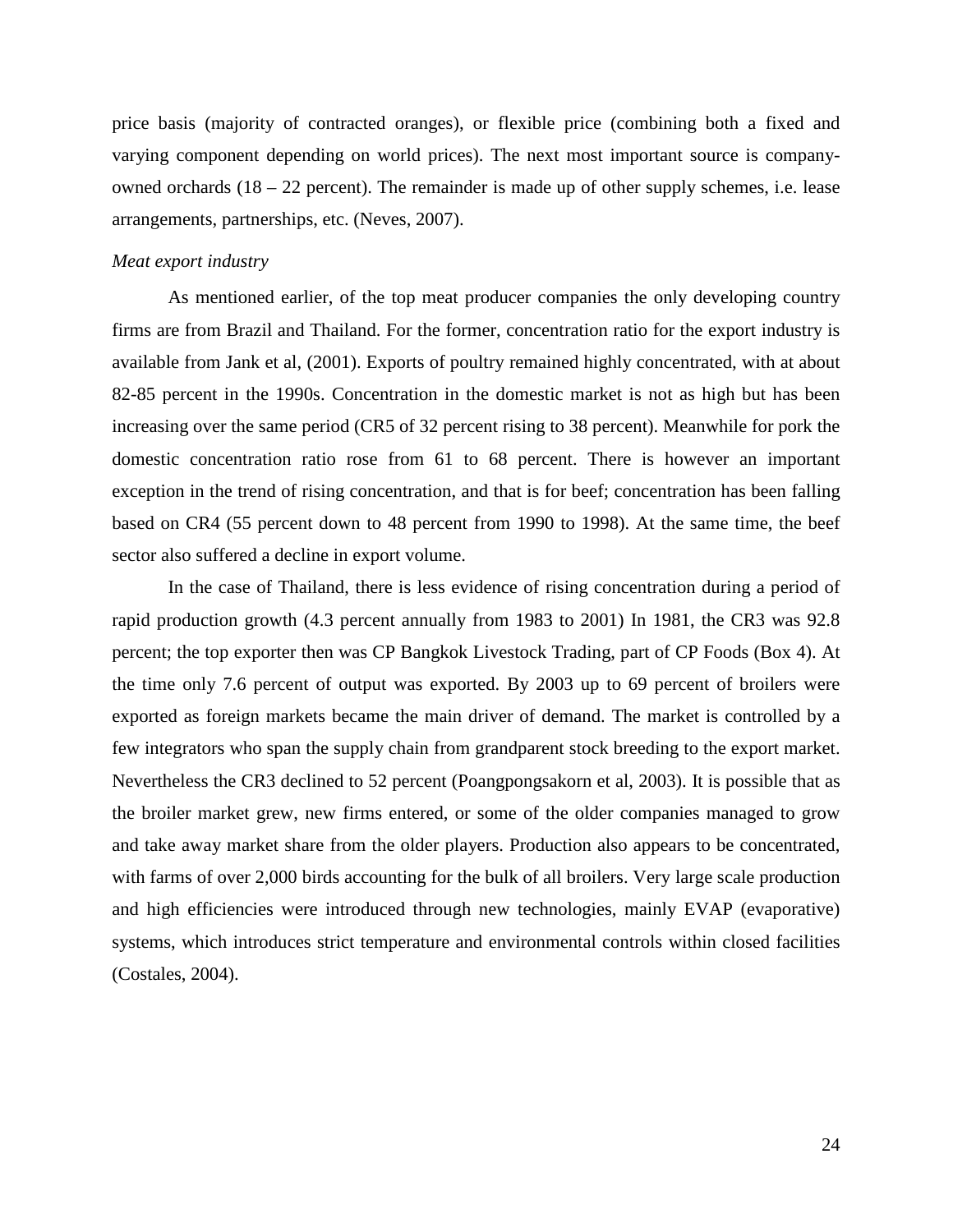price basis (majority of contracted oranges), or flexible price (combining both a fixed and varying component depending on world prices). The next most important source is company-owned orchards (18 – 22 percent). The remainder is made up of other supply schemes, i.e. lease arrangements, partnerships, etc. (Neves, 2007).

*Meat export industry*

As mentioned earlier, of the top meat producer companies the only developing country firms are from Brazil and Thailand. For the former, concentration ratio for the export industry is available from Jank et al, (2001). Exports of poultry remained highly concentrated, with at about 82-85 percent in the 1990s. Concentration in the domestic market is not as high but has been increasing over the same period (CR5 of 32 percent rising to 38 percent). Meanwhile for pork the domestic concentration ratio rose from 61 to 68 percent. There is however an important exception in the trend of rising concentration, and that is for beef; concentration has been falling based on CR4 (55 percent down to 48 percent from 1990 to 1998). At the same time, the beef sector also suffered a decline in export volume.

In the case of Thailand, there is less evidence of rising concentration during a period of rapid production growth (4.3 percent annually from 1983 to 2001) In 1981, the CR3 was 92.8 percent; the top exporter then was CP Bangkok Livestock Trading, part of CP Foods (Box 4). At the time only 7.6 percent of output was exported. By 2003 up to 69 percent of broilers were exported as foreign markets became the main driver of demand. The market is controlled by a few integrators who span the supply chain from grandparent stock breeding to the export market. Nevertheless the CR3 declined to 52 percent (Poangpongsakorn et al, 2003). It is possible that as the broiler market grew, new firms entered, or some of the older companies managed to grow and take away market share from the older players. Production also appears to be concentrated, with farms of over 2,000 birds accounting for the bulk of all broilers. Very large scale production and high efficiencies were introduced through new technologies, mainly EVAP (evaporative) systems, which introduces strict temperature and environmental controls within closed facilities (Costales, 2004).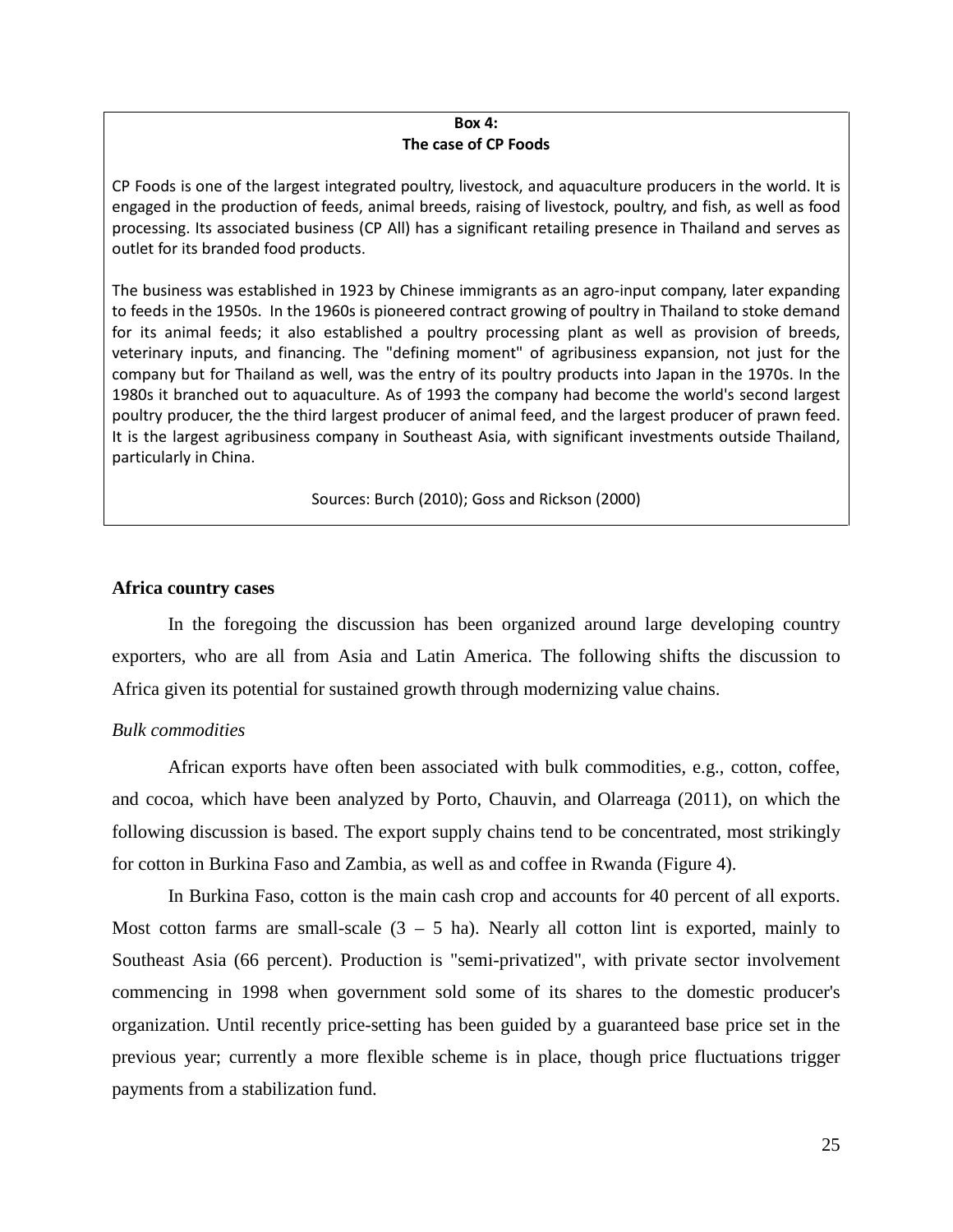**Box 4:**
**The case of CP Foods**

CP Foods is one of the largest integrated poultry, livestock, and aquaculture producers in the world. It is engaged in the production of feeds, animal breeds, raising of livestock, poultry, and fish, as well as food processing. Its associated business (CP All) has a significant retailing presence in Thailand and serves as outlet for its branded food products.

The business was established in 1923 by Chinese immigrants as an agro-input company, later expanding to feeds in the 1950s. In the 1960s is pioneered contract growing of poultry in Thailand to stoke demand for its animal feeds; it also established a poultry processing plant as well as provision of breeds, veterinary inputs, and financing. The "defining moment" of agribusiness expansion, not just for the company but for Thailand as well, was the entry of its poultry products into Japan in the 1970s. In the 1980s it branched out to aquaculture. As of 1993 the company had become the world's second largest poultry producer, the the third largest producer of animal feed, and the largest producer of prawn feed. It is the largest agribusiness company in Southeast Asia, with significant investments outside Thailand, particularly in China.

Sources: Burch (2010); Goss and Rickson (2000)

## Africa country cases

In the foregoing the discussion has been organized around large developing country exporters, who are all from Asia and Latin America. The following shifts the discussion to Africa given its potential for sustained growth through modernizing value chains.

### *Bulk commodities*

African exports have often been associated with bulk commodities, e.g., cotton, coffee, and cocoa, which have been analyzed by Porto, Chauvin, and Olarreaga (2011), on which the following discussion is based. The export supply chains tend to be concentrated, most strikingly for cotton in Burkina Faso and Zambia, as well as and coffee in Rwanda (Figure 4).

In Burkina Faso, cotton is the main cash crop and accounts for 40 percent of all exports. Most cotton farms are small-scale (3 – 5 ha). Nearly all cotton lint is exported, mainly to Southeast Asia (66 percent). Production is "semi-privatized", with private sector involvement commencing in 1998 when government sold some of its shares to the domestic producer's organization. Until recently price-setting has been guided by a guaranteed base price set in the previous year; currently a more flexible scheme is in place, though price fluctuations trigger payments from a stabilization fund.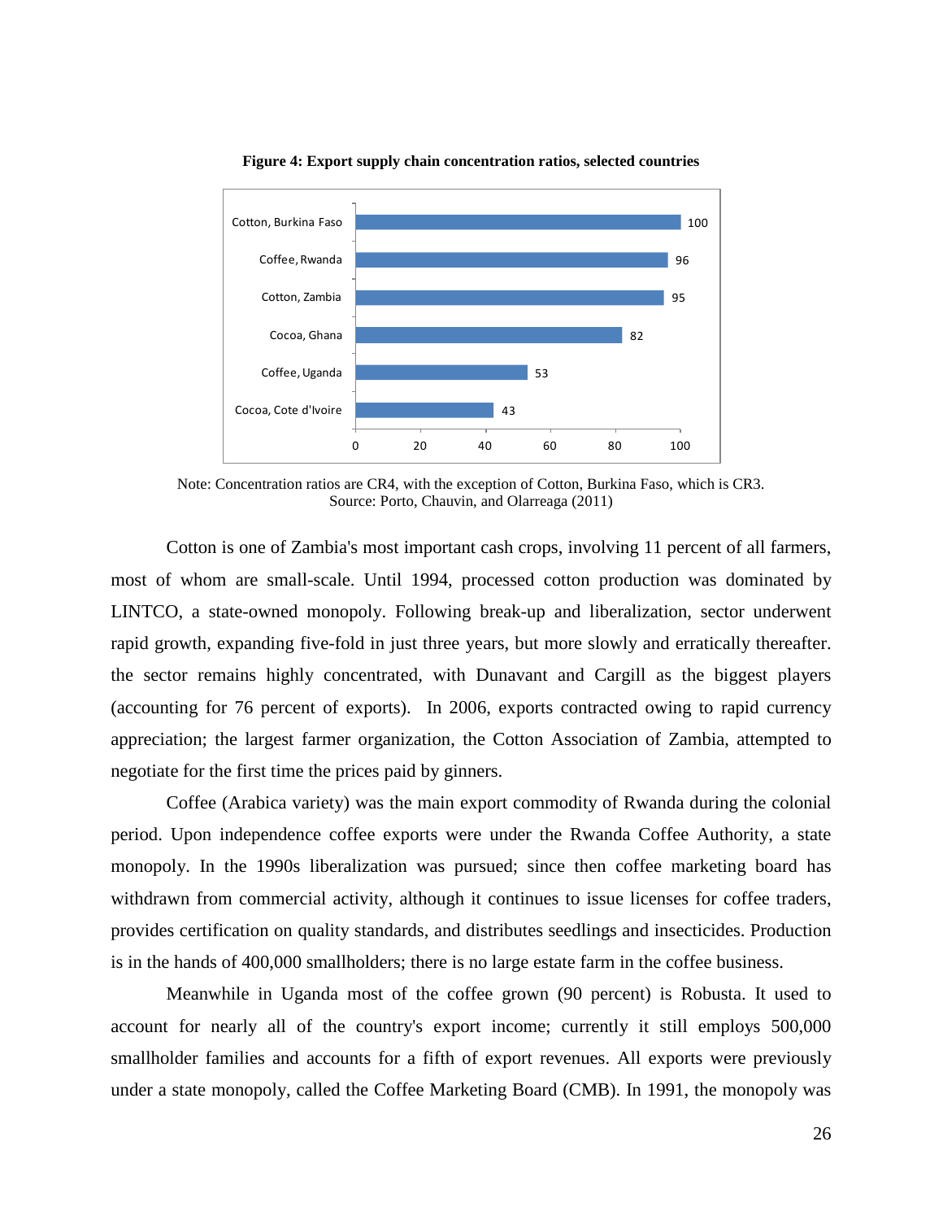**Figure 4: Export supply chain concentration ratios, selected countries**

| Country | Concentration ratio |
|---|---|
| Cotton, Burkina Faso | 100 |
| Coffee, Rwanda | 96 |
| Cotton, Zambia | 95 |
| Cocoa, Ghana | 82 |
| Coffee, Uganda | 53 |
| Cocoa, Cote d'Ivoire | 43 |

Note: Concentration ratios are CR4, with the exception of Cotton, Burkina Faso, which is CR3.
Source: Porto, Chauvin, and Olarreaga (2011)

Cotton is one of Zambia's most important cash crops, involving 11 percent of all farmers, most of whom are small-scale. Until 1994, processed cotton production was dominated by LINTCO, a state-owned monopoly. Following break-up and liberalization, sector underwent rapid growth, expanding five-fold in just three years, but more slowly and erratically thereafter. the sector remains highly concentrated, with Dunavant and Cargill as the biggest players (accounting for 76 percent of exports). In 2006, exports contracted owing to rapid currency appreciation; the largest farmer organization, the Cotton Association of Zambia, attempted to negotiate for the first time the prices paid by ginners.

Coffee (Arabica variety) was the main export commodity of Rwanda during the colonial period. Upon independence coffee exports were under the Rwanda Coffee Authority, a state monopoly. In the 1990s liberalization was pursued; since then coffee marketing board has withdrawn from commercial activity, although it continues to issue licenses for coffee traders, provides certification on quality standards, and distributes seedlings and insecticides. Production is in the hands of 400,000 smallholders; there is no large estate farm in the coffee business.

Meanwhile in Uganda most of the coffee grown (90 percent) is Robusta. It used to account for nearly all of the country's export income; currently it still employs 500,000 smallholder families and accounts for a fifth of export revenues. All exports were previously under a state monopoly, called the Coffee Marketing Board (CMB). In 1991, the monopoly was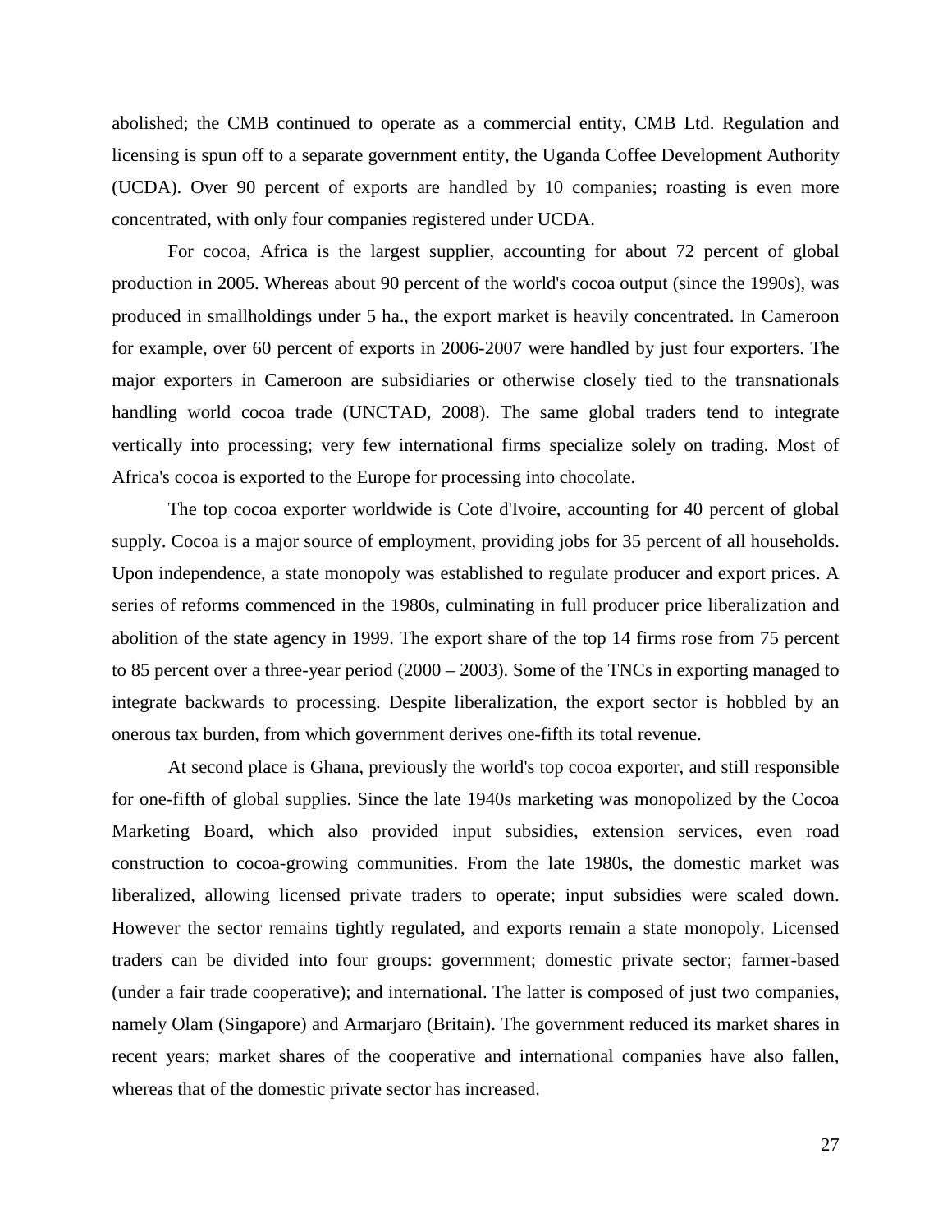abolished; the CMB continued to operate as a commercial entity, CMB Ltd. Regulation and licensing is spun off to a separate government entity, the Uganda Coffee Development Authority (UCDA). Over 90 percent of exports are handled by 10 companies; roasting is even more concentrated, with only four companies registered under UCDA.

For cocoa, Africa is the largest supplier, accounting for about 72 percent of global production in 2005. Whereas about 90 percent of the world's cocoa output (since the 1990s), was produced in smallholdings under 5 ha., the export market is heavily concentrated. In Cameroon for example, over 60 percent of exports in 2006-2007 were handled by just four exporters. The major exporters in Cameroon are subsidiaries or otherwise closely tied to the transnationals handling world cocoa trade (UNCTAD, 2008). The same global traders tend to integrate vertically into processing; very few international firms specialize solely on trading. Most of Africa's cocoa is exported to the Europe for processing into chocolate.

The top cocoa exporter worldwide is Cote d'Ivoire, accounting for 40 percent of global supply. Cocoa is a major source of employment, providing jobs for 35 percent of all households. Upon independence, a state monopoly was established to regulate producer and export prices. A series of reforms commenced in the 1980s, culminating in full producer price liberalization and abolition of the state agency in 1999. The export share of the top 14 firms rose from 75 percent to 85 percent over a three-year period (2000 – 2003). Some of the TNCs in exporting managed to integrate backwards to processing. Despite liberalization, the export sector is hobbled by an onerous tax burden, from which government derives one-fifth its total revenue.

At second place is Ghana, previously the world's top cocoa exporter, and still responsible for one-fifth of global supplies. Since the late 1940s marketing was monopolized by the Cocoa Marketing Board, which also provided input subsidies, extension services, even road construction to cocoa-growing communities. From the late 1980s, the domestic market was liberalized, allowing licensed private traders to operate; input subsidies were scaled down. However the sector remains tightly regulated, and exports remain a state monopoly. Licensed traders can be divided into four groups: government; domestic private sector; farmer-based (under a fair trade cooperative); and international. The latter is composed of just two companies, namely Olam (Singapore) and Armarjaro (Britain). The government reduced its market shares in recent years; market shares of the cooperative and international companies have also fallen, whereas that of the domestic private sector has increased.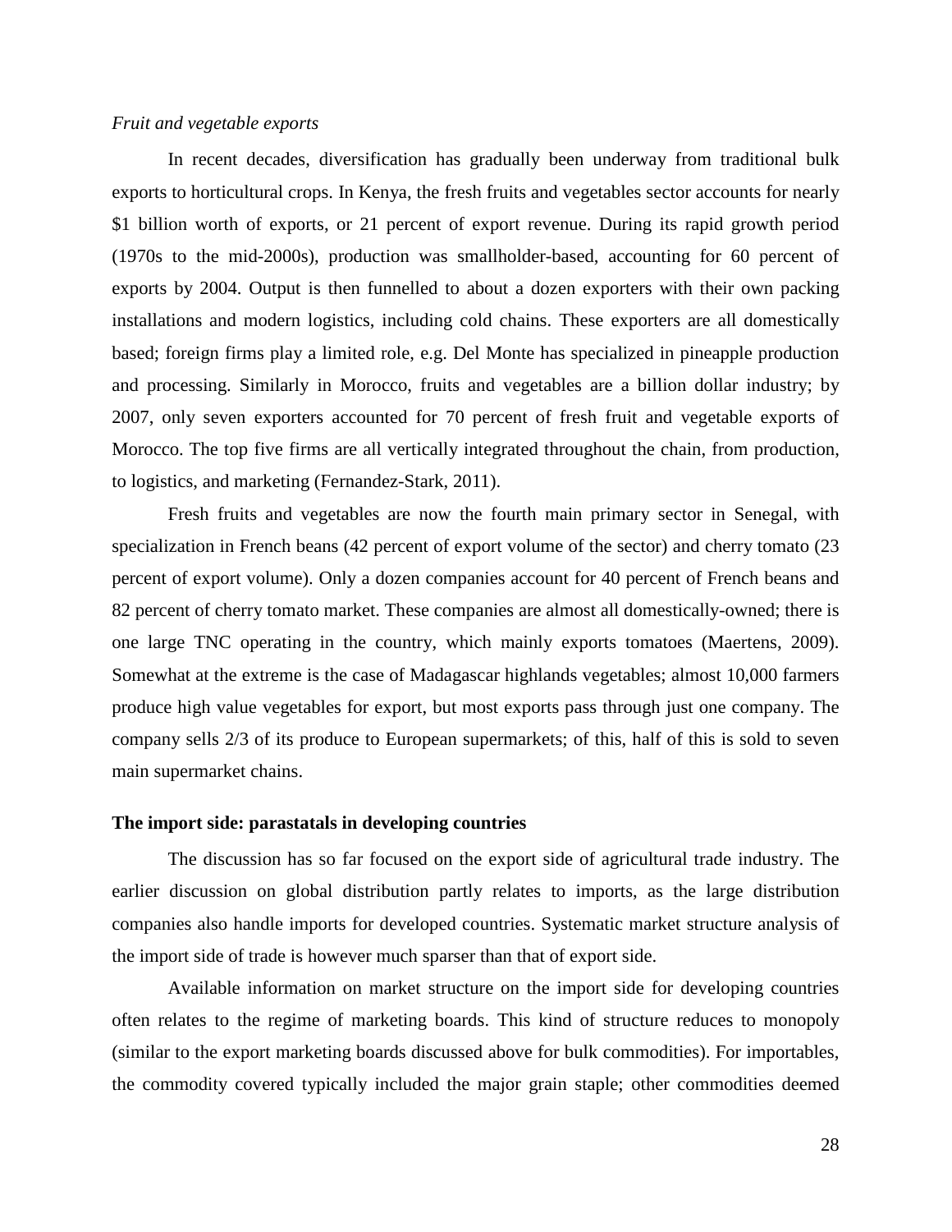*Fruit and vegetable exports*

In recent decades, diversification has gradually been underway from traditional bulk exports to horticultural crops. In Kenya, the fresh fruits and vegetables sector accounts for nearly $1 billion worth of exports, or 21 percent of export revenue. During its rapid growth period (1970s to the mid-2000s), production was smallholder-based, accounting for 60 percent of exports by 2004. Output is then funnelled to about a dozen exporters with their own packing installations and modern logistics, including cold chains. These exporters are all domestically based; foreign firms play a limited role, e.g. Del Monte has specialized in pineapple production and processing. Similarly in Morocco, fruits and vegetables are a billion dollar industry; by 2007, only seven exporters accounted for 70 percent of fresh fruit and vegetable exports of Morocco. The top five firms are all vertically integrated throughout the chain, from production, to logistics, and marketing (Fernandez-Stark, 2011).

Fresh fruits and vegetables are now the fourth main primary sector in Senegal, with specialization in French beans (42 percent of export volume of the sector) and cherry tomato (23 percent of export volume). Only a dozen companies account for 40 percent of French beans and 82 percent of cherry tomato market. These companies are almost all domestically-owned; there is one large TNC operating in the country, which mainly exports tomatoes (Maertens, 2009). Somewhat at the extreme is the case of Madagascar highlands vegetables; almost 10,000 farmers produce high value vegetables for export, but most exports pass through just one company. The company sells 2/3 of its produce to European supermarkets; of this, half of this is sold to seven main supermarket chains.

**The import side: parastatals in developing countries**

The discussion has so far focused on the export side of agricultural trade industry. The earlier discussion on global distribution partly relates to imports, as the large distribution companies also handle imports for developed countries. Systematic market structure analysis of the import side of trade is however much sparser than that of export side.

Available information on market structure on the import side for developing countries often relates to the regime of marketing boards. This kind of structure reduces to monopoly (similar to the export marketing boards discussed above for bulk commodities). For importables, the commodity covered typically included the major grain staple; other commodities deemed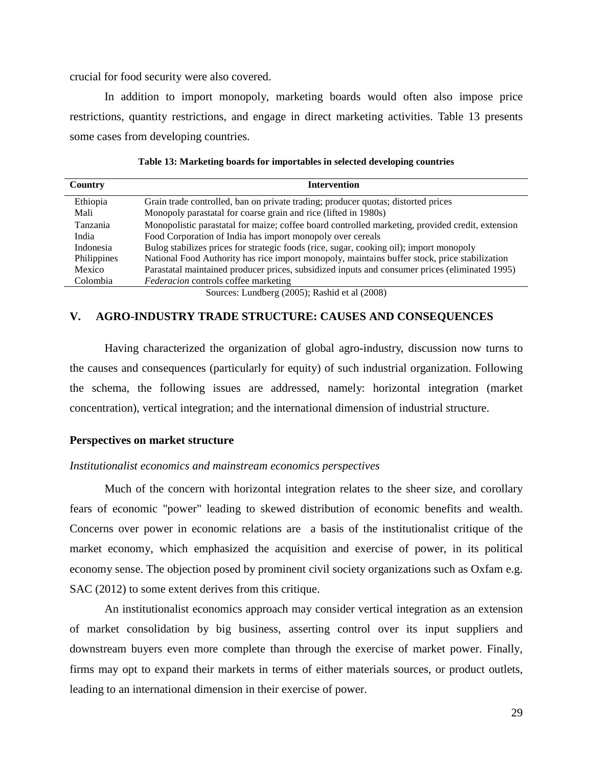crucial for food security were also covered.

In addition to import monopoly, marketing boards would often also impose price restrictions, quantity restrictions, and engage in direct marketing activities. Table 13 presents some cases from developing countries.

**Table 13: Marketing boards for importables in selected developing countries**

| Country | Intervention |
|---|---|
| Ethiopia | Grain trade controlled, ban on private trading; producer quotas; distorted prices |
| Mali | Monopoly parastatal for coarse grain and rice (lifted in 1980s) |
| Tanzania | Monopolistic parastatal for maize; coffee board controlled marketing, provided credit, extension |
| India | Food Corporation of India has import monopoly over cereals |
| Indonesia | Bulog stabilizes prices for strategic foods (rice, sugar, cooking oil); import monopoly |
| Philippines | National Food Authority has rice import monopoly, maintains buffer stock, price stabilization |
| Mexico | Parastatal maintained producer prices, subsidized inputs and consumer prices (eliminated 1995) |
| Colombia | *Federacion* controls coffee marketing |

Sources: Lundberg (2005); Rashid et al (2008)

## V. AGRO-INDUSTRY TRADE STRUCTURE: CAUSES AND CONSEQUENCES

Having characterized the organization of global agro-industry, discussion now turns to the causes and consequences (particularly for equity) of such industrial organization. Following the schema, the following issues are addressed, namely: horizontal integration (market concentration), vertical integration; and the international dimension of industrial structure.

### Perspectives on market structure

*Institutionalist economics and mainstream economics perspectives*

Much of the concern with horizontal integration relates to the sheer size, and corollary fears of economic "power" leading to skewed distribution of economic benefits and wealth. Concerns over power in economic relations are a basis of the institutionalist critique of the market economy, which emphasized the acquisition and exercise of power, in its political economy sense. The objection posed by prominent civil society organizations such as Oxfam e.g. SAC (2012) to some extent derives from this critique.

An institutionalist economics approach may consider vertical integration as an extension of market consolidation by big business, asserting control over its input suppliers and downstream buyers even more complete than through the exercise of market power. Finally, firms may opt to expand their markets in terms of either materials sources, or product outlets, leading to an international dimension in their exercise of power.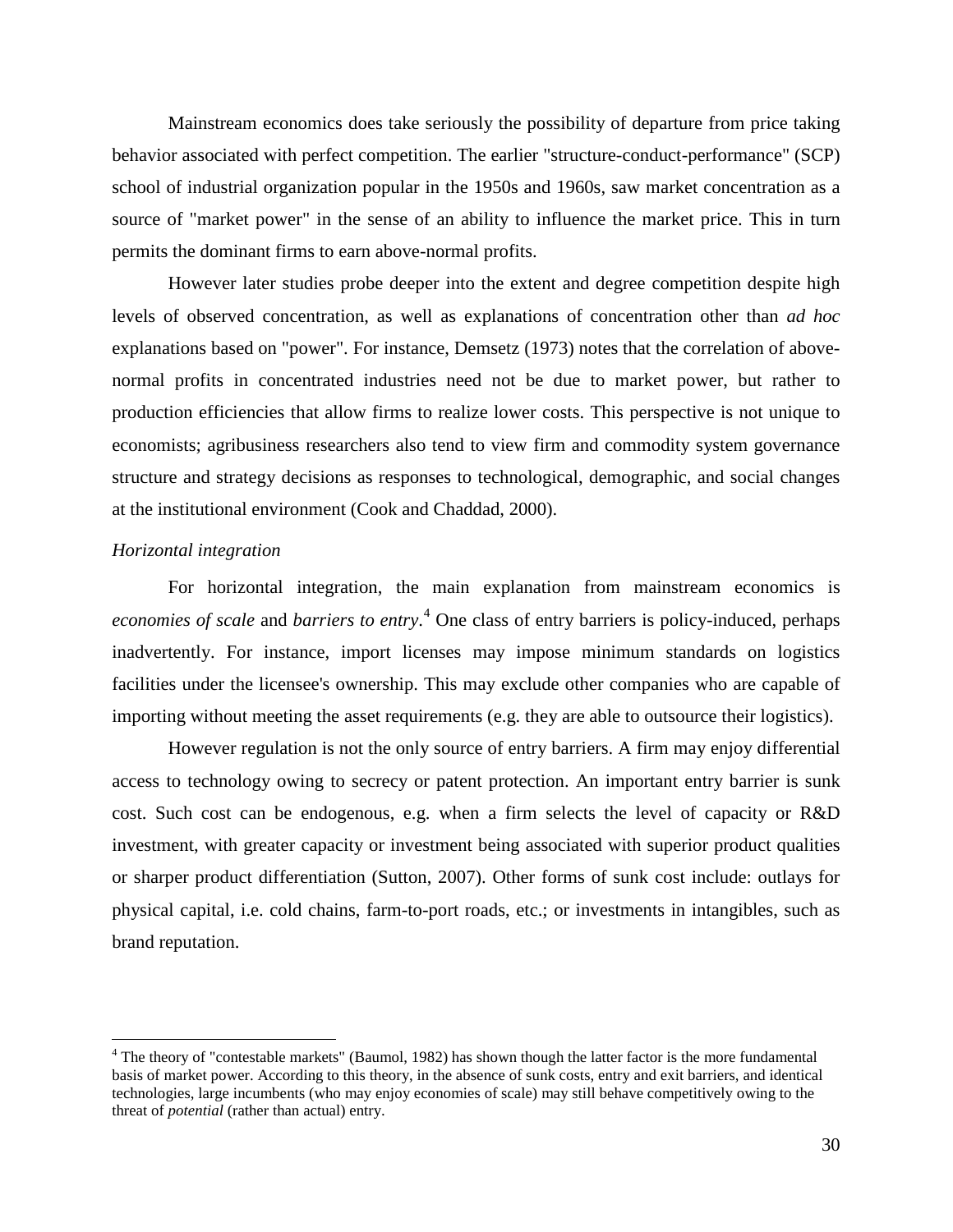Mainstream economics does take seriously the possibility of departure from price taking behavior associated with perfect competition. The earlier "structure-conduct-performance" (SCP) school of industrial organization popular in the 1950s and 1960s, saw market concentration as a source of "market power" in the sense of an ability to influence the market price. This in turn permits the dominant firms to earn above-normal profits.

However later studies probe deeper into the extent and degree competition despite high levels of observed concentration, as well as explanations of concentration other than *ad hoc* explanations based on "power". For instance, Demsetz (1973) notes that the correlation of above-normal profits in concentrated industries need not be due to market power, but rather to production efficiencies that allow firms to realize lower costs. This perspective is not unique to economists; agribusiness researchers also tend to view firm and commodity system governance structure and strategy decisions as responses to technological, demographic, and social changes at the institutional environment (Cook and Chaddad, 2000).

*Horizontal integration*

For horizontal integration, the main explanation from mainstream economics is *economies of scale* and *barriers to entry*.[4] One class of entry barriers is policy-induced, perhaps inadvertently. For instance, import licenses may impose minimum standards on logistics facilities under the licensee's ownership. This may exclude other companies who are capable of importing without meeting the asset requirements (e.g. they are able to outsource their logistics).

However regulation is not the only source of entry barriers. A firm may enjoy differential access to technology owing to secrecy or patent protection. An important entry barrier is sunk cost. Such cost can be endogenous, e.g. when a firm selects the level of capacity or R&D investment, with greater capacity or investment being associated with superior product qualities or sharper product differentiation (Sutton, 2007). Other forms of sunk cost include: outlays for physical capital, i.e. cold chains, farm-to-port roads, etc.; or investments in intangibles, such as brand reputation.

[4] The theory of "contestable markets" (Baumol, 1982) has shown though the latter factor is the more fundamental basis of market power. According to this theory, in the absence of sunk costs, entry and exit barriers, and identical technologies, large incumbents (who may enjoy economies of scale) may still behave competitively owing to the threat of *potential* (rather than actual) entry.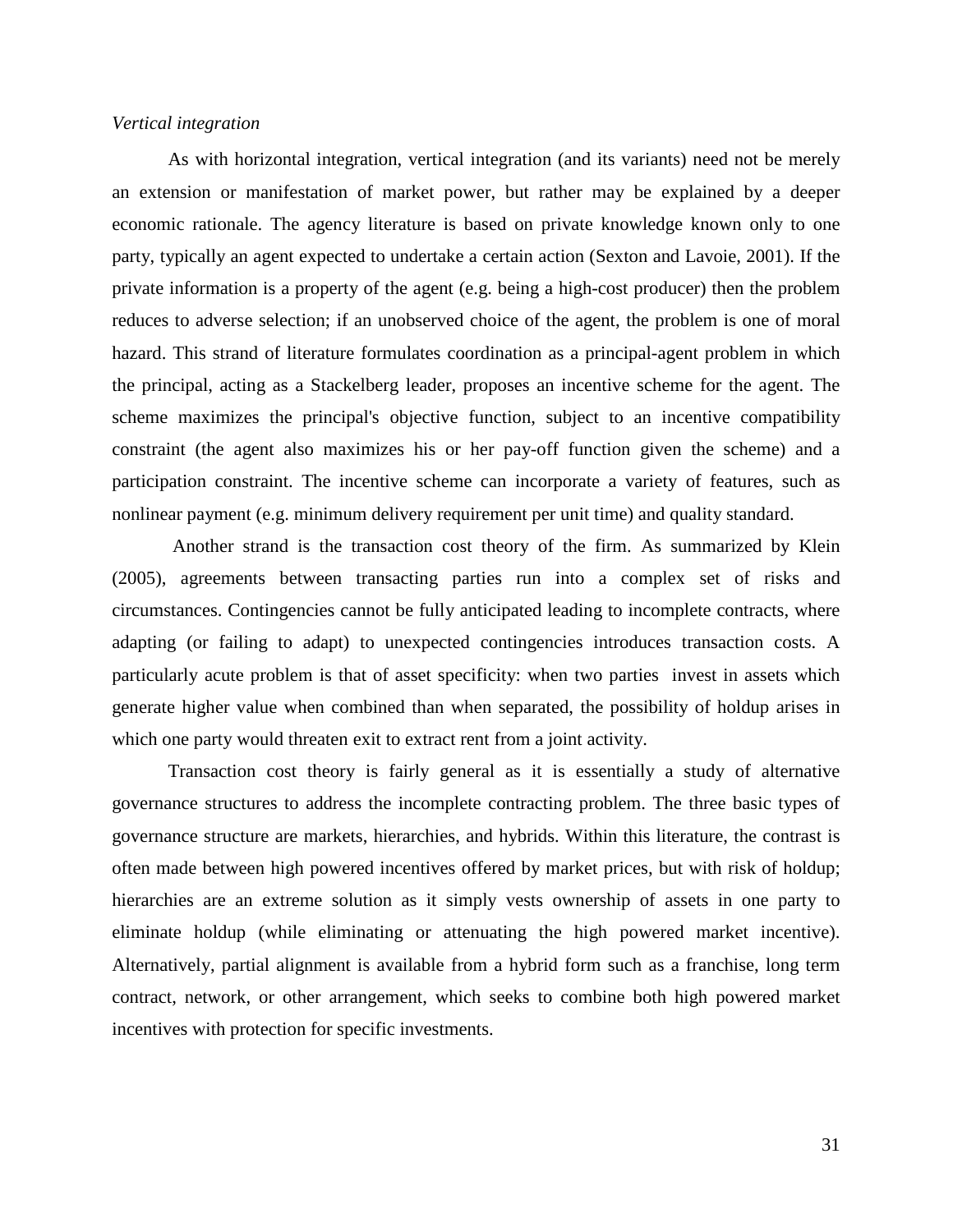*Vertical integration*

As with horizontal integration, vertical integration (and its variants) need not be merely an extension or manifestation of market power, but rather may be explained by a deeper economic rationale. The agency literature is based on private knowledge known only to one party, typically an agent expected to undertake a certain action (Sexton and Lavoie, 2001). If the private information is a property of the agent (e.g. being a high-cost producer) then the problem reduces to adverse selection; if an unobserved choice of the agent, the problem is one of moral hazard. This strand of literature formulates coordination as a principal-agent problem in which the principal, acting as a Stackelberg leader, proposes an incentive scheme for the agent. The scheme maximizes the principal's objective function, subject to an incentive compatibility constraint (the agent also maximizes his or her pay-off function given the scheme) and a participation constraint. The incentive scheme can incorporate a variety of features, such as nonlinear payment (e.g. minimum delivery requirement per unit time) and quality standard.

Another strand is the transaction cost theory of the firm. As summarized by Klein (2005), agreements between transacting parties run into a complex set of risks and circumstances. Contingencies cannot be fully anticipated leading to incomplete contracts, where adapting (or failing to adapt) to unexpected contingencies introduces transaction costs. A particularly acute problem is that of asset specificity: when two parties invest in assets which generate higher value when combined than when separated, the possibility of holdup arises in which one party would threaten exit to extract rent from a joint activity.

Transaction cost theory is fairly general as it is essentially a study of alternative governance structures to address the incomplete contracting problem. The three basic types of governance structure are markets, hierarchies, and hybrids. Within this literature, the contrast is often made between high powered incentives offered by market prices, but with risk of holdup; hierarchies are an extreme solution as it simply vests ownership of assets in one party to eliminate holdup (while eliminating or attenuating the high powered market incentive). Alternatively, partial alignment is available from a hybrid form such as a franchise, long term contract, network, or other arrangement, which seeks to combine both high powered market incentives with protection for specific investments.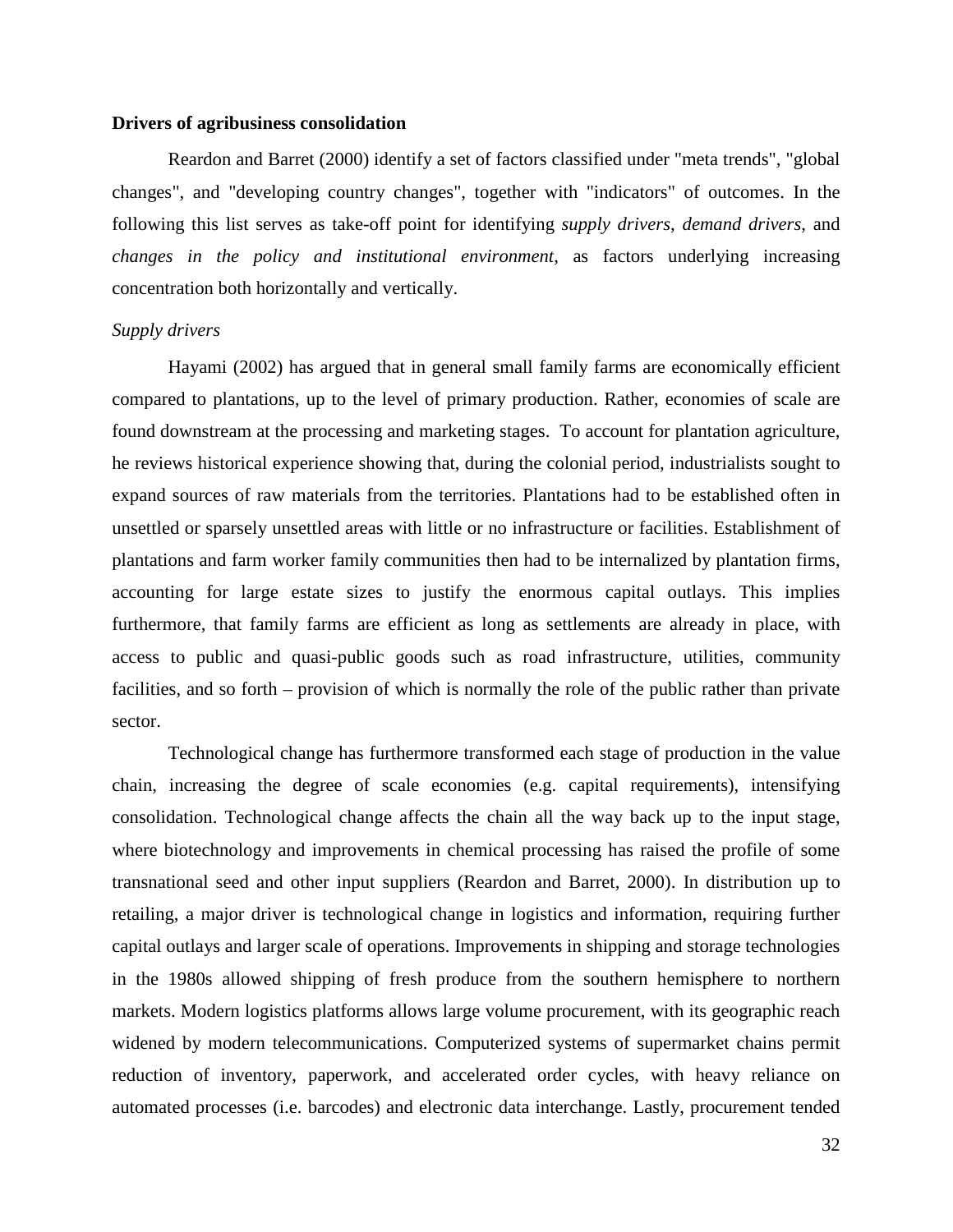**Drivers of agribusiness consolidation**

Reardon and Barret (2000) identify a set of factors classified under "meta trends", "global changes", and "developing country changes", together with "indicators" of outcomes. In the following this list serves as take-off point for identifying *supply drivers*, *demand drivers*, and *changes in the policy and institutional environment*, as factors underlying increasing concentration both horizontally and vertically.

*Supply drivers*

Hayami (2002) has argued that in general small family farms are economically efficient compared to plantations, up to the level of primary production. Rather, economies of scale are found downstream at the processing and marketing stages. To account for plantation agriculture, he reviews historical experience showing that, during the colonial period, industrialists sought to expand sources of raw materials from the territories. Plantations had to be established often in unsettled or sparsely unsettled areas with little or no infrastructure or facilities. Establishment of plantations and farm worker family communities then had to be internalized by plantation firms, accounting for large estate sizes to justify the enormous capital outlays. This implies furthermore, that family farms are efficient as long as settlements are already in place, with access to public and quasi-public goods such as road infrastructure, utilities, community facilities, and so forth – provision of which is normally the role of the public rather than private sector.

Technological change has furthermore transformed each stage of production in the value chain, increasing the degree of scale economies (e.g. capital requirements), intensifying consolidation. Technological change affects the chain all the way back up to the input stage, where biotechnology and improvements in chemical processing has raised the profile of some transnational seed and other input suppliers (Reardon and Barret, 2000). In distribution up to retailing, a major driver is technological change in logistics and information, requiring further capital outlays and larger scale of operations. Improvements in shipping and storage technologies in the 1980s allowed shipping of fresh produce from the southern hemisphere to northern markets. Modern logistics platforms allows large volume procurement, with its geographic reach widened by modern telecommunications. Computerized systems of supermarket chains permit reduction of inventory, paperwork, and accelerated order cycles, with heavy reliance on automated processes (i.e. barcodes) and electronic data interchange. Lastly, procurement tended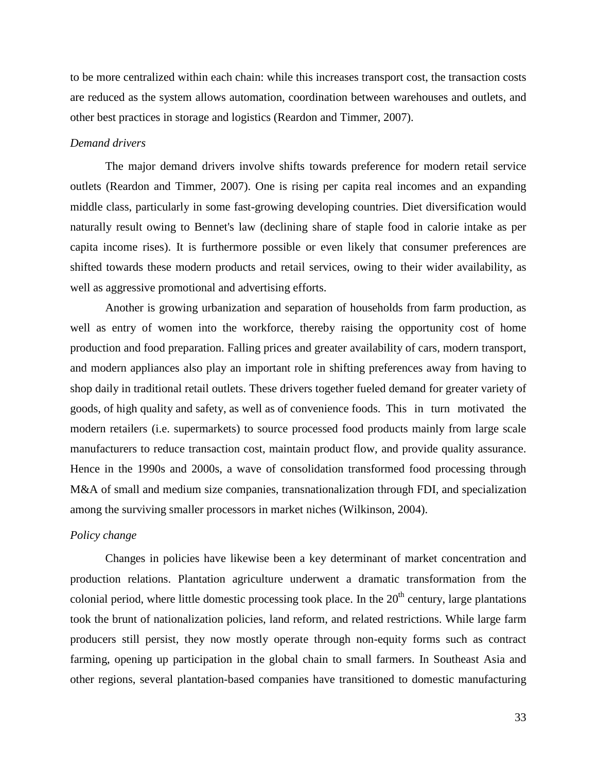to be more centralized within each chain: while this increases transport cost, the transaction costs are reduced as the system allows automation, coordination between warehouses and outlets, and other best practices in storage and logistics (Reardon and Timmer, 2007).

*Demand drivers*

The major demand drivers involve shifts towards preference for modern retail service outlets (Reardon and Timmer, 2007). One is rising per capita real incomes and an expanding middle class, particularly in some fast-growing developing countries. Diet diversification would naturally result owing to Bennet's law (declining share of staple food in calorie intake as per capita income rises). It is furthermore possible or even likely that consumer preferences are shifted towards these modern products and retail services, owing to their wider availability, as well as aggressive promotional and advertising efforts.

Another is growing urbanization and separation of households from farm production, as well as entry of women into the workforce, thereby raising the opportunity cost of home production and food preparation. Falling prices and greater availability of cars, modern transport, and modern appliances also play an important role in shifting preferences away from having to shop daily in traditional retail outlets. These drivers together fueled demand for greater variety of goods, of high quality and safety, as well as of convenience foods. This in turn motivated the modern retailers (i.e. supermarkets) to source processed food products mainly from large scale manufacturers to reduce transaction cost, maintain product flow, and provide quality assurance. Hence in the 1990s and 2000s, a wave of consolidation transformed food processing through M&A of small and medium size companies, transnationalization through FDI, and specialization among the surviving smaller processors in market niches (Wilkinson, 2004).

*Policy change*

Changes in policies have likewise been a key determinant of market concentration and production relations. Plantation agriculture underwent a dramatic transformation from the colonial period, where little domestic processing took place. In the 20th century, large plantations took the brunt of nationalization policies, land reform, and related restrictions. While large farm producers still persist, they now mostly operate through non-equity forms such as contract farming, opening up participation in the global chain to small farmers. In Southeast Asia and other regions, several plantation-based companies have transitioned to domestic manufacturing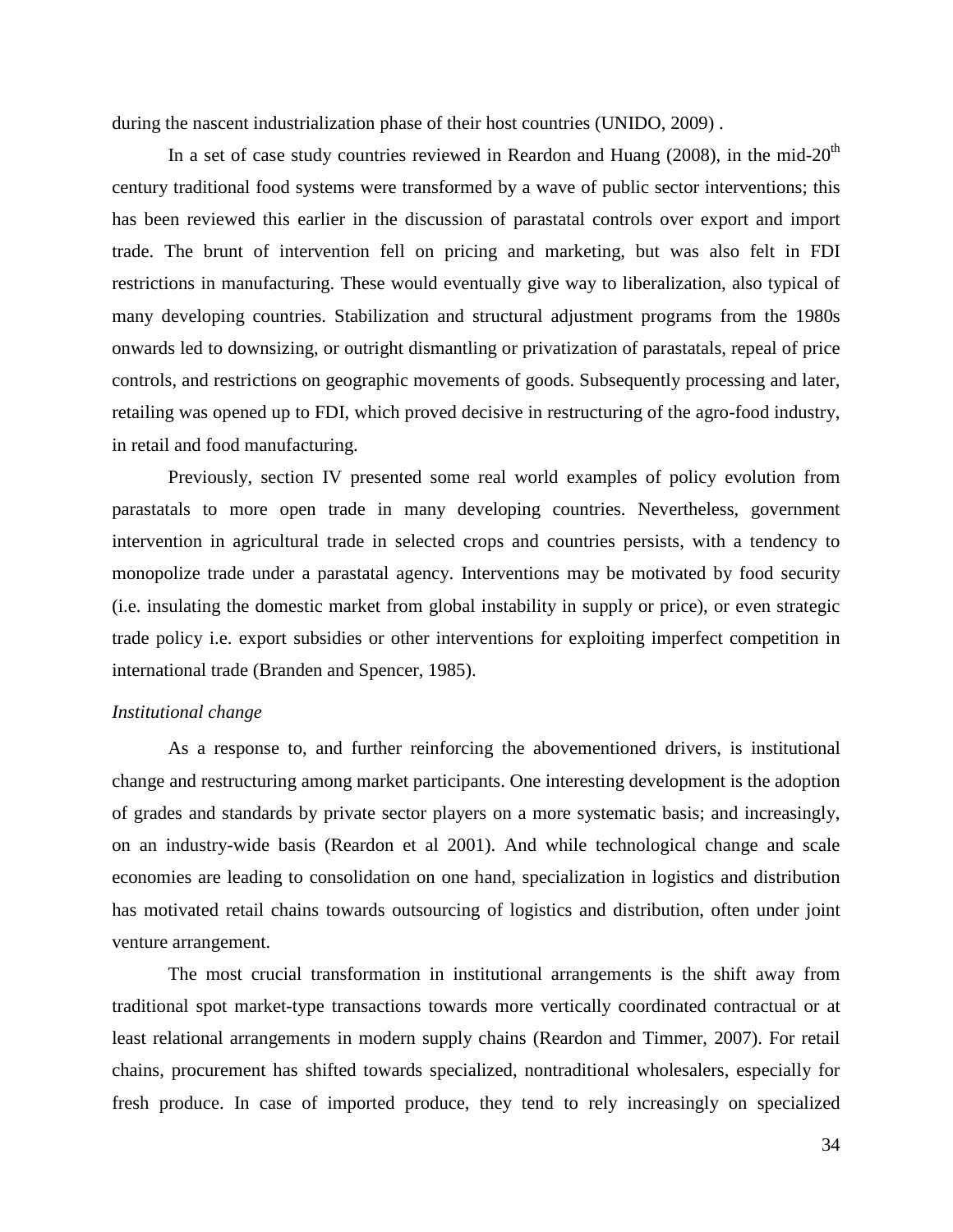during the nascent industrialization phase of their host countries (UNIDO, 2009) .

In a set of case study countries reviewed in Reardon and Huang (2008), in the mid-20[th] century traditional food systems were transformed by a wave of public sector interventions; this has been reviewed this earlier in the discussion of parastatal controls over export and import trade. The brunt of intervention fell on pricing and marketing, but was also felt in FDI restrictions in manufacturing. These would eventually give way to liberalization, also typical of many developing countries. Stabilization and structural adjustment programs from the 1980s onwards led to downsizing, or outright dismantling or privatization of parastatals, repeal of price controls, and restrictions on geographic movements of goods. Subsequently processing and later, retailing was opened up to FDI, which proved decisive in restructuring of the agro-food industry, in retail and food manufacturing.

Previously, section IV presented some real world examples of policy evolution from parastatals to more open trade in many developing countries. Nevertheless, government intervention in agricultural trade in selected crops and countries persists, with a tendency to monopolize trade under a parastatal agency. Interventions may be motivated by food security (i.e. insulating the domestic market from global instability in supply or price), or even strategic trade policy i.e. export subsidies or other interventions for exploiting imperfect competition in international trade (Branden and Spencer, 1985).

*Institutional change*

As a response to, and further reinforcing the abovementioned drivers, is institutional change and restructuring among market participants. One interesting development is the adoption of grades and standards by private sector players on a more systematic basis; and increasingly, on an industry-wide basis (Reardon et al 2001). And while technological change and scale economies are leading to consolidation on one hand, specialization in logistics and distribution has motivated retail chains towards outsourcing of logistics and distribution, often under joint venture arrangement.

The most crucial transformation in institutional arrangements is the shift away from traditional spot market-type transactions towards more vertically coordinated contractual or at least relational arrangements in modern supply chains (Reardon and Timmer, 2007). For retail chains, procurement has shifted towards specialized, nontraditional wholesalers, especially for fresh produce. In case of imported produce, they tend to rely increasingly on specialized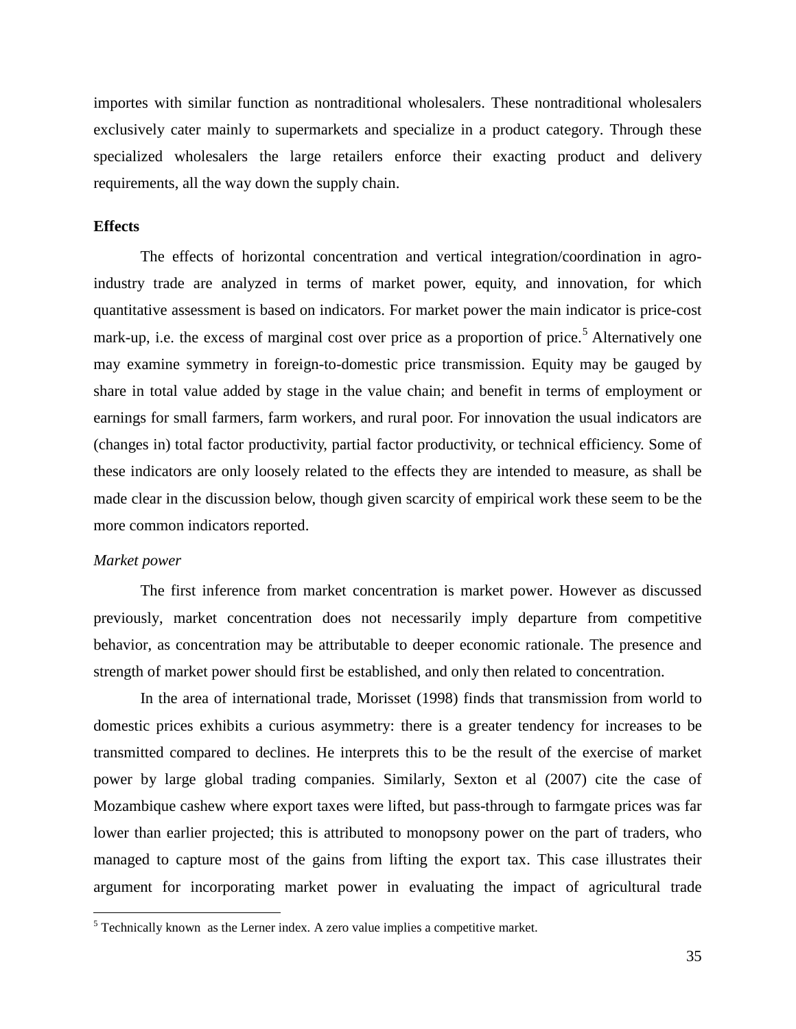importes with similar function as nontraditional wholesalers. These nontraditional wholesalers exclusively cater mainly to supermarkets and specialize in a product category. Through these specialized wholesalers the large retailers enforce their exacting product and delivery requirements, all the way down the supply chain.

**Effects**

The effects of horizontal concentration and vertical integration/coordination in agro-industry trade are analyzed in terms of market power, equity, and innovation, for which quantitative assessment is based on indicators. For market power the main indicator is price-cost mark-up, i.e. the excess of marginal cost over price as a proportion of price.[5] Alternatively one may examine symmetry in foreign-to-domestic price transmission. Equity may be gauged by share in total value added by stage in the value chain; and benefit in terms of employment or earnings for small farmers, farm workers, and rural poor. For innovation the usual indicators are (changes in) total factor productivity, partial factor productivity, or technical efficiency. Some of these indicators are only loosely related to the effects they are intended to measure, as shall be made clear in the discussion below, though given scarcity of empirical work these seem to be the more common indicators reported.

*Market power*

The first inference from market concentration is market power. However as discussed previously, market concentration does not necessarily imply departure from competitive behavior, as concentration may be attributable to deeper economic rationale. The presence and strength of market power should first be established, and only then related to concentration.

In the area of international trade, Morisset (1998) finds that transmission from world to domestic prices exhibits a curious asymmetry: there is a greater tendency for increases to be transmitted compared to declines. He interprets this to be the result of the exercise of market power by large global trading companies. Similarly, Sexton et al (2007) cite the case of Mozambique cashew where export taxes were lifted, but pass-through to farmgate prices was far lower than earlier projected; this is attributed to monopsony power on the part of traders, who managed to capture most of the gains from lifting the export tax. This case illustrates their argument for incorporating market power in evaluating the impact of agricultural trade

[5] Technically known as the Lerner index. A zero value implies a competitive market.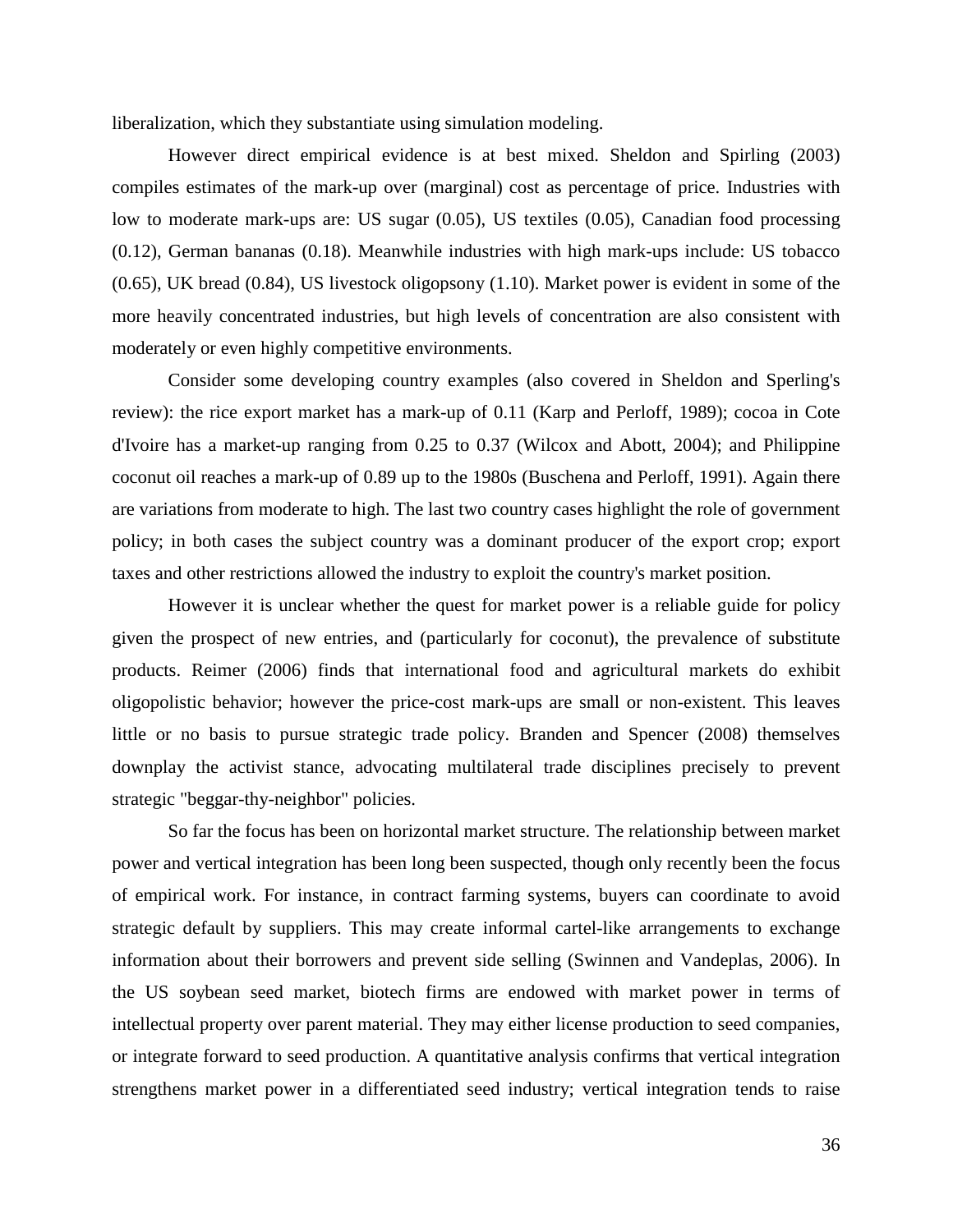liberalization, which they substantiate using simulation modeling.

However direct empirical evidence is at best mixed. Sheldon and Spirling (2003) compiles estimates of the mark-up over (marginal) cost as percentage of price. Industries with low to moderate mark-ups are: US sugar (0.05), US textiles (0.05), Canadian food processing (0.12), German bananas (0.18). Meanwhile industries with high mark-ups include: US tobacco (0.65), UK bread (0.84), US livestock oligopsony (1.10). Market power is evident in some of the more heavily concentrated industries, but high levels of concentration are also consistent with moderately or even highly competitive environments.

Consider some developing country examples (also covered in Sheldon and Sperling's review): the rice export market has a mark-up of 0.11 (Karp and Perloff, 1989); cocoa in Cote d'Ivoire has a market-up ranging from 0.25 to 0.37 (Wilcox and Abott, 2004); and Philippine coconut oil reaches a mark-up of 0.89 up to the 1980s (Buschena and Perloff, 1991). Again there are variations from moderate to high. The last two country cases highlight the role of government policy; in both cases the subject country was a dominant producer of the export crop; export taxes and other restrictions allowed the industry to exploit the country's market position.

However it is unclear whether the quest for market power is a reliable guide for policy given the prospect of new entries, and (particularly for coconut), the prevalence of substitute products. Reimer (2006) finds that international food and agricultural markets do exhibit oligopolistic behavior; however the price-cost mark-ups are small or non-existent. This leaves little or no basis to pursue strategic trade policy. Branden and Spencer (2008) themselves downplay the activist stance, advocating multilateral trade disciplines precisely to prevent strategic "beggar-thy-neighbor" policies.

So far the focus has been on horizontal market structure. The relationship between market power and vertical integration has been long been suspected, though only recently been the focus of empirical work. For instance, in contract farming systems, buyers can coordinate to avoid strategic default by suppliers. This may create informal cartel-like arrangements to exchange information about their borrowers and prevent side selling (Swinnen and Vandeplas, 2006). In the US soybean seed market, biotech firms are endowed with market power in terms of intellectual property over parent material. They may either license production to seed companies, or integrate forward to seed production. A quantitative analysis confirms that vertical integration strengthens market power in a differentiated seed industry; vertical integration tends to raise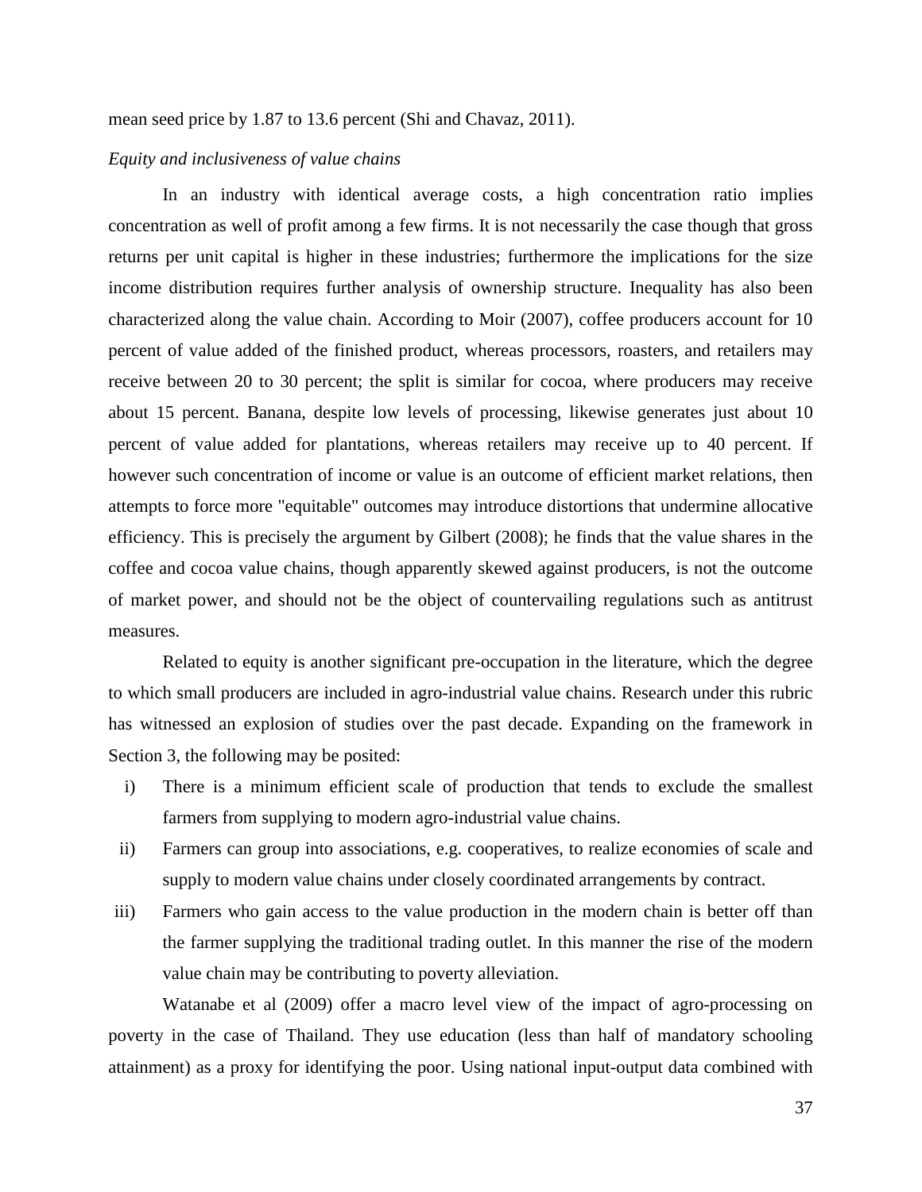mean seed price by 1.87 to 13.6 percent (Shi and Chavaz, 2011).

*Equity and inclusiveness of value chains*

In an industry with identical average costs, a high concentration ratio implies concentration as well of profit among a few firms. It is not necessarily the case though that gross returns per unit capital is higher in these industries; furthermore the implications for the size income distribution requires further analysis of ownership structure. Inequality has also been characterized along the value chain. According to Moir (2007), coffee producers account for 10 percent of value added of the finished product, whereas processors, roasters, and retailers may receive between 20 to 30 percent; the split is similar for cocoa, where producers may receive about 15 percent. Banana, despite low levels of processing, likewise generates just about 10 percent of value added for plantations, whereas retailers may receive up to 40 percent. If however such concentration of income or value is an outcome of efficient market relations, then attempts to force more "equitable" outcomes may introduce distortions that undermine allocative efficiency. This is precisely the argument by Gilbert (2008); he finds that the value shares in the coffee and cocoa value chains, though apparently skewed against producers, is not the outcome of market power, and should not be the object of countervailing regulations such as antitrust measures.

Related to equity is another significant pre-occupation in the literature, which the degree to which small producers are included in agro-industrial value chains. Research under this rubric has witnessed an explosion of studies over the past decade. Expanding on the framework in Section 3, the following may be posited:

i) There is a minimum efficient scale of production that tends to exclude the smallest farmers from supplying to modern agro-industrial value chains.
ii) Farmers can group into associations, e.g. cooperatives, to realize economies of scale and supply to modern value chains under closely coordinated arrangements by contract.
iii) Farmers who gain access to the value production in the modern chain is better off than the farmer supplying the traditional trading outlet. In this manner the rise of the modern value chain may be contributing to poverty alleviation.

Watanabe et al (2009) offer a macro level view of the impact of agro-processing on poverty in the case of Thailand. They use education (less than half of mandatory schooling attainment) as a proxy for identifying the poor. Using national input-output data combined with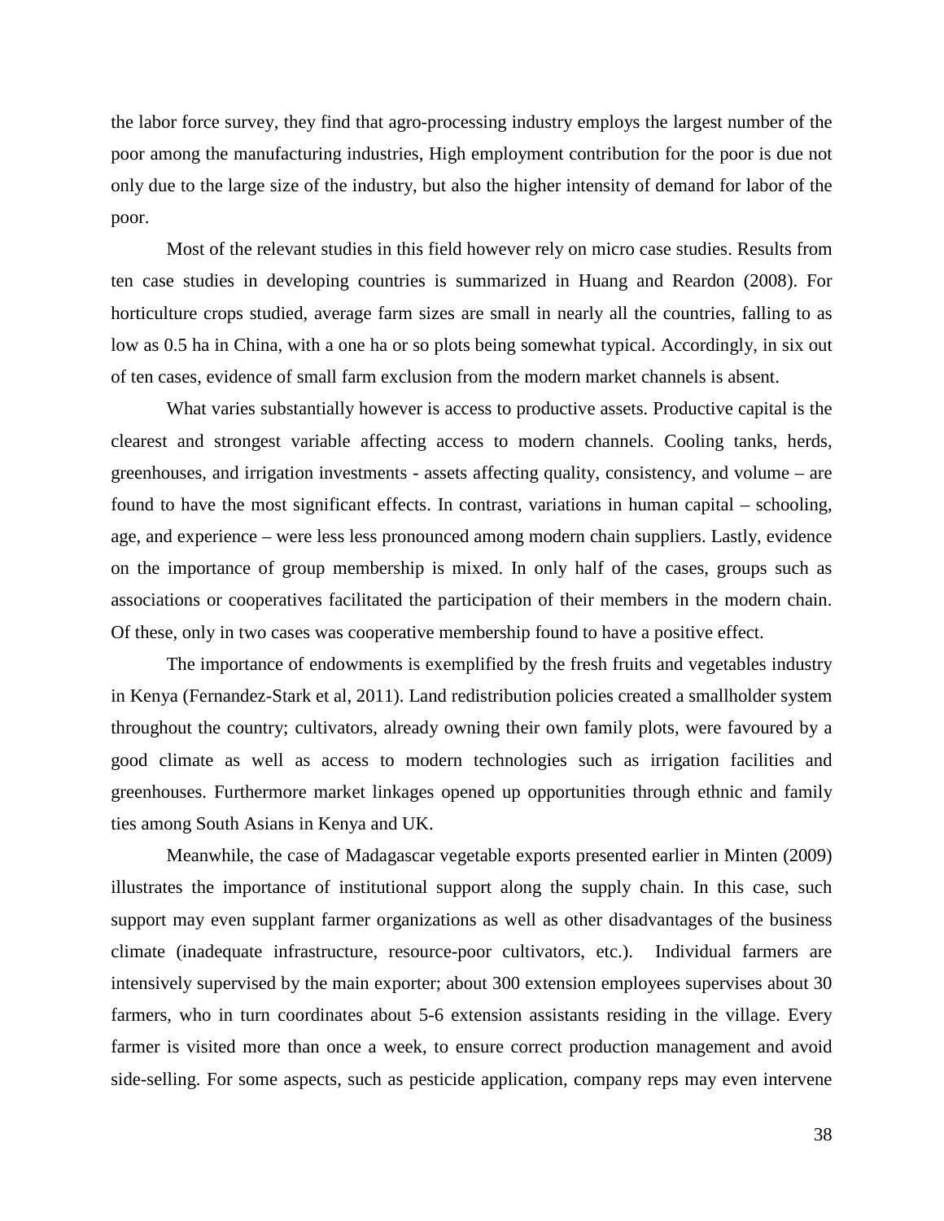the labor force survey, they find that agro-processing industry employs the largest number of the poor among the manufacturing industries, High employment contribution for the poor is due not only due to the large size of the industry, but also the higher intensity of demand for labor of the poor.

Most of the relevant studies in this field however rely on micro case studies. Results from ten case studies in developing countries is summarized in Huang and Reardon (2008). For horticulture crops studied, average farm sizes are small in nearly all the countries, falling to as low as 0.5 ha in China, with a one ha or so plots being somewhat typical. Accordingly, in six out of ten cases, evidence of small farm exclusion from the modern market channels is absent.

What varies substantially however is access to productive assets. Productive capital is the clearest and strongest variable affecting access to modern channels. Cooling tanks, herds, greenhouses, and irrigation investments - assets affecting quality, consistency, and volume – are found to have the most significant effects. In contrast, variations in human capital – schooling, age, and experience – were less less pronounced among modern chain suppliers. Lastly, evidence on the importance of group membership is mixed. In only half of the cases, groups such as associations or cooperatives facilitated the participation of their members in the modern chain. Of these, only in two cases was cooperative membership found to have a positive effect.

The importance of endowments is exemplified by the fresh fruits and vegetables industry in Kenya (Fernandez-Stark et al, 2011). Land redistribution policies created a smallholder system throughout the country; cultivators, already owning their own family plots, were favoured by a good climate as well as access to modern technologies such as irrigation facilities and greenhouses. Furthermore market linkages opened up opportunities through ethnic and family ties among South Asians in Kenya and UK.

Meanwhile, the case of Madagascar vegetable exports presented earlier in Minten (2009) illustrates the importance of institutional support along the supply chain. In this case, such support may even supplant farmer organizations as well as other disadvantages of the business climate (inadequate infrastructure, resource-poor cultivators, etc.). Individual farmers are intensively supervised by the main exporter; about 300 extension employees supervises about 30 farmers, who in turn coordinates about 5-6 extension assistants residing in the village. Every farmer is visited more than once a week, to ensure correct production management and avoid side-selling. For some aspects, such as pesticide application, company reps may even intervene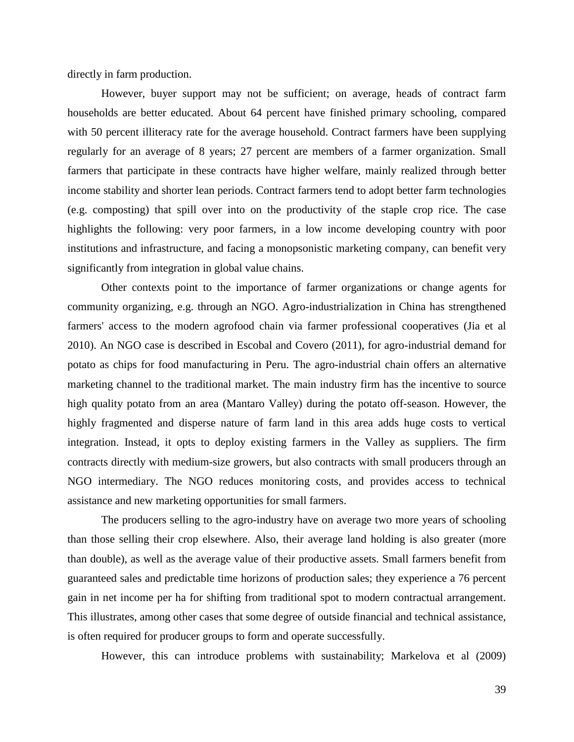directly in farm production.

However, buyer support may not be sufficient; on average, heads of contract farm households are better educated. About 64 percent have finished primary schooling, compared with 50 percent illiteracy rate for the average household. Contract farmers have been supplying regularly for an average of 8 years; 27 percent are members of a farmer organization. Small farmers that participate in these contracts have higher welfare, mainly realized through better income stability and shorter lean periods. Contract farmers tend to adopt better farm technologies (e.g. composting) that spill over into on the productivity of the staple crop rice. The case highlights the following: very poor farmers, in a low income developing country with poor institutions and infrastructure, and facing a monopsonistic marketing company, can benefit very significantly from integration in global value chains.

Other contexts point to the importance of farmer organizations or change agents for community organizing, e.g. through an NGO. Agro-industrialization in China has strengthened farmers' access to the modern agrofood chain via farmer professional cooperatives (Jia et al 2010). An NGO case is described in Escobal and Covero (2011), for agro-industrial demand for potato as chips for food manufacturing in Peru. The agro-industrial chain offers an alternative marketing channel to the traditional market. The main industry firm has the incentive to source high quality potato from an area (Mantaro Valley) during the potato off-season. However, the highly fragmented and disperse nature of farm land in this area adds huge costs to vertical integration. Instead, it opts to deploy existing farmers in the Valley as suppliers. The firm contracts directly with medium-size growers, but also contracts with small producers through an NGO intermediary. The NGO reduces monitoring costs, and provides access to technical assistance and new marketing opportunities for small farmers.

The producers selling to the agro-industry have on average two more years of schooling than those selling their crop elsewhere. Also, their average land holding is also greater (more than double), as well as the average value of their productive assets. Small farmers benefit from guaranteed sales and predictable time horizons of production sales; they experience a 76 percent gain in net income per ha for shifting from traditional spot to modern contractual arrangement. This illustrates, among other cases that some degree of outside financial and technical assistance, is often required for producer groups to form and operate successfully.

However, this can introduce problems with sustainability; Markelova et al (2009)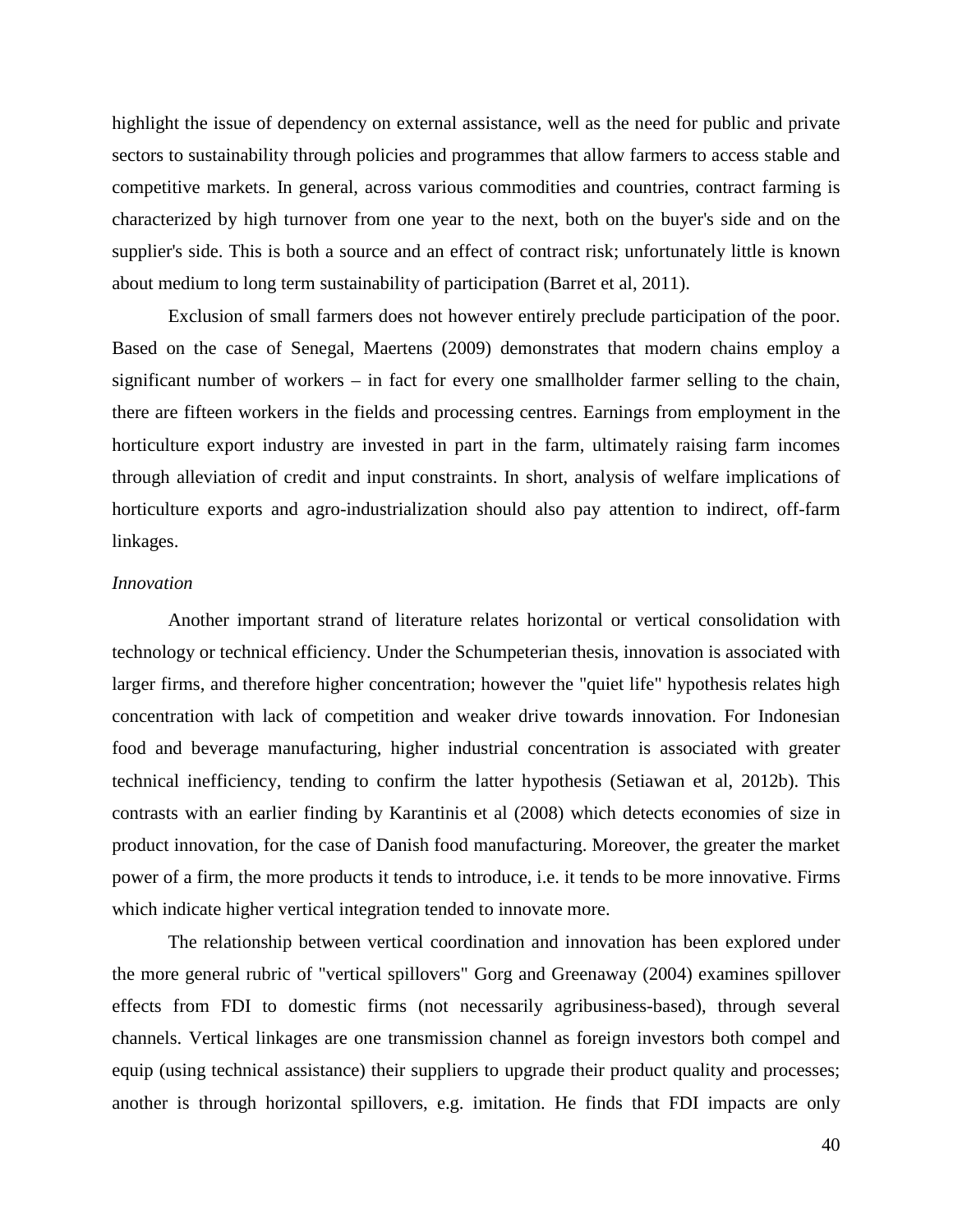highlight the issue of dependency on external assistance, well as the need for public and private sectors to sustainability through policies and programmes that allow farmers to access stable and competitive markets. In general, across various commodities and countries, contract farming is characterized by high turnover from one year to the next, both on the buyer's side and on the supplier's side. This is both a source and an effect of contract risk; unfortunately little is known about medium to long term sustainability of participation (Barret et al, 2011).

Exclusion of small farmers does not however entirely preclude participation of the poor. Based on the case of Senegal, Maertens (2009) demonstrates that modern chains employ a significant number of workers – in fact for every one smallholder farmer selling to the chain, there are fifteen workers in the fields and processing centres. Earnings from employment in the horticulture export industry are invested in part in the farm, ultimately raising farm incomes through alleviation of credit and input constraints. In short, analysis of welfare implications of horticulture exports and agro-industrialization should also pay attention to indirect, off-farm linkages.

*Innovation*

Another important strand of literature relates horizontal or vertical consolidation with technology or technical efficiency. Under the Schumpeterian thesis, innovation is associated with larger firms, and therefore higher concentration; however the "quiet life" hypothesis relates high concentration with lack of competition and weaker drive towards innovation. For Indonesian food and beverage manufacturing, higher industrial concentration is associated with greater technical inefficiency, tending to confirm the latter hypothesis (Setiawan et al, 2012b). This contrasts with an earlier finding by Karantinis et al (2008) which detects economies of size in product innovation, for the case of Danish food manufacturing. Moreover, the greater the market power of a firm, the more products it tends to introduce, i.e. it tends to be more innovative. Firms which indicate higher vertical integration tended to innovate more.

The relationship between vertical coordination and innovation has been explored under the more general rubric of "vertical spillovers" Gorg and Greenaway (2004) examines spillover effects from FDI to domestic firms (not necessarily agribusiness-based), through several channels. Vertical linkages are one transmission channel as foreign investors both compel and equip (using technical assistance) their suppliers to upgrade their product quality and processes; another is through horizontal spillovers, e.g. imitation. He finds that FDI impacts are only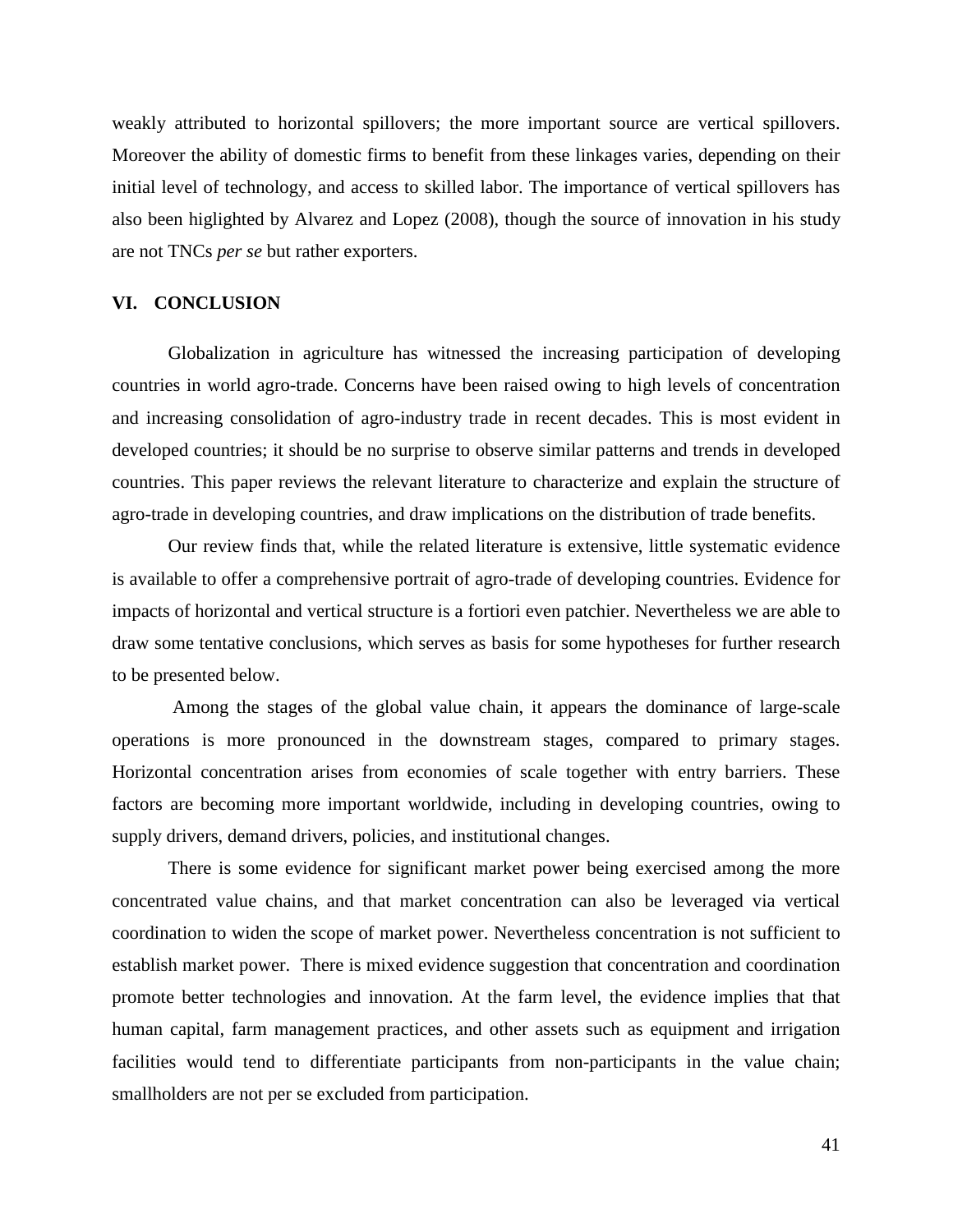weakly attributed to horizontal spillovers; the more important source are vertical spillovers. Moreover the ability of domestic firms to benefit from these linkages varies, depending on their initial level of technology, and access to skilled labor. The importance of vertical spillovers has also been higlighted by Alvarez and Lopez (2008), though the source of innovation in his study are not TNCs *per se* but rather exporters.

## VI. CONCLUSION

Globalization in agriculture has witnessed the increasing participation of developing countries in world agro-trade. Concerns have been raised owing to high levels of concentration and increasing consolidation of agro-industry trade in recent decades. This is most evident in developed countries; it should be no surprise to observe similar patterns and trends in developed countries. This paper reviews the relevant literature to characterize and explain the structure of agro-trade in developing countries, and draw implications on the distribution of trade benefits.

Our review finds that, while the related literature is extensive, little systematic evidence is available to offer a comprehensive portrait of agro-trade of developing countries. Evidence for impacts of horizontal and vertical structure is a fortiori even patchier. Nevertheless we are able to draw some tentative conclusions, which serves as basis for some hypotheses for further research to be presented below.

Among the stages of the global value chain, it appears the dominance of large-scale operations is more pronounced in the downstream stages, compared to primary stages. Horizontal concentration arises from economies of scale together with entry barriers. These factors are becoming more important worldwide, including in developing countries, owing to supply drivers, demand drivers, policies, and institutional changes.

There is some evidence for significant market power being exercised among the more concentrated value chains, and that market concentration can also be leveraged via vertical coordination to widen the scope of market power. Nevertheless concentration is not sufficient to establish market power. There is mixed evidence suggestion that concentration and coordination promote better technologies and innovation. At the farm level, the evidence implies that that human capital, farm management practices, and other assets such as equipment and irrigation facilities would tend to differentiate participants from non-participants in the value chain; smallholders are not per se excluded from participation.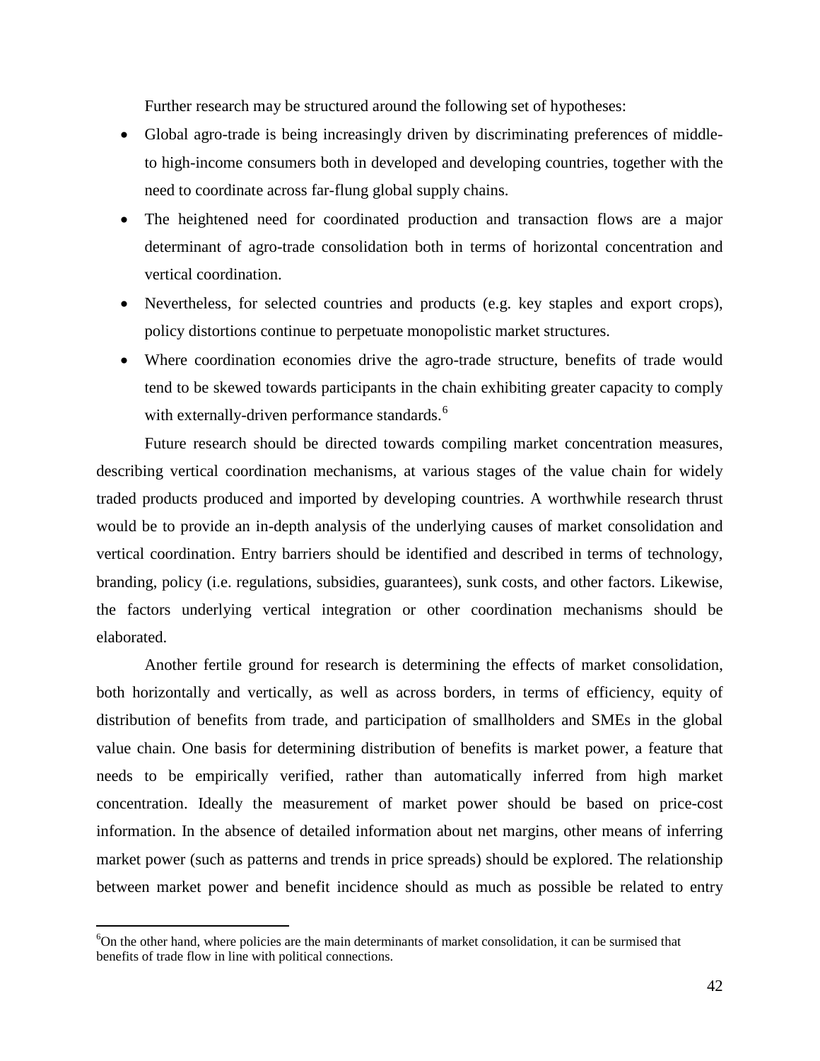Further research may be structured around the following set of hypotheses:

- Global agro-trade is being increasingly driven by discriminating preferences of middle- to high-income consumers both in developed and developing countries, together with the need to coordinate across far-flung global supply chains.
- The heightened need for coordinated production and transaction flows are a major determinant of agro-trade consolidation both in terms of horizontal concentration and vertical coordination.
- Nevertheless, for selected countries and products (e.g. key staples and export crops), policy distortions continue to perpetuate monopolistic market structures.
- Where coordination economies drive the agro-trade structure, benefits of trade would tend to be skewed towards participants in the chain exhibiting greater capacity to comply with externally-driven performance standards.[6]

Future research should be directed towards compiling market concentration measures, describing vertical coordination mechanisms, at various stages of the value chain for widely traded products produced and imported by developing countries. A worthwhile research thrust would be to provide an in-depth analysis of the underlying causes of market consolidation and vertical coordination. Entry barriers should be identified and described in terms of technology, branding, policy (i.e. regulations, subsidies, guarantees), sunk costs, and other factors. Likewise, the factors underlying vertical integration or other coordination mechanisms should be elaborated.

Another fertile ground for research is determining the effects of market consolidation, both horizontally and vertically, as well as across borders, in terms of efficiency, equity of distribution of benefits from trade, and participation of smallholders and SMEs in the global value chain. One basis for determining distribution of benefits is market power, a feature that needs to be empirically verified, rather than automatically inferred from high market concentration. Ideally the measurement of market power should be based on price-cost information. In the absence of detailed information about net margins, other means of inferring market power (such as patterns and trends in price spreads) should be explored. The relationship between market power and benefit incidence should as much as possible be related to entry

---

[6] On the other hand, where policies are the main determinants of market consolidation, it can be surmised that benefits of trade flow in line with political connections.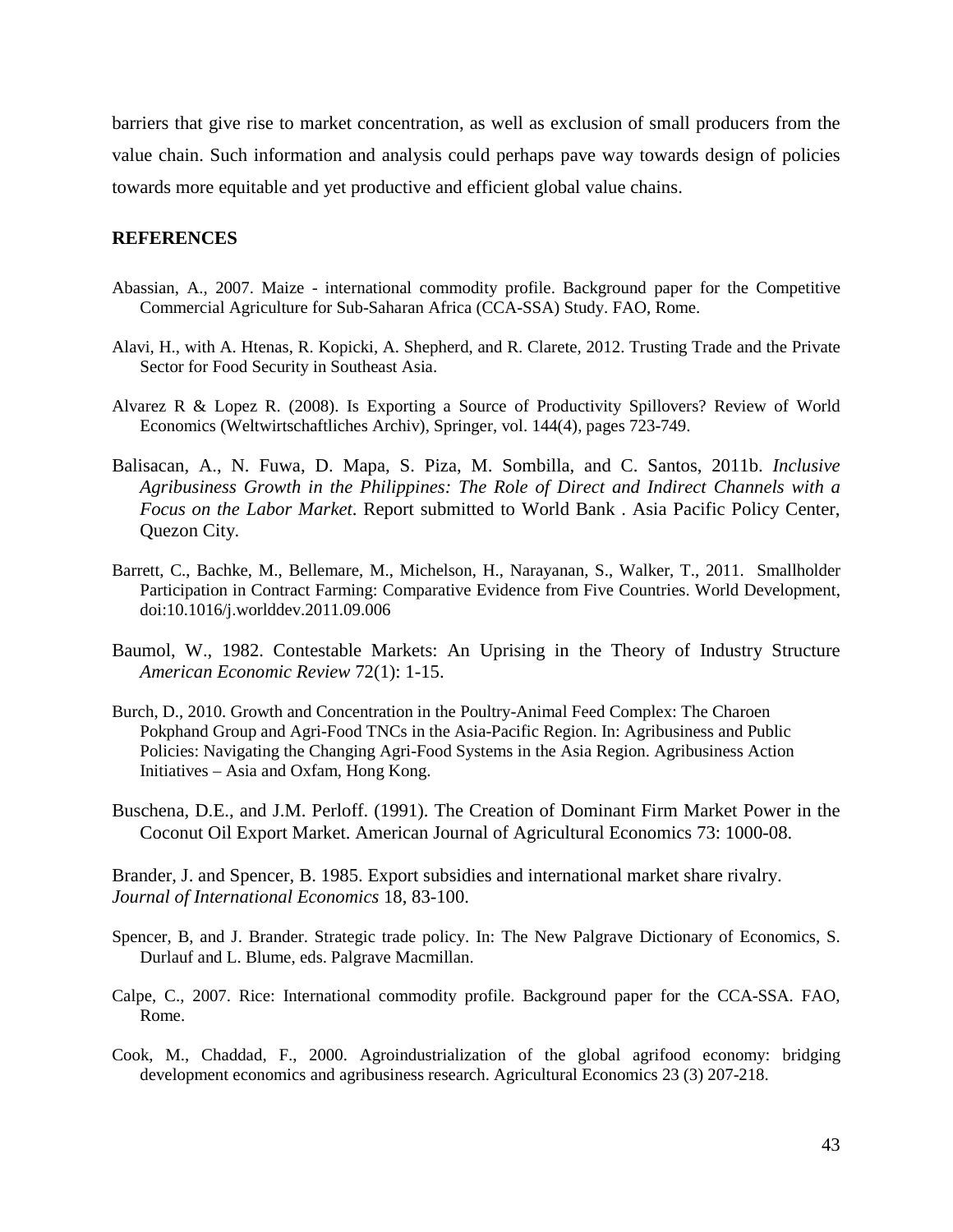barriers that give rise to market concentration, as well as exclusion of small producers from the value chain. Such information and analysis could perhaps pave way towards design of policies towards more equitable and yet productive and efficient global value chains.

## REFERENCES

Abassian, A., 2007. Maize - international commodity profile. Background paper for the Competitive Commercial Agriculture for Sub-Saharan Africa (CCA-SSA) Study. FAO, Rome.

Alavi, H., with A. Htenas, R. Kopicki, A. Shepherd, and R. Clarete, 2012. Trusting Trade and the Private Sector for Food Security in Southeast Asia.

Alvarez R & Lopez R. (2008). Is Exporting a Source of Productivity Spillovers? Review of World Economics (Weltwirtschaftliches Archiv), Springer, vol. 144(4), pages 723-749.

Balisacan, A., N. Fuwa, D. Mapa, S. Piza, M. Sombilla, and C. Santos, 2011b. *Inclusive Agribusiness Growth in the Philippines: The Role of Direct and Indirect Channels with a Focus on the Labor Market*. Report submitted to World Bank . Asia Pacific Policy Center, Quezon City.

Barrett, C., Bachke, M., Bellemare, M., Michelson, H., Narayanan, S., Walker, T., 2011. Smallholder Participation in Contract Farming: Comparative Evidence from Five Countries. World Development, doi:10.1016/j.worlddev.2011.09.006

Baumol, W., 1982. Contestable Markets: An Uprising in the Theory of Industry Structure *American Economic Review* 72(1): 1-15.

Burch, D., 2010. Growth and Concentration in the Poultry-Animal Feed Complex: The Charoen Pokphand Group and Agri-Food TNCs in the Asia-Pacific Region. In: Agribusiness and Public Policies: Navigating the Changing Agri-Food Systems in the Asia Region. Agribusiness Action Initiatives – Asia and Oxfam, Hong Kong.

Buschena, D.E., and J.M. Perloff. (1991). The Creation of Dominant Firm Market Power in the Coconut Oil Export Market. American Journal of Agricultural Economics 73: 1000-08.

Brander, J. and Spencer, B. 1985. Export subsidies and international market share rivalry. *Journal of International Economics* 18, 83-100.

Spencer, B, and J. Brander. Strategic trade policy. In: The New Palgrave Dictionary of Economics, S. Durlauf and L. Blume, eds. Palgrave Macmillan.

Calpe, C., 2007. Rice: International commodity profile. Background paper for the CCA-SSA. FAO, Rome.

Cook, M., Chaddad, F., 2000. Agroindustrialization of the global agrifood economy: bridging development economics and agribusiness research. Agricultural Economics 23 (3) 207-218.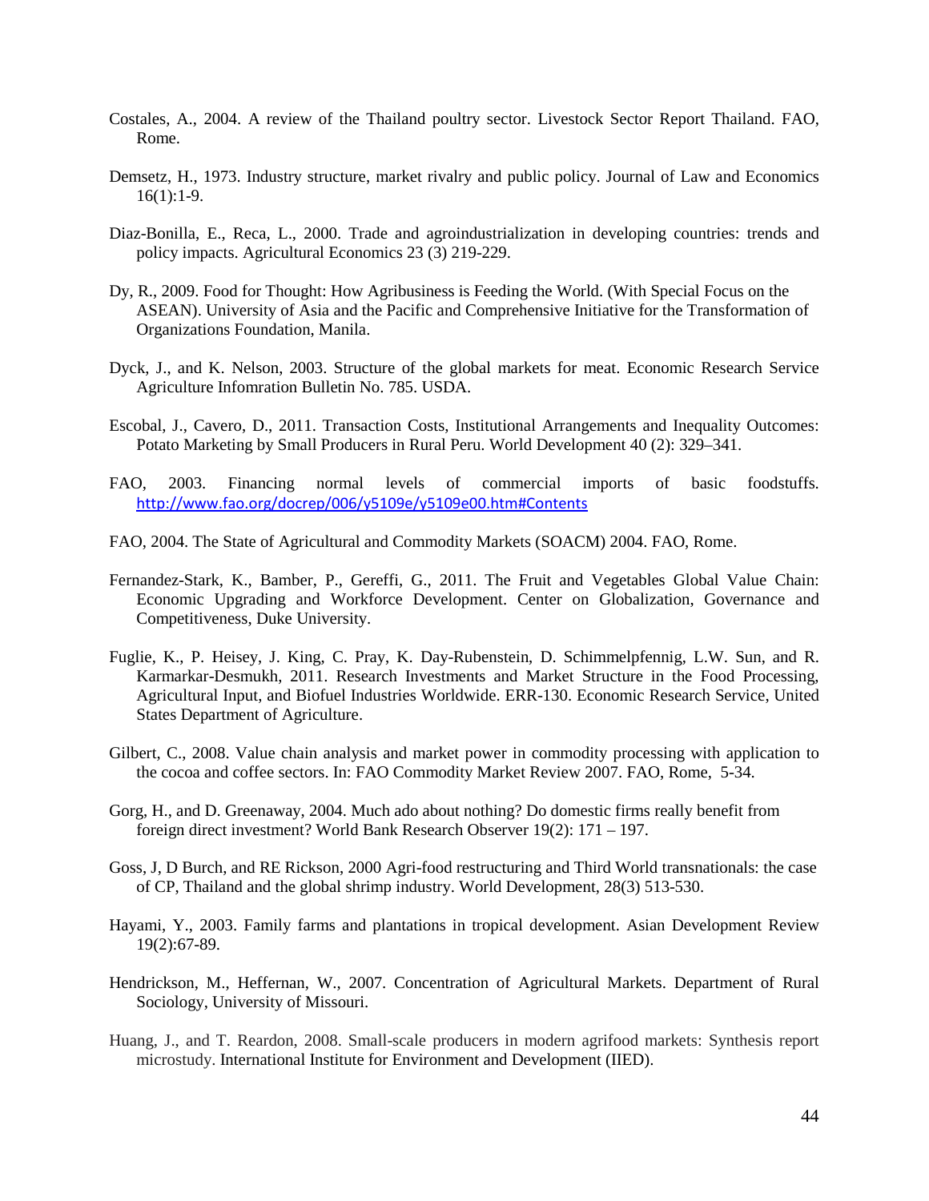Costales, A., 2004. A review of the Thailand poultry sector. Livestock Sector Report Thailand. FAO, Rome.

Demsetz, H., 1973. Industry structure, market rivalry and public policy. Journal of Law and Economics 16(1):1-9.

Diaz-Bonilla, E., Reca, L., 2000. Trade and agroindustrialization in developing countries: trends and policy impacts. Agricultural Economics 23 (3) 219-229.

Dy, R., 2009. Food for Thought: How Agribusiness is Feeding the World. (With Special Focus on the ASEAN). University of Asia and the Pacific and Comprehensive Initiative for the Transformation of Organizations Foundation, Manila.

Dyck, J., and K. Nelson, 2003. Structure of the global markets for meat. Economic Research Service Agriculture Infomration Bulletin No. 785. USDA.

Escobal, J., Cavero, D., 2011. Transaction Costs, Institutional Arrangements and Inequality Outcomes: Potato Marketing by Small Producers in Rural Peru. World Development 40 (2): 329–341.

FAO, 2003. Financing normal levels of commercial imports of basic foodstuffs. http://www.fao.org/docrep/006/y5109e/y5109e00.htm#Contents

FAO, 2004. The State of Agricultural and Commodity Markets (SOACM) 2004. FAO, Rome.

Fernandez-Stark, K., Bamber, P., Gereffi, G., 2011. The Fruit and Vegetables Global Value Chain: Economic Upgrading and Workforce Development. Center on Globalization, Governance and Competitiveness, Duke University.

Fuglie, K., P. Heisey, J. King, C. Pray, K. Day-Rubenstein, D. Schimmelpfennig, L.W. Sun, and R. Karmarkar-Desmukh, 2011. Research Investments and Market Structure in the Food Processing, Agricultural Input, and Biofuel Industries Worldwide. ERR-130. Economic Research Service, United States Department of Agriculture.

Gilbert, C., 2008. Value chain analysis and market power in commodity processing with application to the cocoa and coffee sectors. In: FAO Commodity Market Review 2007. FAO, Rome, 5-34.

Gorg, H., and D. Greenaway, 2004. Much ado about nothing? Do domestic firms really benefit from foreign direct investment? World Bank Research Observer 19(2): 171 – 197.

Goss, J, D Burch, and RE Rickson, 2000 Agri-food restructuring and Third World transnationals: the case of CP, Thailand and the global shrimp industry. World Development, 28(3) 513-530.

Hayami, Y., 2003. Family farms and plantations in tropical development. Asian Development Review 19(2):67-89.

Hendrickson, M., Heffernan, W., 2007. Concentration of Agricultural Markets. Department of Rural Sociology, University of Missouri.

Huang, J., and T. Reardon, 2008. Small-scale producers in modern agrifood markets: Synthesis report microstudy. International Institute for Environment and Development (IIED).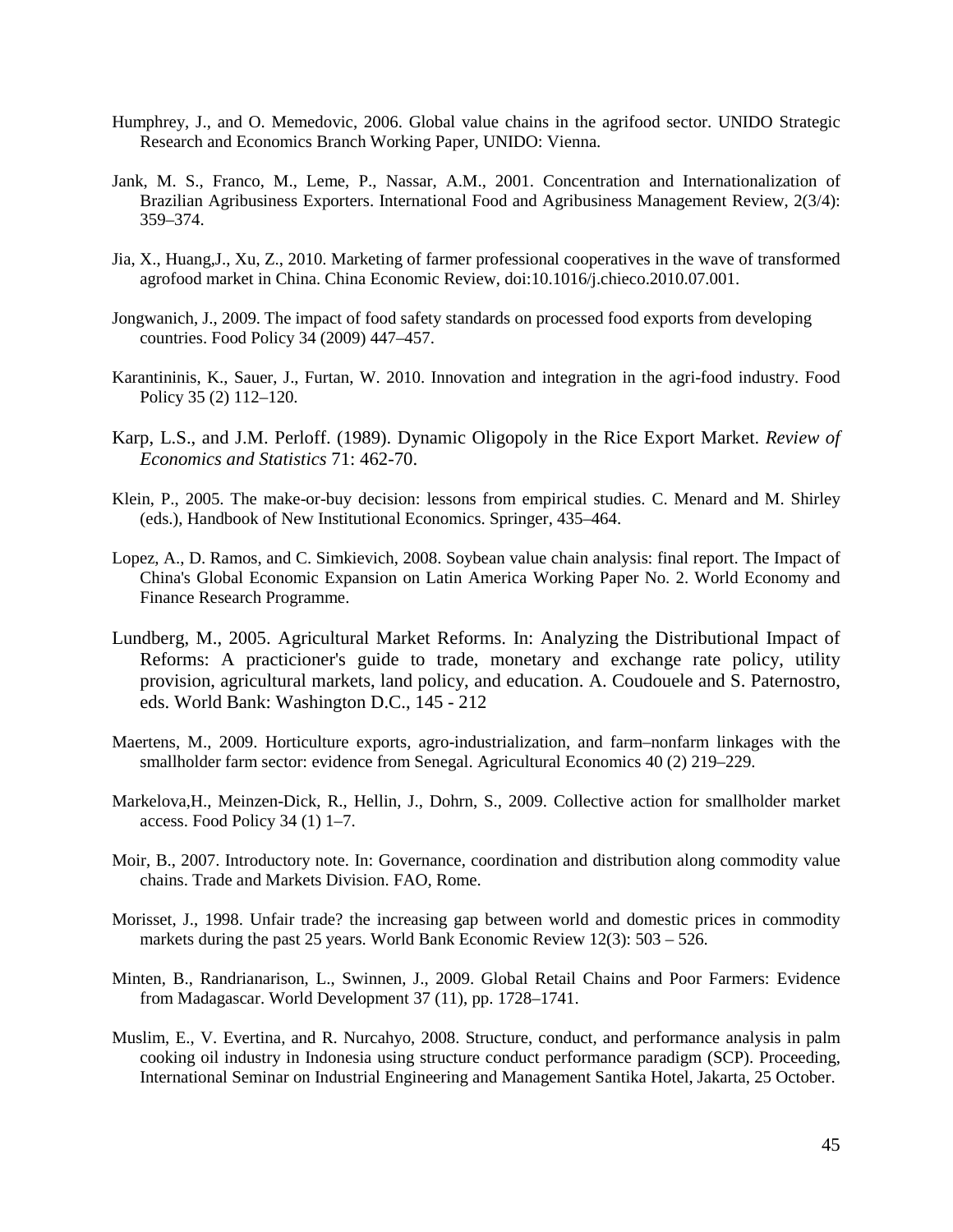Humphrey, J., and O. Memedovic, 2006. Global value chains in the agrifood sector. UNIDO Strategic Research and Economics Branch Working Paper, UNIDO: Vienna.

Jank, M. S., Franco, M., Leme, P., Nassar, A.M., 2001. Concentration and Internationalization of Brazilian Agribusiness Exporters. International Food and Agribusiness Management Review, 2(3/4): 359–374.

Jia, X., Huang,J., Xu, Z., 2010. Marketing of farmer professional cooperatives in the wave of transformed agrofood market in China. China Economic Review, doi:10.1016/j.chieco.2010.07.001.

Jongwanich, J., 2009. The impact of food safety standards on processed food exports from developing countries. Food Policy 34 (2009) 447–457.

Karantininis, K., Sauer, J., Furtan, W. 2010. Innovation and integration in the agri-food industry. Food Policy 35 (2) 112–120.

Karp, L.S., and J.M. Perloff. (1989). Dynamic Oligopoly in the Rice Export Market. *Review of Economics and Statistics* 71: 462-70.

Klein, P., 2005. The make-or-buy decision: lessons from empirical studies. C. Menard and M. Shirley (eds.), Handbook of New Institutional Economics. Springer, 435–464.

Lopez, A., D. Ramos, and C. Simkievich, 2008. Soybean value chain analysis: final report. The Impact of China's Global Economic Expansion on Latin America Working Paper No. 2. World Economy and Finance Research Programme.

Lundberg, M., 2005. Agricultural Market Reforms. In: Analyzing the Distributional Impact of Reforms: A practicioner's guide to trade, monetary and exchange rate policy, utility provision, agricultural markets, land policy, and education. A. Coudouele and S. Paternostro, eds. World Bank: Washington D.C., 145 - 212

Maertens, M., 2009. Horticulture exports, agro-industrialization, and farm–nonfarm linkages with the smallholder farm sector: evidence from Senegal. Agricultural Economics 40 (2) 219–229.

Markelova,H., Meinzen-Dick, R., Hellin, J., Dohrn, S., 2009. Collective action for smallholder market access. Food Policy 34 (1) 1–7.

Moir, B., 2007. Introductory note. In: Governance, coordination and distribution along commodity value chains. Trade and Markets Division. FAO, Rome.

Morisset, J., 1998. Unfair trade? the increasing gap between world and domestic prices in commodity markets during the past 25 years. World Bank Economic Review 12(3): 503 – 526.

Minten, B., Randrianarison, L., Swinnen, J., 2009. Global Retail Chains and Poor Farmers: Evidence from Madagascar. World Development 37 (11), pp. 1728–1741.

Muslim, E., V. Evertina, and R. Nurcahyo, 2008. Structure, conduct, and performance analysis in palm cooking oil industry in Indonesia using structure conduct performance paradigm (SCP). Proceeding, International Seminar on Industrial Engineering and Management Santika Hotel, Jakarta, 25 October.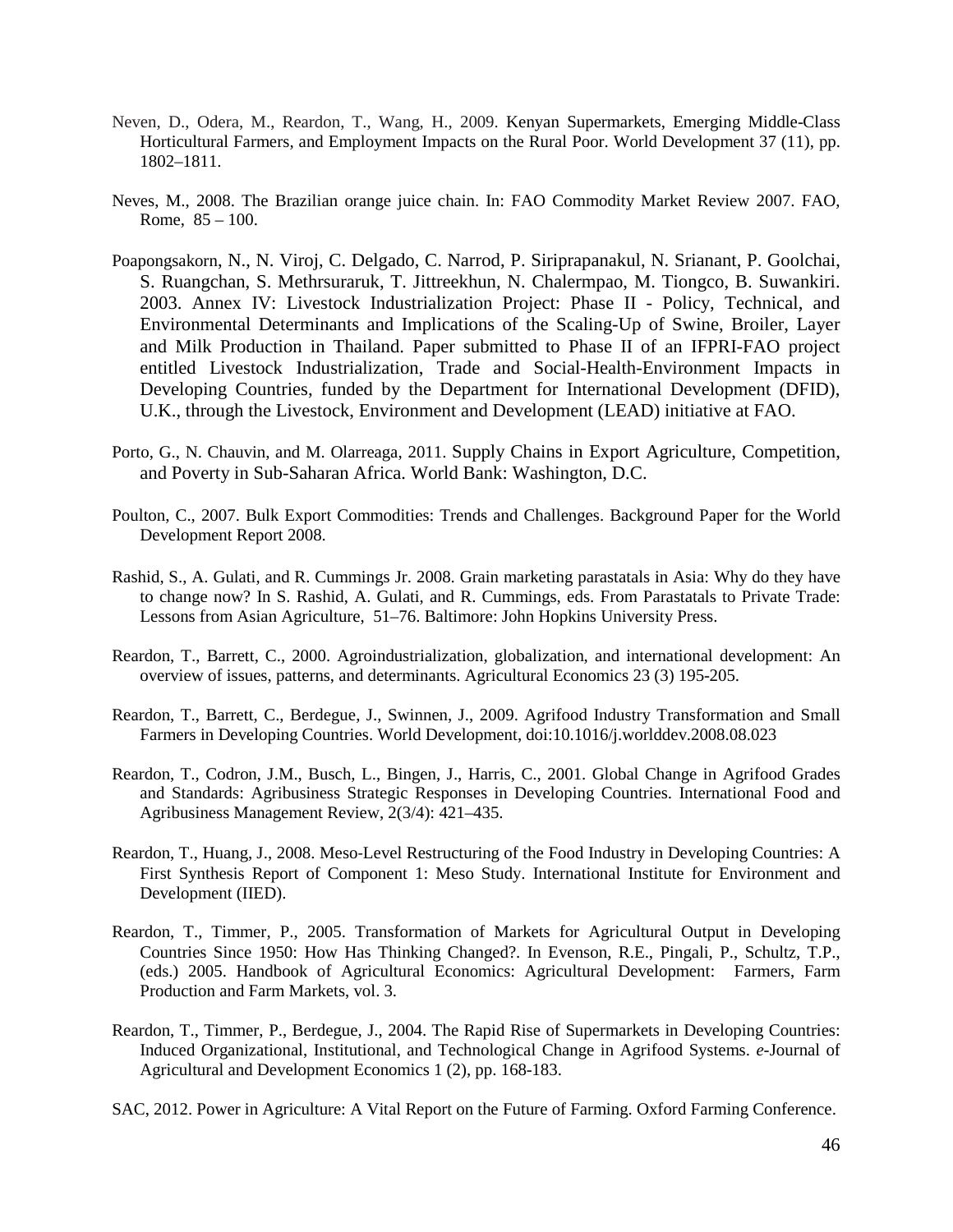Neven, D., Odera, M., Reardon, T., Wang, H., 2009. Kenyan Supermarkets, Emerging Middle-Class Horticultural Farmers, and Employment Impacts on the Rural Poor. World Development 37 (11), pp. 1802–1811.

Neves, M., 2008. The Brazilian orange juice chain. In: FAO Commodity Market Review 2007. FAO, Rome, 85 – 100.

Poapongsakorn, N., N. Viroj, C. Delgado, C. Narrod, P. Siriprapanakul, N. Srianant, P. Goolchai, S. Ruangchan, S. Methrsuraruk, T. Jittreekhun, N. Chalermpao, M. Tiongco, B. Suwankiri. 2003. Annex IV: Livestock Industrialization Project: Phase II - Policy, Technical, and Environmental Determinants and Implications of the Scaling-Up of Swine, Broiler, Layer and Milk Production in Thailand. Paper submitted to Phase II of an IFPRI-FAO project entitled Livestock Industrialization, Trade and Social-Health-Environment Impacts in Developing Countries, funded by the Department for International Development (DFID), U.K., through the Livestock, Environment and Development (LEAD) initiative at FAO.

Porto, G., N. Chauvin, and M. Olarreaga, 2011. Supply Chains in Export Agriculture, Competition, and Poverty in Sub-Saharan Africa. World Bank: Washington, D.C.

Poulton, C., 2007. Bulk Export Commodities: Trends and Challenges. Background Paper for the World Development Report 2008.

Rashid, S., A. Gulati, and R. Cummings Jr. 2008. Grain marketing parastatals in Asia: Why do they have to change now? In S. Rashid, A. Gulati, and R. Cummings, eds. From Parastatals to Private Trade: Lessons from Asian Agriculture, 51–76. Baltimore: John Hopkins University Press.

Reardon, T., Barrett, C., 2000. Agroindustrialization, globalization, and international development: An overview of issues, patterns, and determinants. Agricultural Economics 23 (3) 195-205.

Reardon, T., Barrett, C., Berdegue, J., Swinnen, J., 2009. Agrifood Industry Transformation and Small Farmers in Developing Countries. World Development, doi:10.1016/j.worlddev.2008.08.023

Reardon, T., Codron, J.M., Busch, L., Bingen, J., Harris, C., 2001. Global Change in Agrifood Grades and Standards: Agribusiness Strategic Responses in Developing Countries. International Food and Agribusiness Management Review, 2(3/4): 421–435.

Reardon, T., Huang, J., 2008. Meso-Level Restructuring of the Food Industry in Developing Countries: A First Synthesis Report of Component 1: Meso Study. International Institute for Environment and Development (IIED).

Reardon, T., Timmer, P., 2005. Transformation of Markets for Agricultural Output in Developing Countries Since 1950: How Has Thinking Changed?. In Evenson, R.E., Pingali, P., Schultz, T.P., (eds.) 2005. Handbook of Agricultural Economics: Agricultural Development: Farmers, Farm Production and Farm Markets, vol. 3.

Reardon, T., Timmer, P., Berdegue, J., 2004. The Rapid Rise of Supermarkets in Developing Countries: Induced Organizational, Institutional, and Technological Change in Agrifood Systems. *e*-Journal of Agricultural and Development Economics 1 (2), pp. 168-183.

SAC, 2012. Power in Agriculture: A Vital Report on the Future of Farming. Oxford Farming Conference.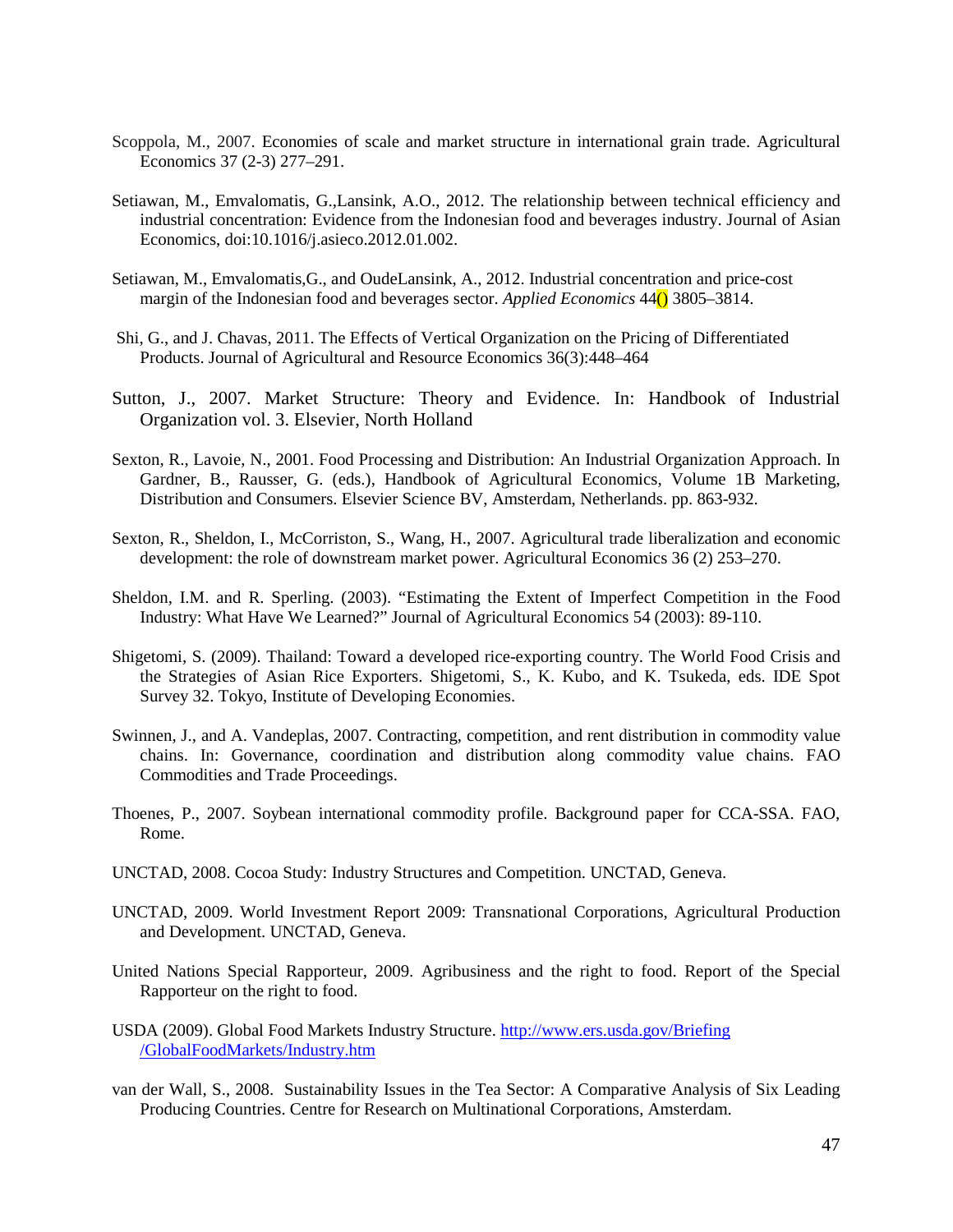Scoppola, M., 2007. Economies of scale and market structure in international grain trade. Agricultural Economics 37 (2-3) 277–291.

Setiawan, M., Emvalomatis, G.,Lansink, A.O., 2012. The relationship between technical efficiency and industrial concentration: Evidence from the Indonesian food and beverages industry. Journal of Asian Economics, doi:10.1016/j.asieco.2012.01.002.

Setiawan, M., Emvalomatis,G., and OudeLansink, A., 2012. Industrial concentration and price-cost margin of the Indonesian food and beverages sector. *Applied Economics* 44() 3805–3814.

Shi, G., and J. Chavas, 2011. The Effects of Vertical Organization on the Pricing of Differentiated Products. Journal of Agricultural and Resource Economics 36(3):448–464

Sutton, J., 2007. Market Structure: Theory and Evidence. In: Handbook of Industrial Organization vol. 3. Elsevier, North Holland

Sexton, R., Lavoie, N., 2001. Food Processing and Distribution: An Industrial Organization Approach. In Gardner, B., Rausser, G. (eds.), Handbook of Agricultural Economics, Volume 1B Marketing, Distribution and Consumers. Elsevier Science BV, Amsterdam, Netherlands. pp. 863-932.

Sexton, R., Sheldon, I., McCorriston, S., Wang, H., 2007. Agricultural trade liberalization and economic development: the role of downstream market power. Agricultural Economics 36 (2) 253–270.

Sheldon, I.M. and R. Sperling. (2003). "Estimating the Extent of Imperfect Competition in the Food Industry: What Have We Learned?" Journal of Agricultural Economics 54 (2003): 89-110.

Shigetomi, S. (2009). Thailand: Toward a developed rice-exporting country. The World Food Crisis and the Strategies of Asian Rice Exporters. Shigetomi, S., K. Kubo, and K. Tsukeda, eds. IDE Spot Survey 32. Tokyo, Institute of Developing Economies.

Swinnen, J., and A. Vandeplas, 2007. Contracting, competition, and rent distribution in commodity value chains. In: Governance, coordination and distribution along commodity value chains. FAO Commodities and Trade Proceedings.

Thoenes, P., 2007. Soybean international commodity profile. Background paper for CCA-SSA. FAO, Rome.

UNCTAD, 2008. Cocoa Study: Industry Structures and Competition. UNCTAD, Geneva.

UNCTAD, 2009. World Investment Report 2009: Transnational Corporations, Agricultural Production and Development. UNCTAD, Geneva.

United Nations Special Rapporteur, 2009. Agribusiness and the right to food. Report of the Special Rapporteur on the right to food.

USDA (2009). Global Food Markets Industry Structure. http://www.ers.usda.gov/Briefing/GlobalFoodMarkets/Industry.htm

van der Wall, S., 2008. Sustainability Issues in the Tea Sector: A Comparative Analysis of Six Leading Producing Countries. Centre for Research on Multinational Corporations, Amsterdam.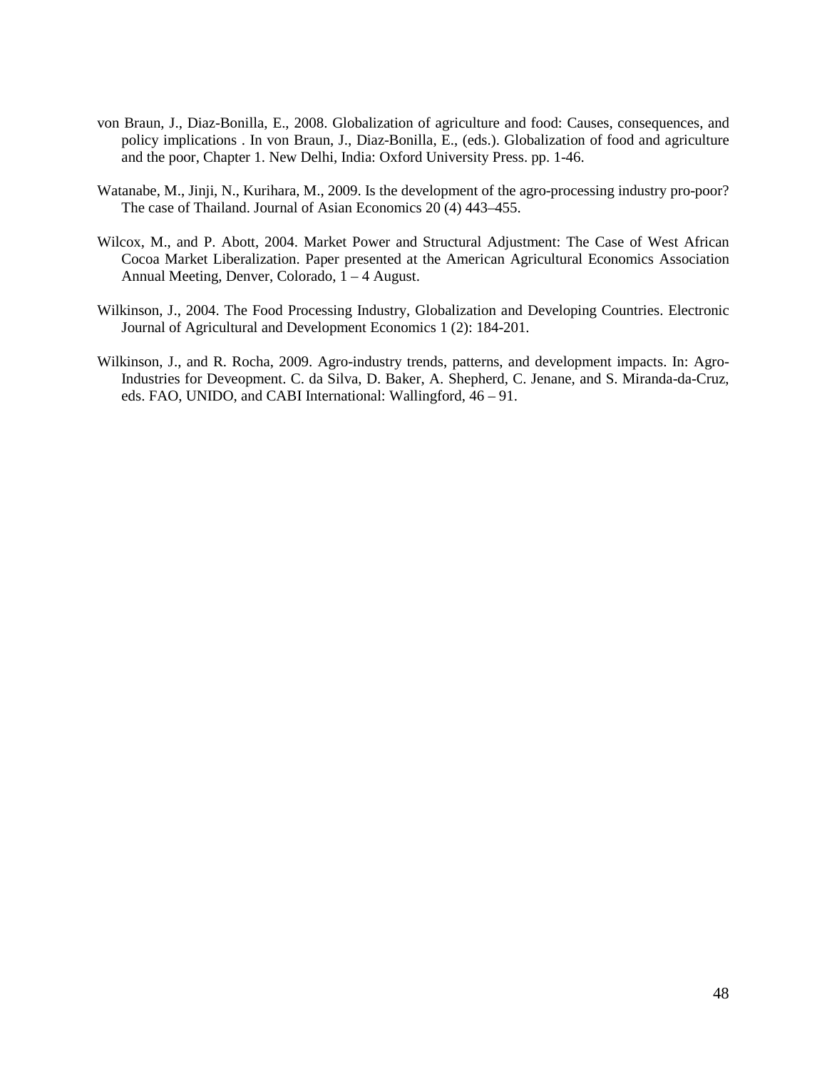von Braun, J., Diaz-Bonilla, E., 2008. Globalization of agriculture and food: Causes, consequences, and policy implications . In von Braun, J., Diaz-Bonilla, E., (eds.). Globalization of food and agriculture and the poor, Chapter 1. New Delhi, India: Oxford University Press. pp. 1-46.

Watanabe, M., Jinji, N., Kurihara, M., 2009. Is the development of the agro-processing industry pro-poor? The case of Thailand. Journal of Asian Economics 20 (4) 443–455.

Wilcox, M., and P. Abott, 2004. Market Power and Structural Adjustment: The Case of West African Cocoa Market Liberalization. Paper presented at the American Agricultural Economics Association Annual Meeting, Denver, Colorado, 1 – 4 August.

Wilkinson, J., 2004. The Food Processing Industry, Globalization and Developing Countries. Electronic Journal of Agricultural and Development Economics 1 (2): 184-201.

Wilkinson, J., and R. Rocha, 2009. Agro-industry trends, patterns, and development impacts. In: Agro-Industries for Deveopment. C. da Silva, D. Baker, A. Shepherd, C. Jenane, and S. Miranda-da-Cruz, eds. FAO, UNIDO, and CABI International: Wallingford, 46 – 91.